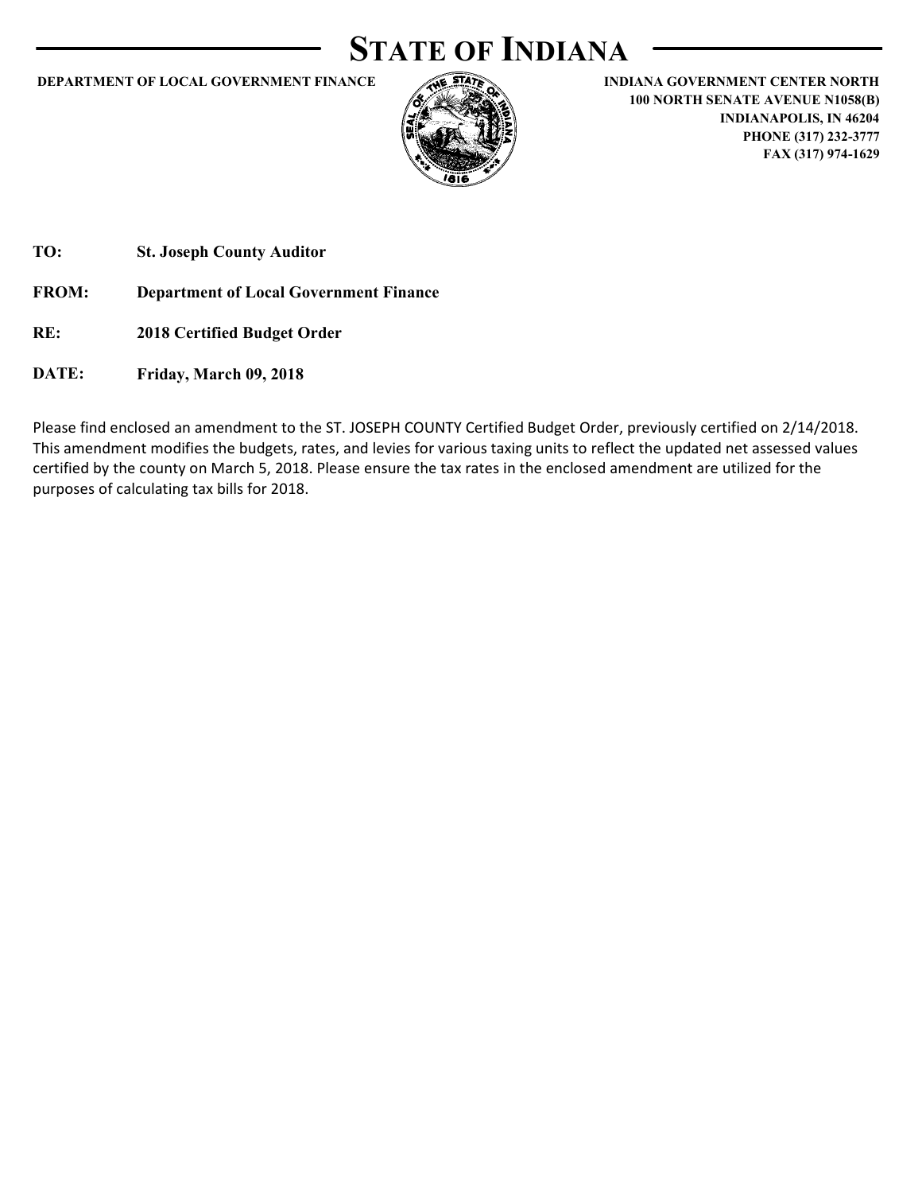# STATE OF INDIANA

**DEPARTMENT OF LOCAL GOVERNMENT FINANCE**

**INDIANA GOVERNMENT CENTER NORTH**
**100 NORTH SENATE AVENUE N1058(B)**
**INDIANAPOLIS, IN 46204**
**PHONE (317) 232-3777**
**FAX (317) 974-1629**

**TO:** **St. Joseph County Auditor**

**FROM:** **Department of Local Government Finance**

**RE:** **2018 Certified Budget Order**

**DATE:** **Friday, March 09, 2018**

Please find enclosed an amendment to the ST. JOSEPH COUNTY Certified Budget Order, previously certified on 2/14/2018. This amendment modifies the budgets, rates, and levies for various taxing units to reflect the updated net assessed values certified by the county on March 5, 2018. Please ensure the tax rates in the enclosed amendment are utilized for the purposes of calculating tax bills for 2018.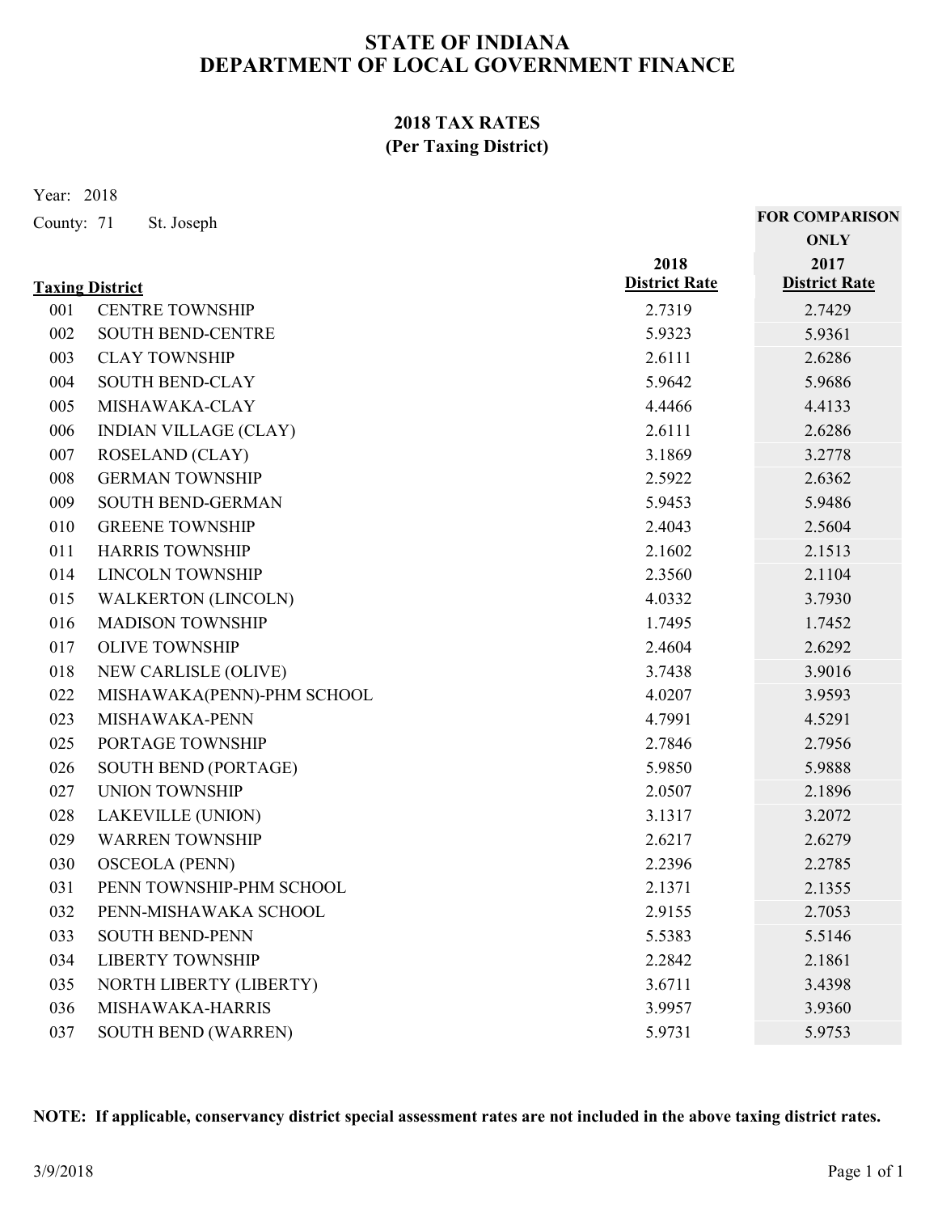# STATE OF INDIANA
# DEPARTMENT OF LOCAL GOVERNMENT FINANCE

## 2018 TAX RATES
## (Per Taxing District)

Year: 2018

County: 71 St. Joseph

| Taxing District | | 2018 District Rate | FOR COMPARISON ONLY 2017 District Rate |
|---|---|---|---|
| 001 | CENTRE TOWNSHIP | 2.7319 | 2.7429 |
| 002 | SOUTH BEND-CENTRE | 5.9323 | 5.9361 |
| 003 | CLAY TOWNSHIP | 2.6111 | 2.6286 |
| 004 | SOUTH BEND-CLAY | 5.9642 | 5.9686 |
| 005 | MISHAWAKA-CLAY | 4.4466 | 4.4133 |
| 006 | INDIAN VILLAGE (CLAY) | 2.6111 | 2.6286 |
| 007 | ROSELAND (CLAY) | 3.1869 | 3.2778 |
| 008 | GERMAN TOWNSHIP | 2.5922 | 2.6362 |
| 009 | SOUTH BEND-GERMAN | 5.9453 | 5.9486 |
| 010 | GREENE TOWNSHIP | 2.4043 | 2.5604 |
| 011 | HARRIS TOWNSHIP | 2.1602 | 2.1513 |
| 014 | LINCOLN TOWNSHIP | 2.3560 | 2.1104 |
| 015 | WALKERTON (LINCOLN) | 4.0332 | 3.7930 |
| 016 | MADISON TOWNSHIP | 1.7495 | 1.7452 |
| 017 | OLIVE TOWNSHIP | 2.4604 | 2.6292 |
| 018 | NEW CARLISLE (OLIVE) | 3.7438 | 3.9016 |
| 022 | MISHAWAKA(PENN)-PHM SCHOOL | 4.0207 | 3.9593 |
| 023 | MISHAWAKA-PENN | 4.7991 | 4.5291 |
| 025 | PORTAGE TOWNSHIP | 2.7846 | 2.7956 |
| 026 | SOUTH BEND (PORTAGE) | 5.9850 | 5.9888 |
| 027 | UNION TOWNSHIP | 2.0507 | 2.1896 |
| 028 | LAKEVILLE (UNION) | 3.1317 | 3.2072 |
| 029 | WARREN TOWNSHIP | 2.6217 | 2.6279 |
| 030 | OSCEOLA (PENN) | 2.2396 | 2.2785 |
| 031 | PENN TOWNSHIP-PHM SCHOOL | 2.1371 | 2.1355 |
| 032 | PENN-MISHAWAKA SCHOOL | 2.9155 | 2.7053 |
| 033 | SOUTH BEND-PENN | 5.5383 | 5.5146 |
| 034 | LIBERTY TOWNSHIP | 2.2842 | 2.1861 |
| 035 | NORTH LIBERTY (LIBERTY) | 3.6711 | 3.4398 |
| 036 | MISHAWAKA-HARRIS | 3.9957 | 3.9360 |
| 037 | SOUTH BEND (WARREN) | 5.9731 | 5.9753 |

**NOTE: If applicable, conservancy district special assessment rates are not included in the above taxing district rates.**

3/9/2018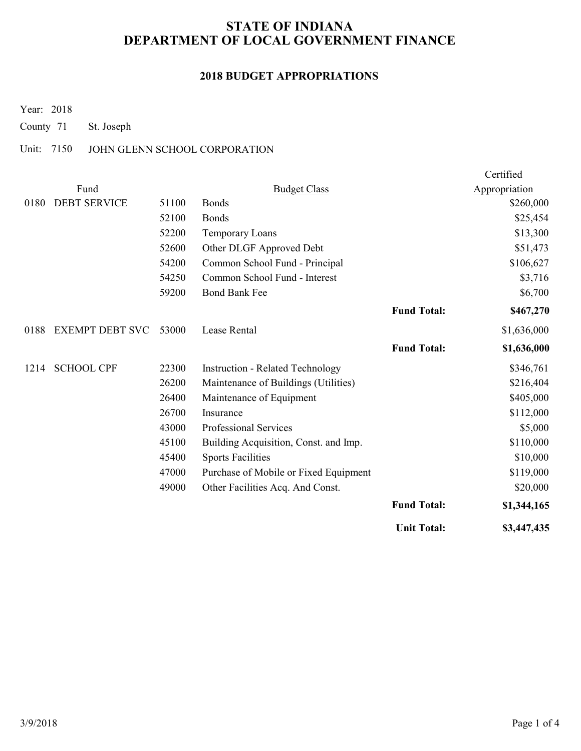# STATE OF INDIANA
# DEPARTMENT OF LOCAL GOVERNMENT FINANCE

## 2018 BUDGET APPROPRIATIONS

Year: 2018

County 71 St. Joseph

Unit: 7150 JOHN GLENN SCHOOL CORPORATION

| Fund | | Budget Class | | | Certified Appropriation |
|---|---|---|---|---|---|
| 0180 | DEBT SERVICE | 51100 | Bonds | | $260,000 |
| | | 52100 | Bonds | | $25,454 |
| | | 52200 | Temporary Loans | | $13,300 |
| | | 52600 | Other DLGF Approved Debt | | $51,473 |
| | | 54200 | Common School Fund - Principal | | $106,627 |
| | | 54250 | Common School Fund - Interest | | $3,716 |
| | | 59200 | Bond Bank Fee | | $6,700 |
| | | | | **Fund Total:** | **$467,270** |
| 0188 | EXEMPT DEBT SVC | 53000 | Lease Rental | | $1,636,000 |
| | | | | **Fund Total:** | **$1,636,000** |
| 1214 | SCHOOL CPF | 22300 | Instruction - Related Technology | | $346,761 |
| | | 26200 | Maintenance of Buildings (Utilities) | | $216,404 |
| | | 26400 | Maintenance of Equipment | | $405,000 |
| | | 26700 | Insurance | | $112,000 |
| | | 43000 | Professional Services | | $5,000 |
| | | 45100 | Building Acquisition, Const. and Imp. | | $110,000 |
| | | 45400 | Sports Facilities | | $10,000 |
| | | 47000 | Purchase of Mobile or Fixed Equipment | | $119,000 |
| | | 49000 | Other Facilities Acq. And Const. | | $20,000 |
| | | | | **Fund Total:** | **$1,344,165** |
| | | | | **Unit Total:** | **$3,447,435** |

3/9/2018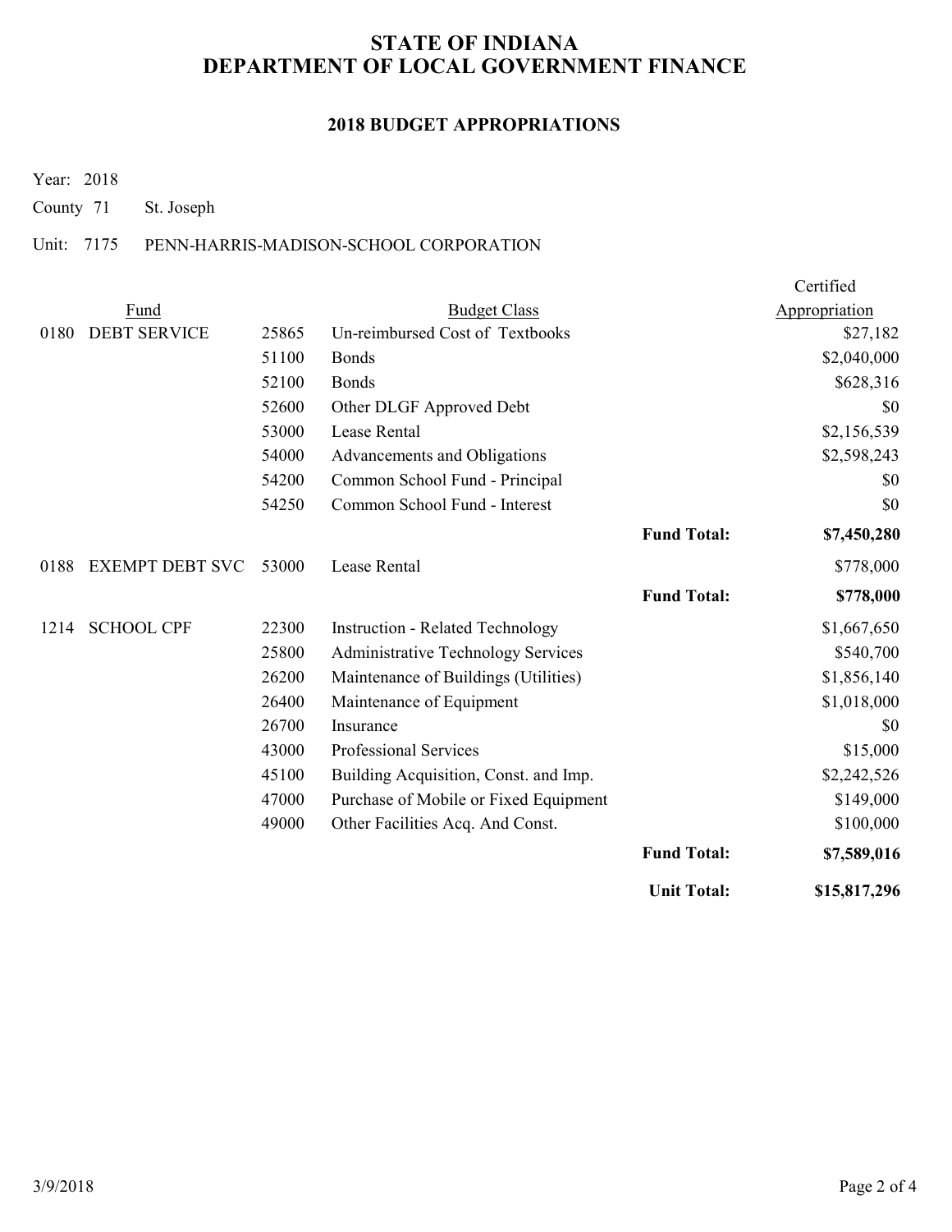# STATE OF INDIANA
# DEPARTMENT OF LOCAL GOVERNMENT FINANCE

## 2018 BUDGET APPROPRIATIONS

Year: 2018

County 71 St. Joseph

Unit: 7175 PENN-HARRIS-MADISON-SCHOOL CORPORATION

| Fund | | | Budget Class | | Certified Appropriation |
|---|---|---|---|---|---|
| 0180 | DEBT SERVICE | 25865 | Un-reimbursed Cost of Textbooks | | $27,182 |
| | | 51100 | Bonds | | $2,040,000 |
| | | 52100 | Bonds | | $628,316 |
| | | 52600 | Other DLGF Approved Debt | | $0 |
| | | 53000 | Lease Rental | | $2,156,539 |
| | | 54000 | Advancements and Obligations | | $2,598,243 |
| | | 54200 | Common School Fund - Principal | | $0 |
| | | 54250 | Common School Fund - Interest | | $0 |
| | | | | **Fund Total:** | **$7,450,280** |
| 0188 | EXEMPT DEBT SVC | 53000 | Lease Rental | | $778,000 |
| | | | | **Fund Total:** | **$778,000** |
| 1214 | SCHOOL CPF | 22300 | Instruction - Related Technology | | $1,667,650 |
| | | 25800 | Administrative Technology Services | | $540,700 |
| | | 26200 | Maintenance of Buildings (Utilities) | | $1,856,140 |
| | | 26400 | Maintenance of Equipment | | $1,018,000 |
| | | 26700 | Insurance | | $0 |
| | | 43000 | Professional Services | | $15,000 |
| | | 45100 | Building Acquisition, Const. and Imp. | | $2,242,526 |
| | | 47000 | Purchase of Mobile or Fixed Equipment | | $149,000 |
| | | 49000 | Other Facilities Acq. And Const. | | $100,000 |
| | | | | **Fund Total:** | **$7,589,016** |
| | | | | **Unit Total:** | **$15,817,296** |

3/9/2018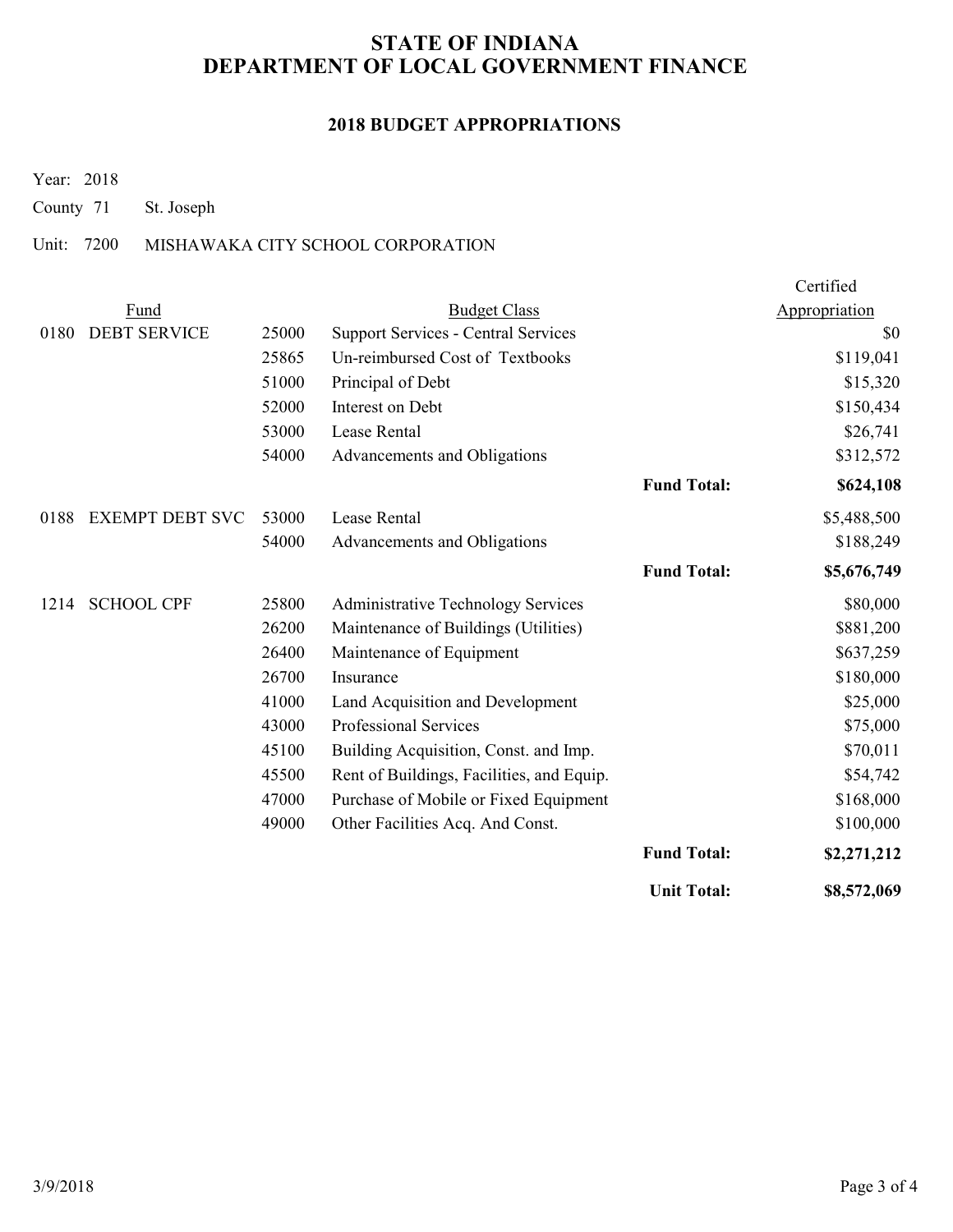# STATE OF INDIANA
# DEPARTMENT OF LOCAL GOVERNMENT FINANCE

## 2018 BUDGET APPROPRIATIONS

Year: 2018

County 71 St. Joseph

Unit: 7200 MISHAWAKA CITY SCHOOL CORPORATION

| Fund | | | Budget Class | | Certified Appropriation |
|---|---|---|---|---|---|
| 0180 | DEBT SERVICE | 25000 | Support Services - Central Services | | $0 |
| | | 25865 | Un-reimbursed Cost of Textbooks | | $119,041 |
| | | 51000 | Principal of Debt | | $15,320 |
| | | 52000 | Interest on Debt | | $150,434 |
| | | 53000 | Lease Rental | | $26,741 |
| | | 54000 | Advancements and Obligations | | $312,572 |
| | | | | **Fund Total:** | **$624,108** |
| 0188 | EXEMPT DEBT SVC | 53000 | Lease Rental | | $5,488,500 |
| | | 54000 | Advancements and Obligations | | $188,249 |
| | | | | **Fund Total:** | **$5,676,749** |
| 1214 | SCHOOL CPF | 25800 | Administrative Technology Services | | $80,000 |
| | | 26200 | Maintenance of Buildings (Utilities) | | $881,200 |
| | | 26400 | Maintenance of Equipment | | $637,259 |
| | | 26700 | Insurance | | $180,000 |
| | | 41000 | Land Acquisition and Development | | $25,000 |
| | | 43000 | Professional Services | | $75,000 |
| | | 45100 | Building Acquisition, Const. and Imp. | | $70,011 |
| | | 45500 | Rent of Buildings, Facilities, and Equip. | | $54,742 |
| | | 47000 | Purchase of Mobile or Fixed Equipment | | $168,000 |
| | | 49000 | Other Facilities Acq. And Const. | | $100,000 |
| | | | | **Fund Total:** | **$2,271,212** |
| | | | | **Unit Total:** | **$8,572,069** |

3/9/2018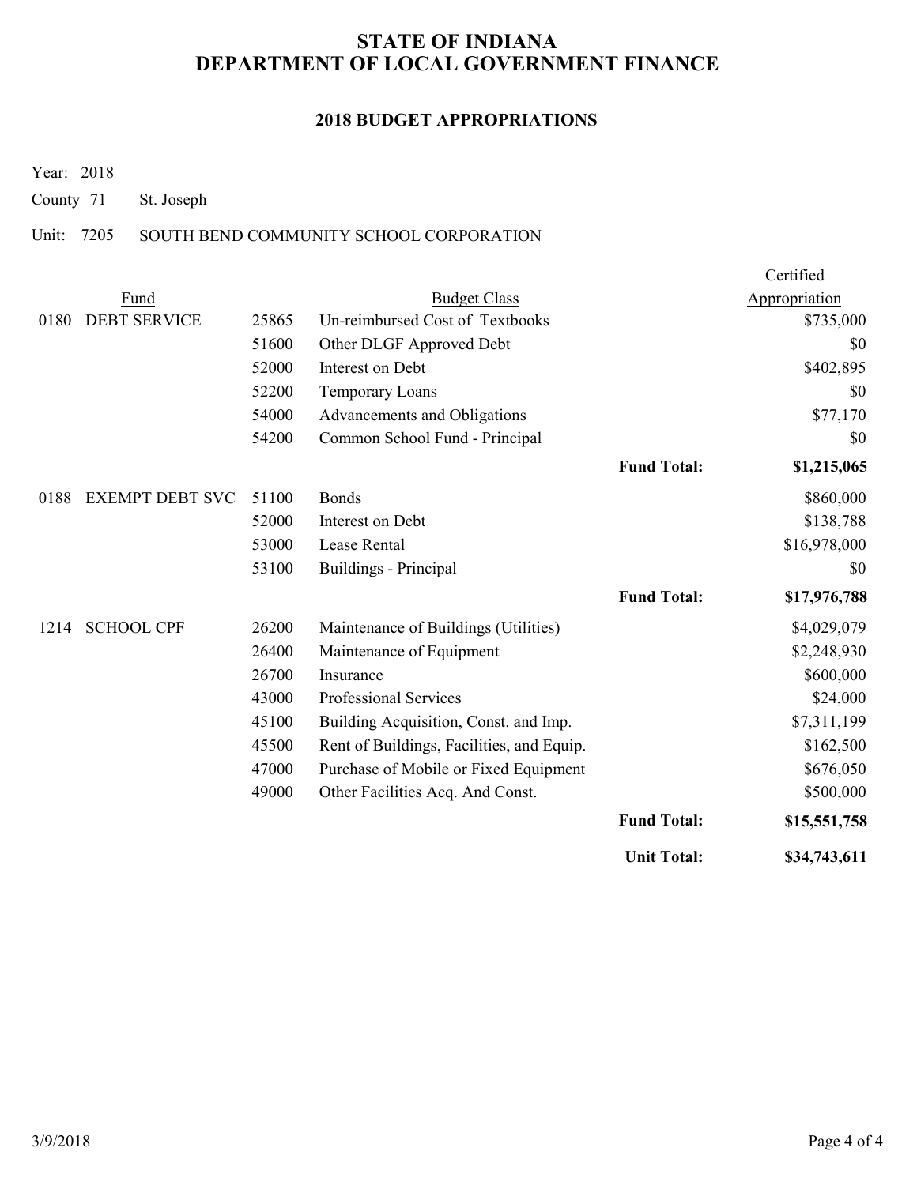# STATE OF INDIANA
# DEPARTMENT OF LOCAL GOVERNMENT FINANCE

## 2018 BUDGET APPROPRIATIONS

Year: 2018

County 71 St. Joseph

Unit: 7205 SOUTH BEND COMMUNITY SCHOOL CORPORATION

| Fund | | | Budget Class | | Certified Appropriation |
|---|---|---|---|---|---|
| 0180 | DEBT SERVICE | 25865 | Un-reimbursed Cost of Textbooks | | $735,000 |
| | | 51600 | Other DLGF Approved Debt | | $0 |
| | | 52000 | Interest on Debt | | $402,895 |
| | | 52200 | Temporary Loans | | $0 |
| | | 54000 | Advancements and Obligations | | $77,170 |
| | | 54200 | Common School Fund - Principal | | $0 |
| | | | | **Fund Total:** | **$1,215,065** |
| 0188 | EXEMPT DEBT SVC | 51100 | Bonds | | $860,000 |
| | | 52000 | Interest on Debt | | $138,788 |
| | | 53000 | Lease Rental | | $16,978,000 |
| | | 53100 | Buildings - Principal | | $0 |
| | | | | **Fund Total:** | **$17,976,788** |
| 1214 | SCHOOL CPF | 26200 | Maintenance of Buildings (Utilities) | | $4,029,079 |
| | | 26400 | Maintenance of Equipment | | $2,248,930 |
| | | 26700 | Insurance | | $600,000 |
| | | 43000 | Professional Services | | $24,000 |
| | | 45100 | Building Acquisition, Const. and Imp. | | $7,311,199 |
| | | 45500 | Rent of Buildings, Facilities, and Equip. | | $162,500 |
| | | 47000 | Purchase of Mobile or Fixed Equipment | | $676,050 |
| | | 49000 | Other Facilities Acq. And Const. | | $500,000 |
| | | | | **Fund Total:** | **$15,551,758** |
| | | | | **Unit Total:** | **$34,743,611** |

3/9/2018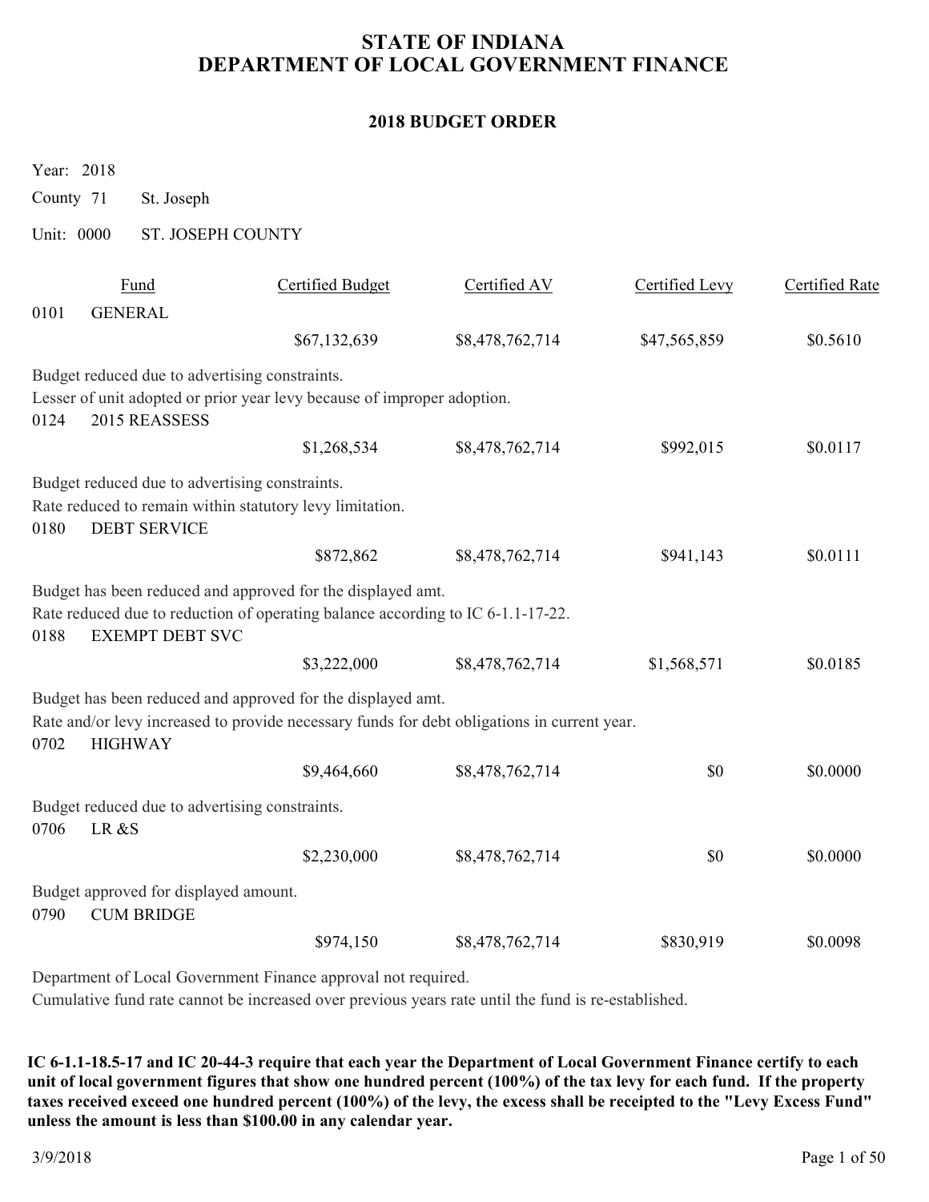# STATE OF INDIANA
# DEPARTMENT OF LOCAL GOVERNMENT FINANCE

## 2018 BUDGET ORDER

Year: 2018

County 71 St. Joseph

Unit: 0000 ST. JOSEPH COUNTY

| Fund | | Certified Budget | Certified AV | Certified Levy | Certified Rate |
|---|---|---|---|---|---|
| 0101 | GENERAL | $67,132,639 | $8,478,762,714 | $47,565,859 | $0.5610 |

Budget reduced due to advertising constraints.
Lesser of unit adopted or prior year levy because of improper adoption.

| Fund | | Certified Budget | Certified AV | Certified Levy | Certified Rate |
|---|---|---|---|---|---|
| 0124 | 2015 REASSESS | $1,268,534 | $8,478,762,714 | $992,015 | $0.0117 |

Budget reduced due to advertising constraints.
Rate reduced to remain within statutory levy limitation.

| Fund | | Certified Budget | Certified AV | Certified Levy | Certified Rate |
|---|---|---|---|---|---|
| 0180 | DEBT SERVICE | $872,862 | $8,478,762,714 | $941,143 | $0.0111 |

Budget has been reduced and approved for the displayed amt.
Rate reduced due to reduction of operating balance according to IC 6-1.1-17-22.

| Fund | | Certified Budget | Certified AV | Certified Levy | Certified Rate |
|---|---|---|---|---|---|
| 0188 | EXEMPT DEBT SVC | $3,222,000 | $8,478,762,714 | $1,568,571 | $0.0185 |

Budget has been reduced and approved for the displayed amt.
Rate and/or levy increased to provide necessary funds for debt obligations in current year.

| Fund | | Certified Budget | Certified AV | Certified Levy | Certified Rate |
|---|---|---|---|---|---|
| 0702 | HIGHWAY | $9,464,660 | $8,478,762,714 | $0 | $0.0000 |

Budget reduced due to advertising constraints.

| Fund | | Certified Budget | Certified AV | Certified Levy | Certified Rate |
|---|---|---|---|---|---|
| 0706 | LR &S | $2,230,000 | $8,478,762,714 | $0 | $0.0000 |

Budget approved for displayed amount.

| Fund | | Certified Budget | Certified AV | Certified Levy | Certified Rate |
|---|---|---|---|---|---|
| 0790 | CUM BRIDGE | $974,150 | $8,478,762,714 | $830,919 | $0.0098 |

Department of Local Government Finance approval not required.
Cumulative fund rate cannot be increased over previous years rate until the fund is re-established.

**IC 6-1.1-18.5-17 and IC 20-44-3 require that each year the Department of Local Government Finance certify to each unit of local government figures that show one hundred percent (100%) of the tax levy for each fund. If the property taxes received exceed one hundred percent (100%) of the levy, the excess shall be receipted to the "Levy Excess Fund" unless the amount is less than $100.00 in any calendar year.**

3/9/2018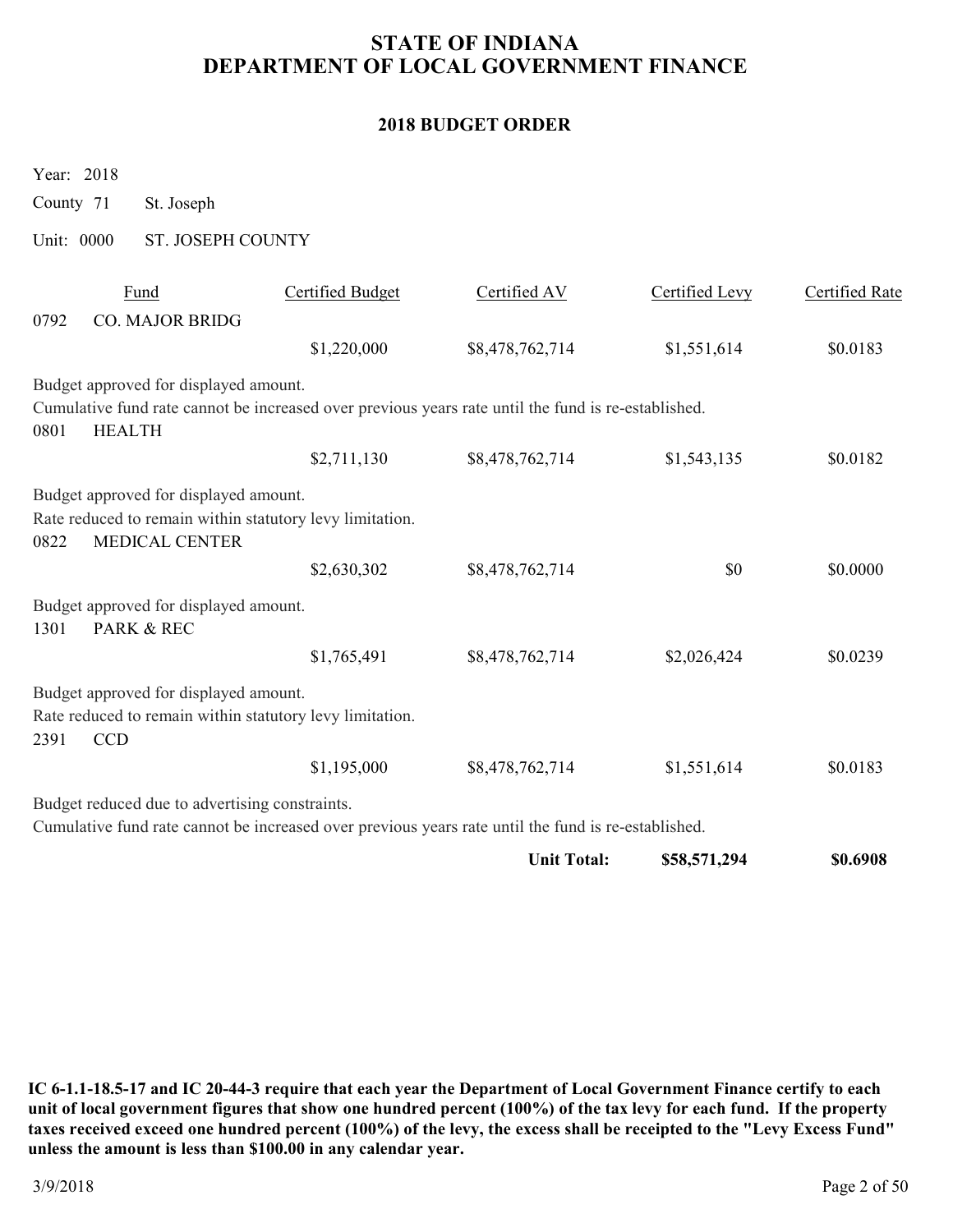# STATE OF INDIANA
# DEPARTMENT OF LOCAL GOVERNMENT FINANCE

## 2018 BUDGET ORDER

Year: 2018

County 71 St. Joseph

Unit: 0000 ST. JOSEPH COUNTY

| Fund | | Certified Budget | Certified AV | Certified Levy | Certified Rate |
|---|---|---|---|---|---|
| 0792 | CO. MAJOR BRIDG | | | | |
| | | $1,220,000 | $8,478,762,714 | $1,551,614 | $0.0183 |

Budget approved for displayed amount.
Cumulative fund rate cannot be increased over previous years rate until the fund is re-established.

| Fund | | Certified Budget | Certified AV | Certified Levy | Certified Rate |
|---|---|---|---|---|---|
| 0801 | HEALTH | | | | |
| | | $2,711,130 | $8,478,762,714 | $1,543,135 | $0.0182 |

Budget approved for displayed amount.
Rate reduced to remain within statutory levy limitation.

| Fund | | Certified Budget | Certified AV | Certified Levy | Certified Rate |
|---|---|---|---|---|---|
| 0822 | MEDICAL CENTER | | | | |
| | | $2,630,302 | $8,478,762,714 | $0 | $0.0000 |

Budget approved for displayed amount.

| Fund | | Certified Budget | Certified AV | Certified Levy | Certified Rate |
|---|---|---|---|---|---|
| 1301 | PARK & REC | | | | |
| | | $1,765,491 | $8,478,762,714 | $2,026,424 | $0.0239 |

Budget approved for displayed amount.
Rate reduced to remain within statutory levy limitation.

| Fund | | Certified Budget | Certified AV | Certified Levy | Certified Rate |
|---|---|---|---|---|---|
| 2391 | CCD | | | | |
| | | $1,195,000 | $8,478,762,714 | $1,551,614 | $0.0183 |

Budget reduced due to advertising constraints.
Cumulative fund rate cannot be increased over previous years rate until the fund is re-established.

| | | | | Certified Levy | Certified Rate |
|---|---|---|---|---|---|
| | | | **Unit Total:** | **$58,571,294** | **$0.6908** |

**IC 6-1.1-18.5-17 and IC 20-44-3 require that each year the Department of Local Government Finance certify to each unit of local government figures that show one hundred percent (100%) of the tax levy for each fund. If the property taxes received exceed one hundred percent (100%) of the levy, the excess shall be receipted to the "Levy Excess Fund" unless the amount is less than $100.00 in any calendar year.**

3/9/2018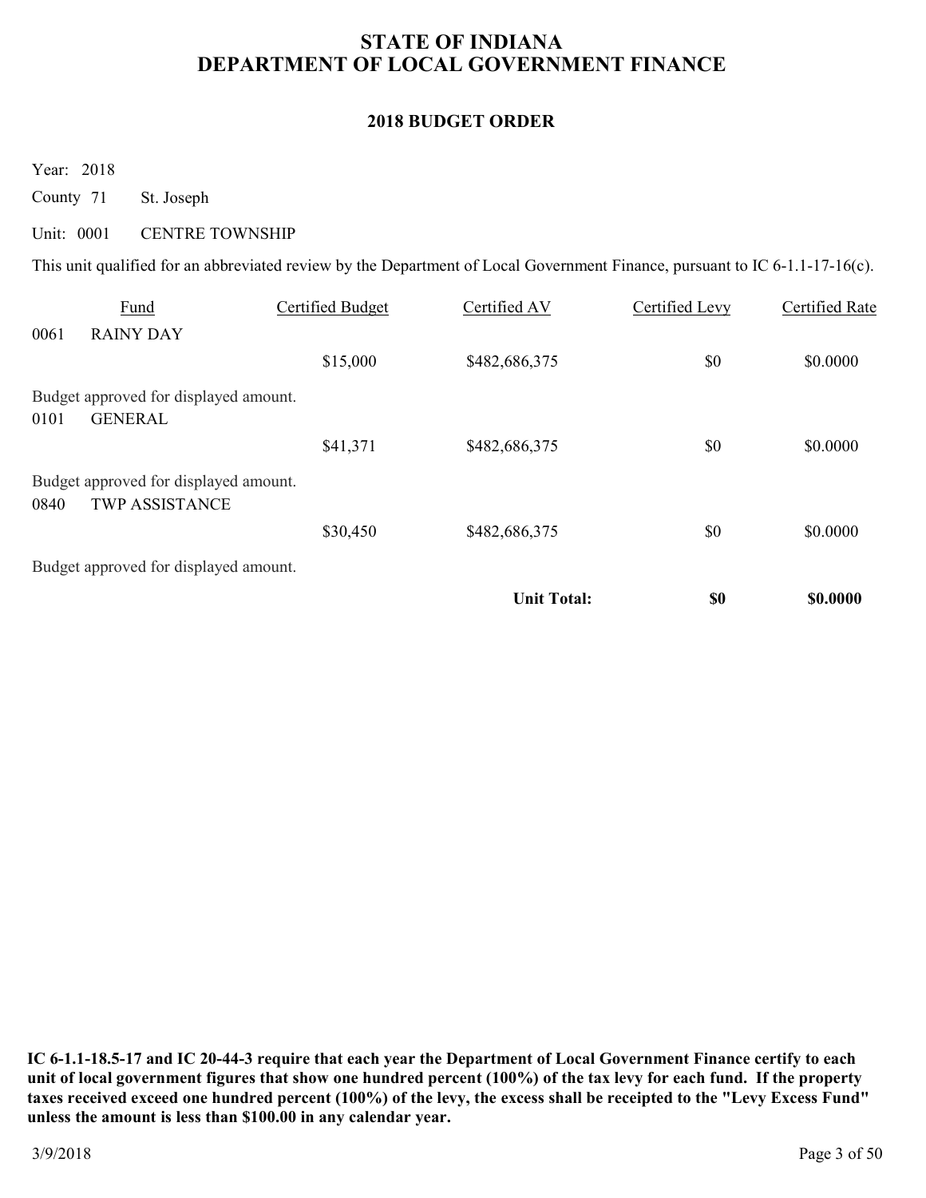# STATE OF INDIANA
# DEPARTMENT OF LOCAL GOVERNMENT FINANCE

## 2018 BUDGET ORDER

Year: 2018

County 71 St. Joseph

Unit: 0001 CENTRE TOWNSHIP

This unit qualified for an abbreviated review by the Department of Local Government Finance, pursuant to IC 6-1.1-17-16(c).

| | Fund | Certified Budget | Certified AV | Certified Levy | Certified Rate |
|---|---|---|---|---|---|
| 0061 | RAINY DAY | | | | |
| | | $15,000 | $482,686,375 | $0 | $0.0000 |
| | Budget approved for displayed amount. | | | | |
| 0101 | GENERAL | | | | |
| | | $41,371 | $482,686,375 | $0 | $0.0000 |
| | Budget approved for displayed amount. | | | | |
| 0840 | TWP ASSISTANCE | | | | |
| | | $30,450 | $482,686,375 | $0 | $0.0000 |
| | Budget approved for displayed amount. | | | | |
| | | | **Unit Total:** | **$0** | **$0.0000** |

**IC 6-1.1-18.5-17 and IC 20-44-3 require that each year the Department of Local Government Finance certify to each unit of local government figures that show one hundred percent (100%) of the tax levy for each fund. If the property taxes received exceed one hundred percent (100%) of the levy, the excess shall be receipted to the "Levy Excess Fund" unless the amount is less than $100.00 in any calendar year.**

3/9/2018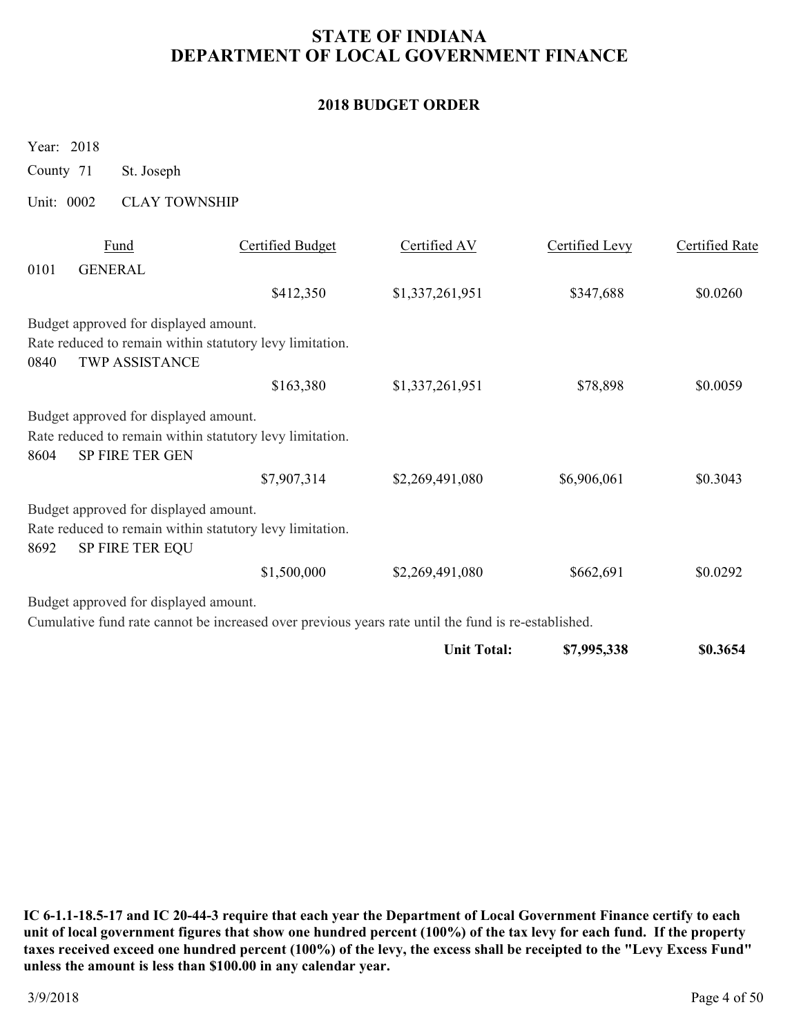# STATE OF INDIANA
# DEPARTMENT OF LOCAL GOVERNMENT FINANCE

## 2018 BUDGET ORDER

Year: 2018

County 71 St. Joseph

Unit: 0002 CLAY TOWNSHIP

| Fund | | Certified Budget | Certified AV | Certified Levy | Certified Rate |
|---|---|---|---|---|---|
| 0101 | GENERAL | | | | |
| | | $412,350 | $1,337,261,951 | $347,688 | $0.0260 |

Budget approved for displayed amount.
Rate reduced to remain within statutory levy limitation.

| Fund | | Certified Budget | Certified AV | Certified Levy | Certified Rate |
|---|---|---|---|---|---|
| 0840 | TWP ASSISTANCE | | | | |
| | | $163,380 | $1,337,261,951 | $78,898 | $0.0059 |

Budget approved for displayed amount.
Rate reduced to remain within statutory levy limitation.

| Fund | | Certified Budget | Certified AV | Certified Levy | Certified Rate |
|---|---|---|---|---|---|
| 8604 | SP FIRE TER GEN | | | | |
| | | $7,907,314 | $2,269,491,080 | $6,906,061 | $0.3043 |

Budget approved for displayed amount.
Rate reduced to remain within statutory levy limitation.

| Fund | | Certified Budget | Certified AV | Certified Levy | Certified Rate |
|---|---|---|---|---|---|
| 8692 | SP FIRE TER EQU | | | | |
| | | $1,500,000 | $2,269,491,080 | $662,691 | $0.0292 |

Budget approved for displayed amount.
Cumulative fund rate cannot be increased over previous years rate until the fund is re-established.

| | | | | |
|---|---|---|---|---|
| | | **Unit Total:** | **$7,995,338** | **$0.3654** |

**IC 6-1.1-18.5-17 and IC 20-44-3 require that each year the Department of Local Government Finance certify to each unit of local government figures that show one hundred percent (100%) of the tax levy for each fund. If the property taxes received exceed one hundred percent (100%) of the levy, the excess shall be receipted to the "Levy Excess Fund" unless the amount is less than $100.00 in any calendar year.**

3/9/2018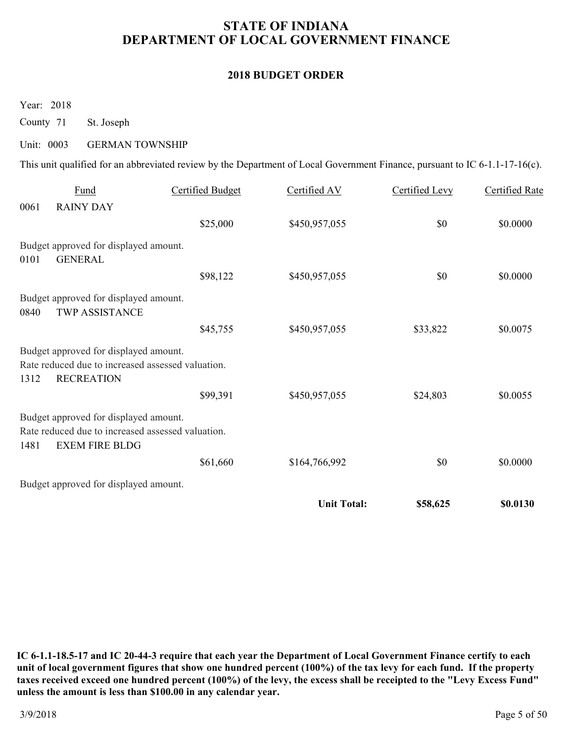# STATE OF INDIANA
# DEPARTMENT OF LOCAL GOVERNMENT FINANCE

## 2018 BUDGET ORDER

Year: 2018

County 71 St. Joseph

Unit: 0003 GERMAN TOWNSHIP

This unit qualified for an abbreviated review by the Department of Local Government Finance, pursuant to IC 6-1.1-17-16(c).

| Fund | | Certified Budget | Certified AV | Certified Levy | Certified Rate |
|---|---|---|---|---|---|
| 0061 | RAINY DAY | | | | |
| | | $25,000 | $450,957,055 | $0 | $0.0000 |
| Budget approved for displayed amount. | | | | | |
| 0101 | GENERAL | | | | |
| | | $98,122 | $450,957,055 | $0 | $0.0000 |
| Budget approved for displayed amount. | | | | | |
| 0840 | TWP ASSISTANCE | | | | |
| | | $45,755 | $450,957,055 | $33,822 | $0.0075 |
| Budget approved for displayed amount. Rate reduced due to increased assessed valuation. | | | | | |
| 1312 | RECREATION | | | | |
| | | $99,391 | $450,957,055 | $24,803 | $0.0055 |
| Budget approved for displayed amount. Rate reduced due to increased assessed valuation. | | | | | |
| 1481 | EXEM FIRE BLDG | | | | |
| | | $61,660 | $164,766,992 | $0 | $0.0000 |
| Budget approved for displayed amount. | | | | | |
| | | | **Unit Total:** | **$58,625** | **$0.0130** |

**IC 6-1.1-18.5-17 and IC 20-44-3 require that each year the Department of Local Government Finance certify to each unit of local government figures that show one hundred percent (100%) of the tax levy for each fund. If the property taxes received exceed one hundred percent (100%) of the levy, the excess shall be receipted to the "Levy Excess Fund" unless the amount is less than $100.00 in any calendar year.**

3/9/2018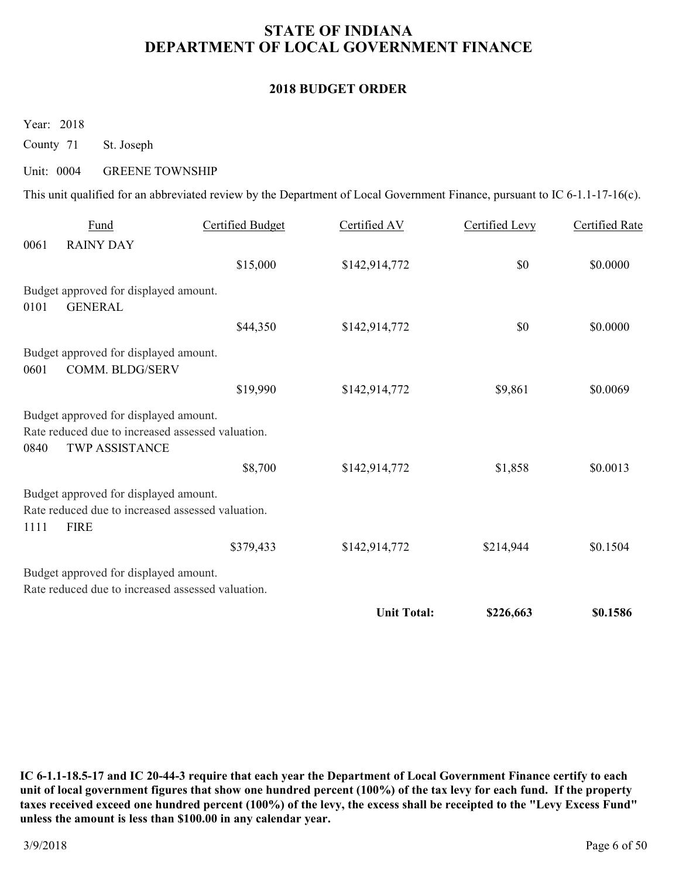# STATE OF INDIANA
# DEPARTMENT OF LOCAL GOVERNMENT FINANCE

## 2018 BUDGET ORDER

Year: 2018

County 71 St. Joseph

Unit: 0004 GREENE TOWNSHIP

This unit qualified for an abbreviated review by the Department of Local Government Finance, pursuant to IC 6-1.1-17-16(c).

| Fund | | Certified Budget | Certified AV | Certified Levy | Certified Rate |
|---|---|---|---|---|---|
| 0061 | RAINY DAY | | | | |
| | | $15,000 | $142,914,772 | $0 | $0.0000 |
| Budget approved for displayed amount. | | | | | |
| 0101 | GENERAL | | | | |
| | | $44,350 | $142,914,772 | $0 | $0.0000 |
| Budget approved for displayed amount. | | | | | |
| 0601 | COMM. BLDG/SERV | | | | |
| | | $19,990 | $142,914,772 | $9,861 | $0.0069 |
| Budget approved for displayed amount. Rate reduced due to increased assessed valuation. | | | | | |
| 0840 | TWP ASSISTANCE | | | | |
| | | $8,700 | $142,914,772 | $1,858 | $0.0013 |
| Budget approved for displayed amount. Rate reduced due to increased assessed valuation. | | | | | |
| 1111 | FIRE | | | | |
| | | $379,433 | $142,914,772 | $214,944 | $0.1504 |
| Budget approved for displayed amount. Rate reduced due to increased assessed valuation. | | | | | |
| | | | **Unit Total:** | **$226,663** | **$0.1586** |

**IC 6-1.1-18.5-17 and IC 20-44-3 require that each year the Department of Local Government Finance certify to each unit of local government figures that show one hundred percent (100%) of the tax levy for each fund. If the property taxes received exceed one hundred percent (100%) of the levy, the excess shall be receipted to the "Levy Excess Fund" unless the amount is less than $100.00 in any calendar year.**

3/9/2018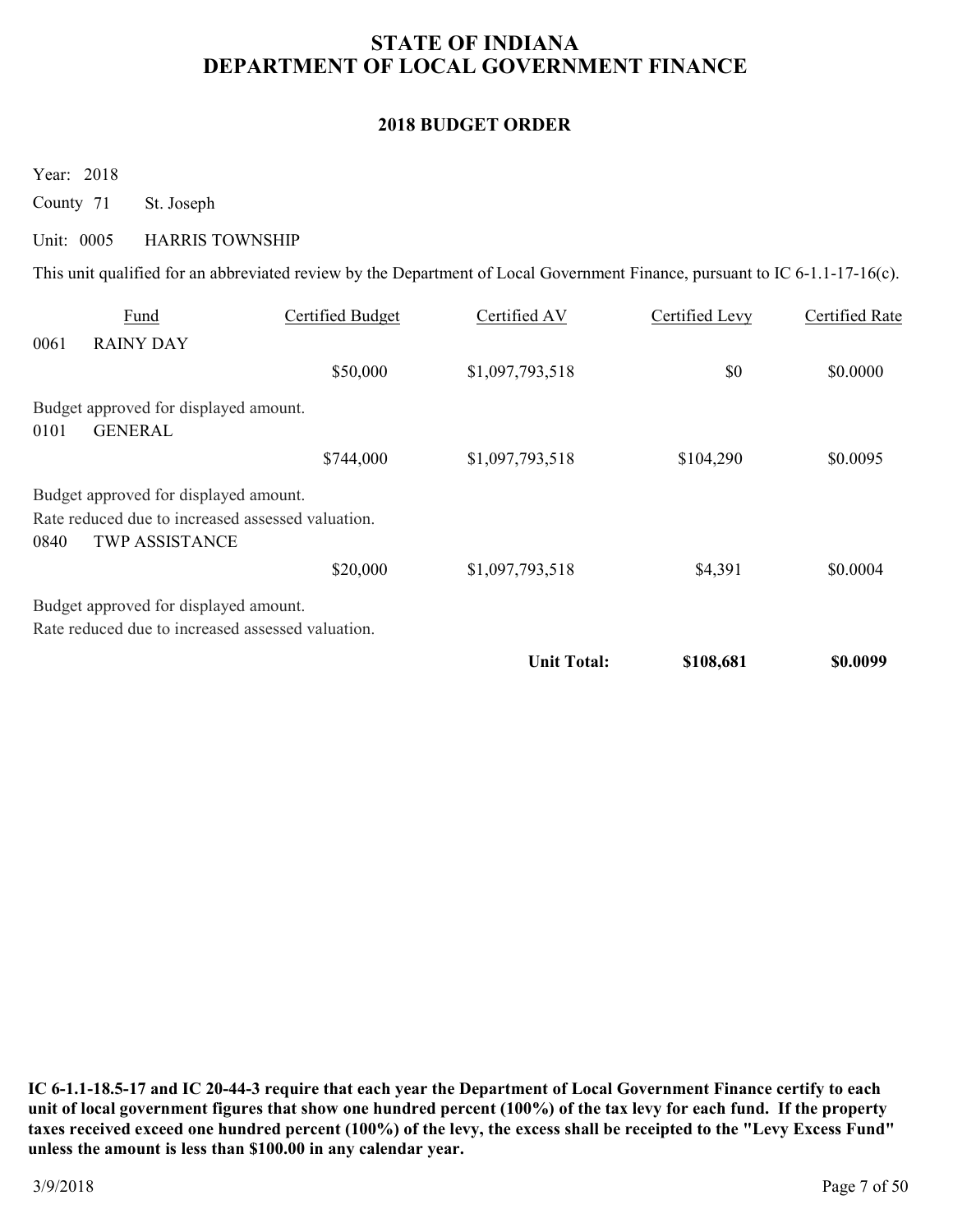# STATE OF INDIANA
# DEPARTMENT OF LOCAL GOVERNMENT FINANCE

## 2018 BUDGET ORDER

Year: 2018

County 71 St. Joseph

Unit: 0005 HARRIS TOWNSHIP

This unit qualified for an abbreviated review by the Department of Local Government Finance, pursuant to IC 6-1.1-17-16(c).

| Fund | Certified Budget | Certified AV | Certified Levy | Certified Rate |
|---|---|---|---|---|
| 0061 RAINY DAY | | | | |
| | $50,000 | $1,097,793,518 | $0 | $0.0000 |
| Budget approved for displayed amount. | | | | |
| 0101 GENERAL | | | | |
| | $744,000 | $1,097,793,518 | $104,290 | $0.0095 |
| Budget approved for displayed amount. Rate reduced due to increased assessed valuation. | | | | |
| 0840 TWP ASSISTANCE | | | | |
| | $20,000 | $1,097,793,518 | $4,391 | $0.0004 |
| Budget approved for displayed amount. Rate reduced due to increased assessed valuation. | | | | |
| | | **Unit Total:** | **$108,681** | **$0.0099** |

**IC 6-1.1-18.5-17 and IC 20-44-3 require that each year the Department of Local Government Finance certify to each unit of local government figures that show one hundred percent (100%) of the tax levy for each fund. If the property taxes received exceed one hundred percent (100%) of the levy, the excess shall be receipted to the "Levy Excess Fund" unless the amount is less than $100.00 in any calendar year.**

3/9/2018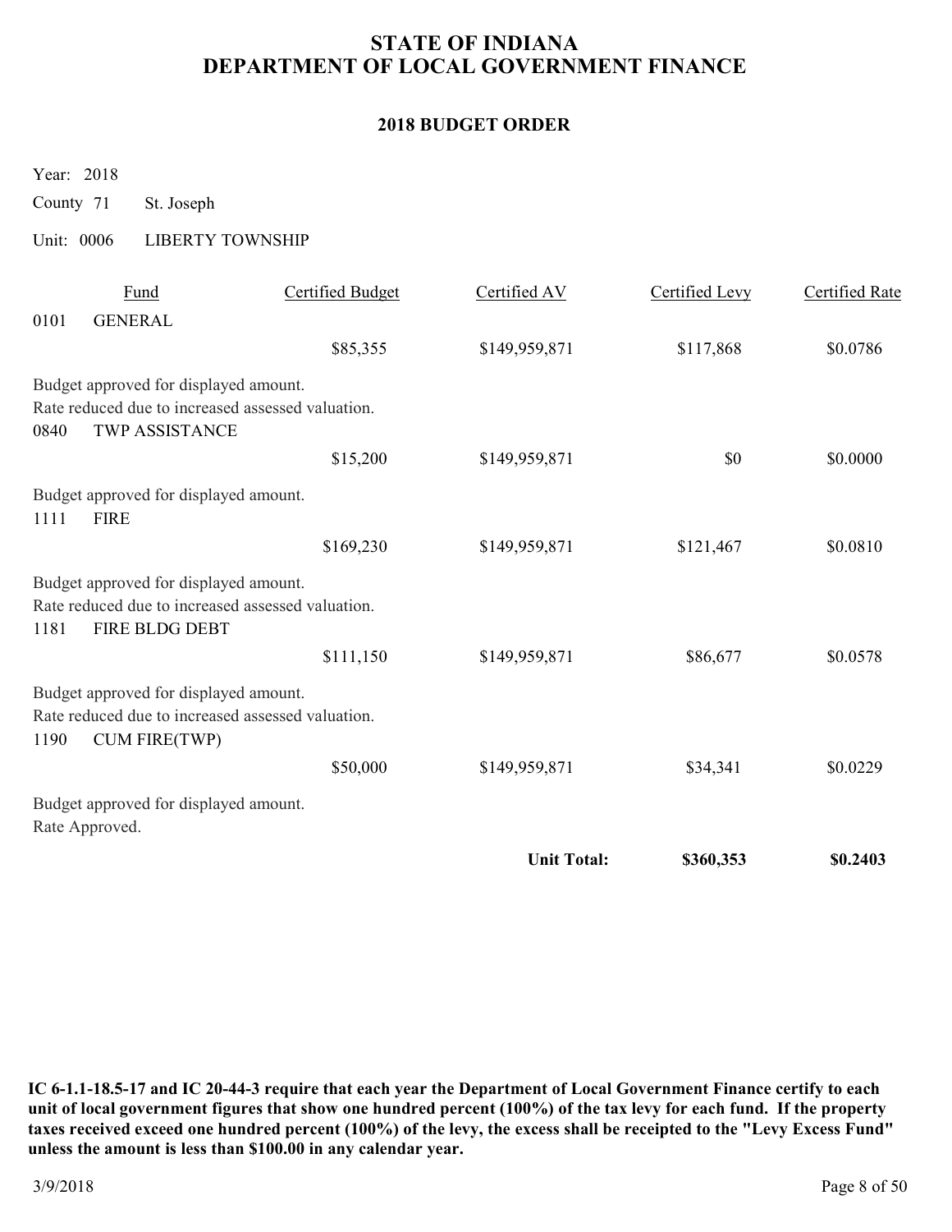# STATE OF INDIANA
# DEPARTMENT OF LOCAL GOVERNMENT FINANCE

## 2018 BUDGET ORDER

Year: 2018

County 71 St. Joseph

Unit: 0006 LIBERTY TOWNSHIP

| Fund | | Certified Budget | Certified AV | Certified Levy | Certified Rate |
|---|---|---|---|---|---|
| 0101 | GENERAL | | | | |
| | | $85,355 | $149,959,871 | $117,868 | $0.0786 |

Budget approved for displayed amount.
Rate reduced due to increased assessed valuation.

| Fund | | Certified Budget | Certified AV | Certified Levy | Certified Rate |
|---|---|---|---|---|---|
| 0840 | TWP ASSISTANCE | | | | |
| | | $15,200 | $149,959,871 | $0 | $0.0000 |

Budget approved for displayed amount.

| Fund | | Certified Budget | Certified AV | Certified Levy | Certified Rate |
|---|---|---|---|---|---|
| 1111 | FIRE | | | | |
| | | $169,230 | $149,959,871 | $121,467 | $0.0810 |

Budget approved for displayed amount.
Rate reduced due to increased assessed valuation.

| Fund | | Certified Budget | Certified AV | Certified Levy | Certified Rate |
|---|---|---|---|---|---|
| 1181 | FIRE BLDG DEBT | | | | |
| | | $111,150 | $149,959,871 | $86,677 | $0.0578 |

Budget approved for displayed amount.
Rate reduced due to increased assessed valuation.

| Fund | | Certified Budget | Certified AV | Certified Levy | Certified Rate |
|---|---|---|---|---|---|
| 1190 | CUM FIRE(TWP) | | | | |
| | | $50,000 | $149,959,871 | $34,341 | $0.0229 |

Budget approved for displayed amount.
Rate Approved.

| | | | | Certified Levy | Certified Rate |
|---|---|---|---|---|---|
| | | | **Unit Total:** | **$360,353** | **$0.2403** |

**IC 6-1.1-18.5-17 and IC 20-44-3 require that each year the Department of Local Government Finance certify to each unit of local government figures that show one hundred percent (100%) of the tax levy for each fund. If the property taxes received exceed one hundred percent (100%) of the levy, the excess shall be receipted to the "Levy Excess Fund" unless the amount is less than $100.00 in any calendar year.**

3/9/2018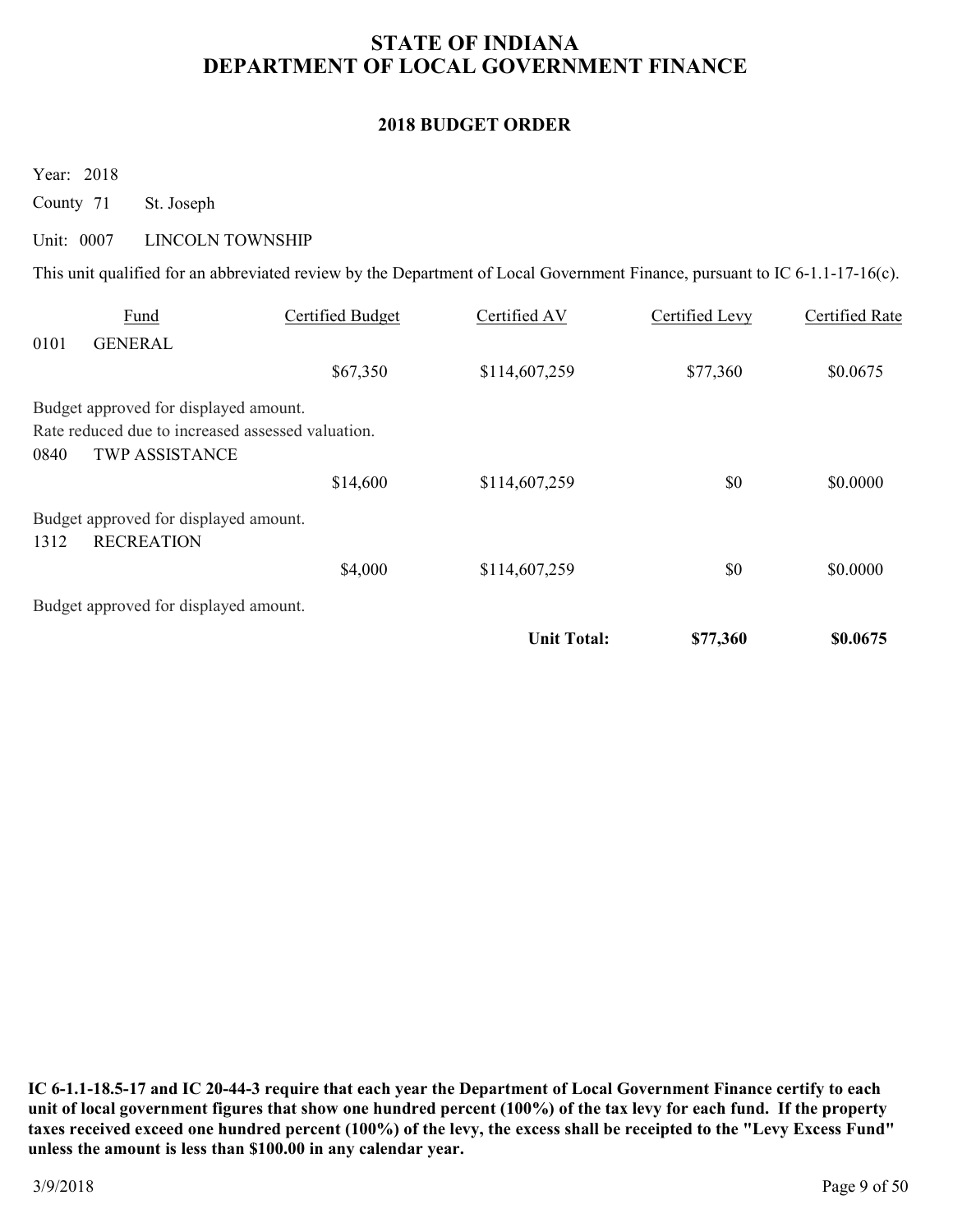# STATE OF INDIANA
# DEPARTMENT OF LOCAL GOVERNMENT FINANCE

## 2018 BUDGET ORDER

Year: 2018

County 71 St. Joseph

Unit: 0007 LINCOLN TOWNSHIP

This unit qualified for an abbreviated review by the Department of Local Government Finance, pursuant to IC 6-1.1-17-16(c).

| Fund | | Certified Budget | Certified AV | Certified Levy | Certified Rate |
|---|---|---|---|---|---|
| 0101 | GENERAL | | | | |
| | | $67,350 | $114,607,259 | $77,360 | $0.0675 |
| Budget approved for displayed amount. Rate reduced due to increased assessed valuation. | | | | | |
| 0840 | TWP ASSISTANCE | | | | |
| | | $14,600 | $114,607,259 | $0 | $0.0000 |
| Budget approved for displayed amount. | | | | | |
| 1312 | RECREATION | | | | |
| | | $4,000 | $114,607,259 | $0 | $0.0000 |
| Budget approved for displayed amount. | | | | | |
| | | | **Unit Total:** | **$77,360** | **$0.0675** |

**IC 6-1.1-18.5-17 and IC 20-44-3 require that each year the Department of Local Government Finance certify to each unit of local government figures that show one hundred percent (100%) of the tax levy for each fund. If the property taxes received exceed one hundred percent (100%) of the levy, the excess shall be receipted to the "Levy Excess Fund" unless the amount is less than $100.00 in any calendar year.**

3/9/2018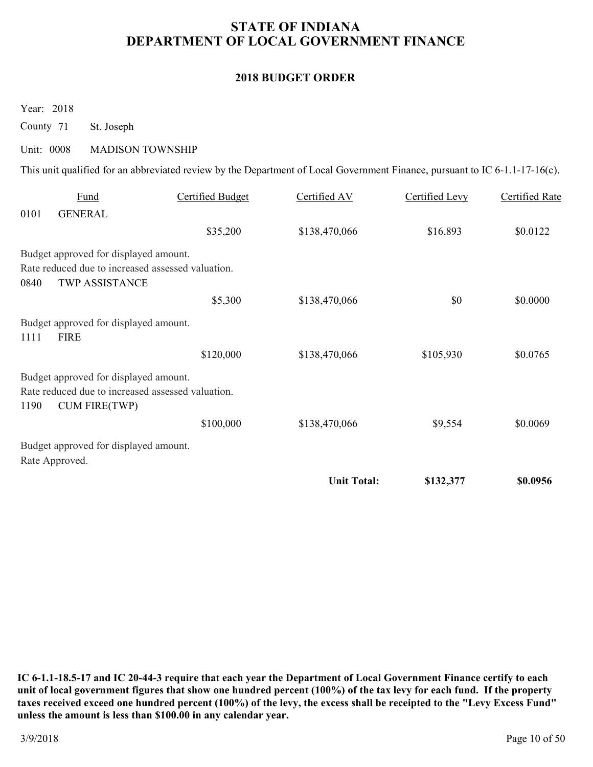# STATE OF INDIANA
# DEPARTMENT OF LOCAL GOVERNMENT FINANCE

## 2018 BUDGET ORDER

Year: 2018

County 71 St. Joseph

Unit: 0008 MADISON TOWNSHIP

This unit qualified for an abbreviated review by the Department of Local Government Finance, pursuant to IC 6-1.1-17-16(c).

| Fund | | Certified Budget | Certified AV | Certified Levy | Certified Rate |
|---|---|---|---|---|---|
| 0101 | GENERAL | | | | |
| | | $35,200 | $138,470,066 | $16,893 | $0.0122 |
| Budget approved for displayed amount. Rate reduced due to increased assessed valuation. | | | | | |
| 0840 | TWP ASSISTANCE | | | | |
| | | $5,300 | $138,470,066 | $0 | $0.0000 |
| Budget approved for displayed amount. | | | | | |
| 1111 | FIRE | | | | |
| | | $120,000 | $138,470,066 | $105,930 | $0.0765 |
| Budget approved for displayed amount. Rate reduced due to increased assessed valuation. | | | | | |
| 1190 | CUM FIRE(TWP) | | | | |
| | | $100,000 | $138,470,066 | $9,554 | $0.0069 |
| Budget approved for displayed amount. Rate Approved. | | | | | |
| | | | **Unit Total:** | **$132,377** | **$0.0956** |

**IC 6-1.1-18.5-17 and IC 20-44-3 require that each year the Department of Local Government Finance certify to each unit of local government figures that show one hundred percent (100%) of the tax levy for each fund. If the property taxes received exceed one hundred percent (100%) of the levy, the excess shall be receipted to the "Levy Excess Fund" unless the amount is less than $100.00 in any calendar year.**

3/9/2018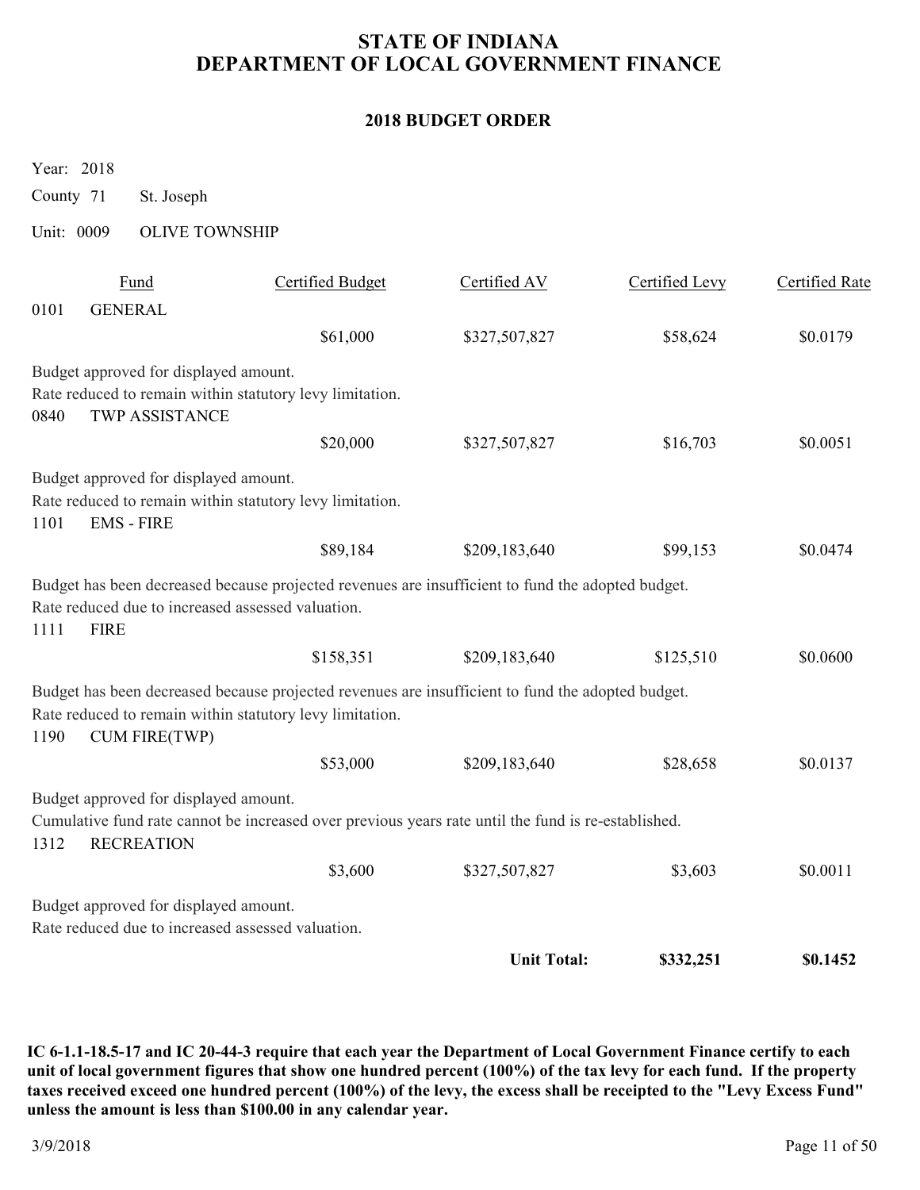# STATE OF INDIANA
# DEPARTMENT OF LOCAL GOVERNMENT FINANCE

## 2018 BUDGET ORDER

Year: 2018

County 71 St. Joseph

Unit: 0009 OLIVE TOWNSHIP

| Fund | | Certified Budget | Certified AV | Certified Levy | Certified Rate |
|---|---|---|---|---|---|
| 0101 | GENERAL | | | | |
| | | $61,000 | $327,507,827 | $58,624 | $0.0179 |

Budget approved for displayed amount.
Rate reduced to remain within statutory levy limitation.

| Fund | | Certified Budget | Certified AV | Certified Levy | Certified Rate |
|---|---|---|---|---|---|
| 0840 | TWP ASSISTANCE | | | | |
| | | $20,000 | $327,507,827 | $16,703 | $0.0051 |

Budget approved for displayed amount.
Rate reduced to remain within statutory levy limitation.

| Fund | | Certified Budget | Certified AV | Certified Levy | Certified Rate |
|---|---|---|---|---|---|
| 1101 | EMS - FIRE | | | | |
| | | $89,184 | $209,183,640 | $99,153 | $0.0474 |

Budget has been decreased because projected revenues are insufficient to fund the adopted budget.
Rate reduced due to increased assessed valuation.

| Fund | | Certified Budget | Certified AV | Certified Levy | Certified Rate |
|---|---|---|---|---|---|
| 1111 | FIRE | | | | |
| | | $158,351 | $209,183,640 | $125,510 | $0.0600 |

Budget has been decreased because projected revenues are insufficient to fund the adopted budget.
Rate reduced to remain within statutory levy limitation.

| Fund | | Certified Budget | Certified AV | Certified Levy | Certified Rate |
|---|---|---|---|---|---|
| 1190 | CUM FIRE(TWP) | | | | |
| | | $53,000 | $209,183,640 | $28,658 | $0.0137 |

Budget approved for displayed amount.
Cumulative fund rate cannot be increased over previous years rate until the fund is re-established.

| Fund | | Certified Budget | Certified AV | Certified Levy | Certified Rate |
|---|---|---|---|---|---|
| 1312 | RECREATION | | | | |
| | | $3,600 | $327,507,827 | $3,603 | $0.0011 |

Budget approved for displayed amount.
Rate reduced due to increased assessed valuation.

| | | | | Certified Levy | Certified Rate |
|---|---|---|---|---|---|
| | | | **Unit Total:** | **$332,251** | **$0.1452** |

**IC 6-1.1-18.5-17 and IC 20-44-3 require that each year the Department of Local Government Finance certify to each unit of local government figures that show one hundred percent (100%) of the tax levy for each fund. If the property taxes received exceed one hundred percent (100%) of the levy, the excess shall be receipted to the "Levy Excess Fund" unless the amount is less than $100.00 in any calendar year.**

3/9/2018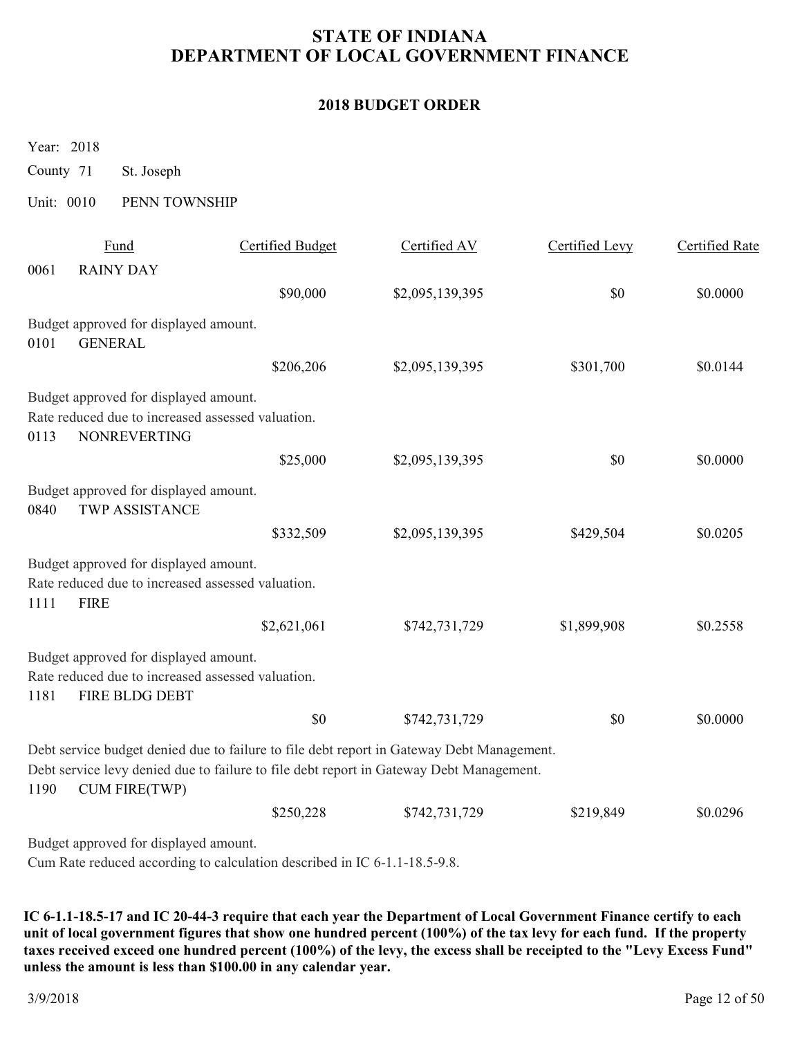# STATE OF INDIANA
# DEPARTMENT OF LOCAL GOVERNMENT FINANCE

## 2018 BUDGET ORDER

Year: 2018

County 71 St. Joseph

Unit: 0010 PENN TOWNSHIP

| | Fund | Certified Budget | Certified AV | Certified Levy | Certified Rate |
|---|---|---|---|---|---|
| 0061 | RAINY DAY | | | | |
| | | $90,000 | $2,095,139,395 | $0 | $0.0000 |

Budget approved for displayed amount.

| | Fund | Certified Budget | Certified AV | Certified Levy | Certified Rate |
|---|---|---|---|---|---|
| 0101 | GENERAL | | | | |
| | | $206,206 | $2,095,139,395 | $301,700 | $0.0144 |

Budget approved for displayed amount.
Rate reduced due to increased assessed valuation.

| | Fund | Certified Budget | Certified AV | Certified Levy | Certified Rate |
|---|---|---|---|---|---|
| 0113 | NONREVERTING | | | | |
| | | $25,000 | $2,095,139,395 | $0 | $0.0000 |

Budget approved for displayed amount.

| | Fund | Certified Budget | Certified AV | Certified Levy | Certified Rate |
|---|---|---|---|---|---|
| 0840 | TWP ASSISTANCE | | | | |
| | | $332,509 | $2,095,139,395 | $429,504 | $0.0205 |

Budget approved for displayed amount.
Rate reduced due to increased assessed valuation.

| | Fund | Certified Budget | Certified AV | Certified Levy | Certified Rate |
|---|---|---|---|---|---|
| 1111 | FIRE | | | | |
| | | $2,621,061 | $742,731,729 | $1,899,908 | $0.2558 |

Budget approved for displayed amount.
Rate reduced due to increased assessed valuation.

| | Fund | Certified Budget | Certified AV | Certified Levy | Certified Rate |
|---|---|---|---|---|---|
| 1181 | FIRE BLDG DEBT | | | | |
| | | $0 | $742,731,729 | $0 | $0.0000 |

Debt service budget denied due to failure to file debt report in Gateway Debt Management.
Debt service levy denied due to failure to file debt report in Gateway Debt Management.

| | Fund | Certified Budget | Certified AV | Certified Levy | Certified Rate |
|---|---|---|---|---|---|
| 1190 | CUM FIRE(TWP) | | | | |
| | | $250,228 | $742,731,729 | $219,849 | $0.0296 |

Budget approved for displayed amount.
Cum Rate reduced according to calculation described in IC 6-1.1-18.5-9.8.

**IC 6-1.1-18.5-17 and IC 20-44-3 require that each year the Department of Local Government Finance certify to each unit of local government figures that show one hundred percent (100%) of the tax levy for each fund. If the property taxes received exceed one hundred percent (100%) of the levy, the excess shall be receipted to the "Levy Excess Fund" unless the amount is less than $100.00 in any calendar year.**

3/9/2018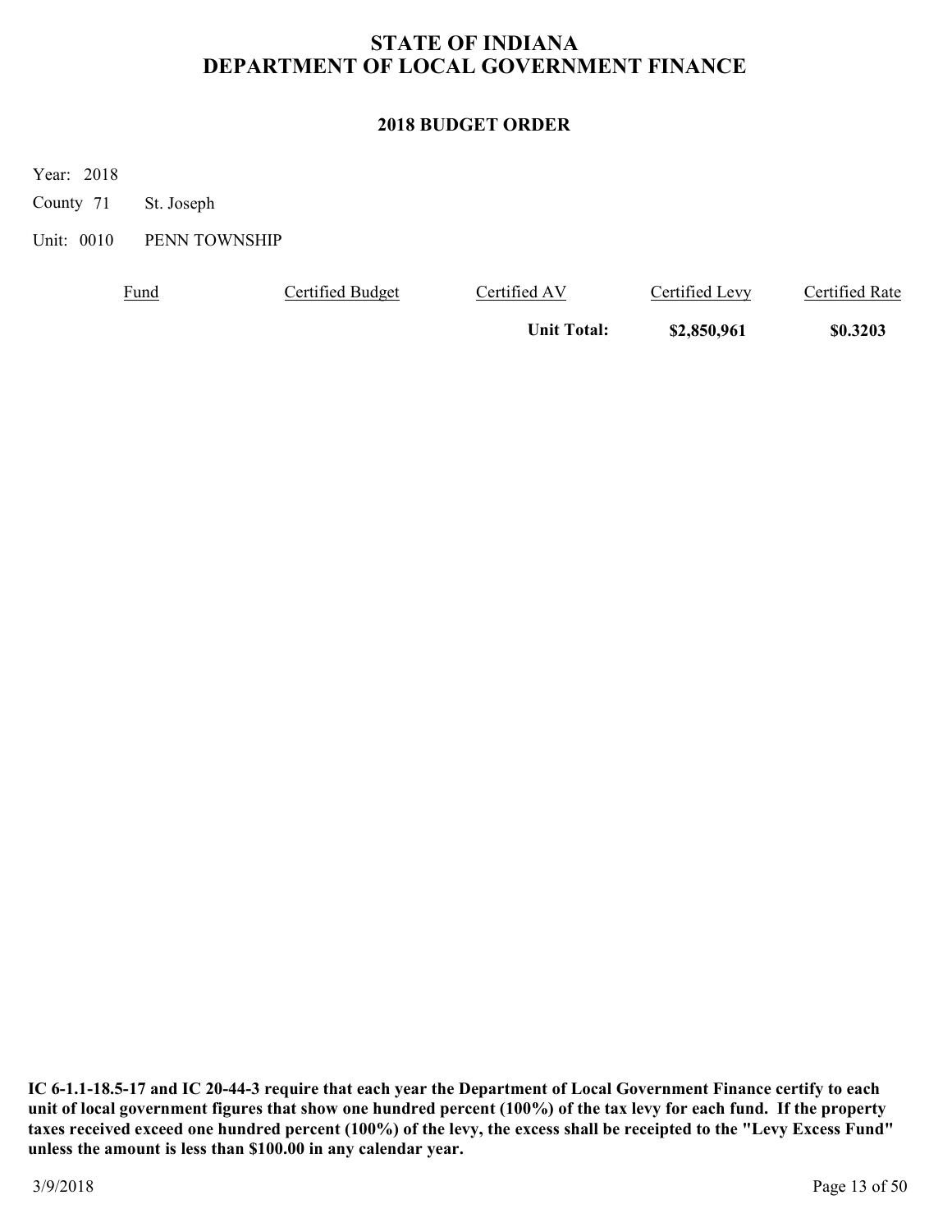# STATE OF INDIANA
# DEPARTMENT OF LOCAL GOVERNMENT FINANCE

## 2018 BUDGET ORDER

Year: 2018

County 71 St. Joseph

Unit: 0010 PENN TOWNSHIP

| Fund | Certified Budget | Certified AV | Certified Levy | Certified Rate |
|---|---|---|---|---|
| | | **Unit Total:** | **$2,850,961** | **$0.3203** |

**IC 6-1.1-18.5-17 and IC 20-44-3 require that each year the Department of Local Government Finance certify to each unit of local government figures that show one hundred percent (100%) of the tax levy for each fund. If the property taxes received exceed one hundred percent (100%) of the levy, the excess shall be receipted to the "Levy Excess Fund" unless the amount is less than $100.00 in any calendar year.**

3/9/2018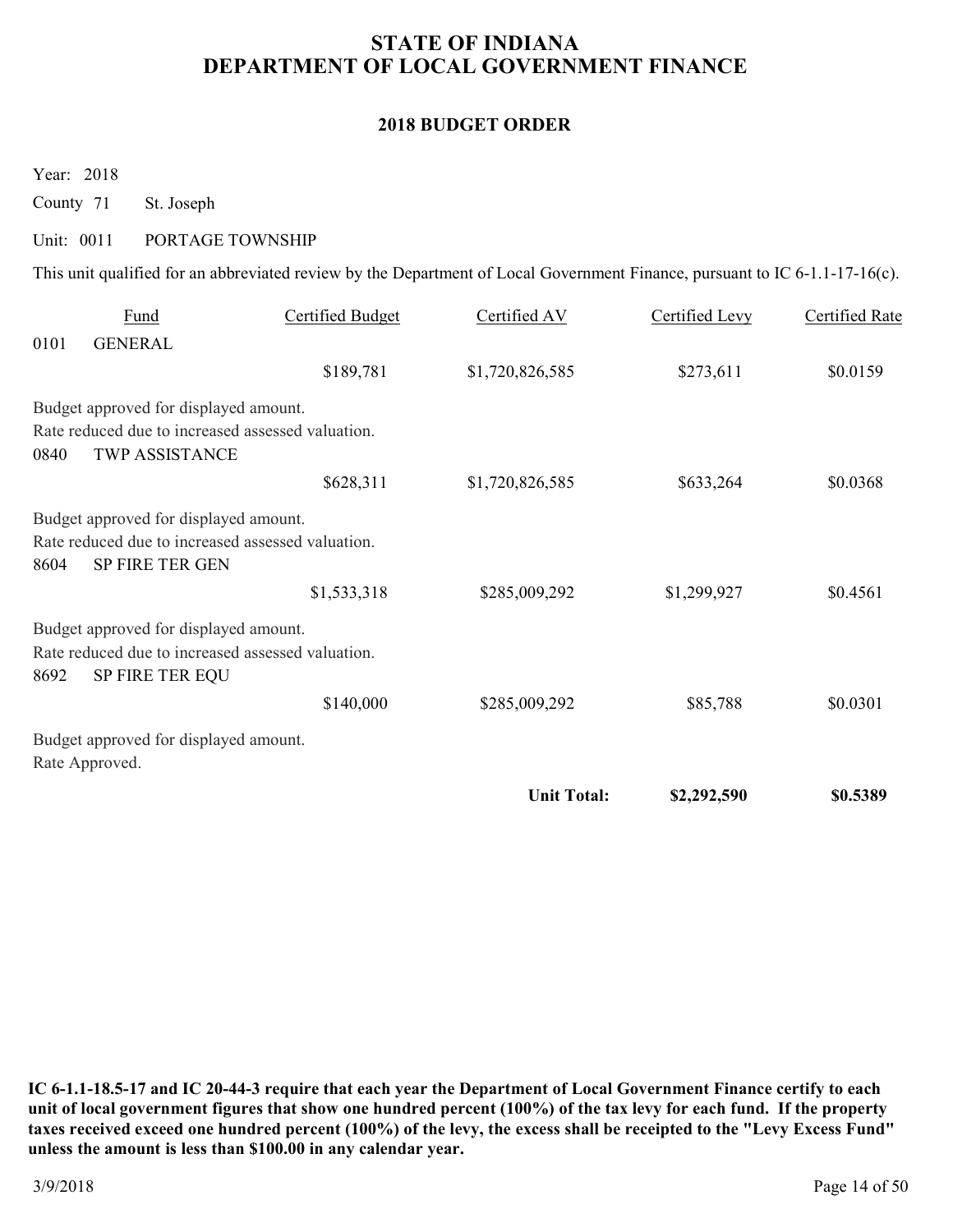# STATE OF INDIANA
# DEPARTMENT OF LOCAL GOVERNMENT FINANCE

## 2018 BUDGET ORDER

Year: 2018

County 71 St. Joseph

Unit: 0011 PORTAGE TOWNSHIP

This unit qualified for an abbreviated review by the Department of Local Government Finance, pursuant to IC 6-1.1-17-16(c).

| Fund | | Certified Budget | Certified AV | Certified Levy | Certified Rate |
|---|---|---|---|---|---|
| 0101 | GENERAL | | | | |
| | | $189,781 | $1,720,826,585 | $273,611 | $0.0159 |
| Budget approved for displayed amount. Rate reduced due to increased assessed valuation. | | | | | |
| 0840 | TWP ASSISTANCE | | | | |
| | | $628,311 | $1,720,826,585 | $633,264 | $0.0368 |
| Budget approved for displayed amount. Rate reduced due to increased assessed valuation. | | | | | |
| 8604 | SP FIRE TER GEN | | | | |
| | | $1,533,318 | $285,009,292 | $1,299,927 | $0.4561 |
| Budget approved for displayed amount. Rate reduced due to increased assessed valuation. | | | | | |
| 8692 | SP FIRE TER EQU | | | | |
| | | $140,000 | $285,009,292 | $85,788 | $0.0301 |
| Budget approved for displayed amount. Rate Approved. | | | | | |
| | | | **Unit Total:** | **$2,292,590** | **$0.5389** |

**IC 6-1.1-18.5-17 and IC 20-44-3 require that each year the Department of Local Government Finance certify to each unit of local government figures that show one hundred percent (100%) of the tax levy for each fund. If the property taxes received exceed one hundred percent (100%) of the levy, the excess shall be receipted to the "Levy Excess Fund" unless the amount is less than $100.00 in any calendar year.**

3/9/2018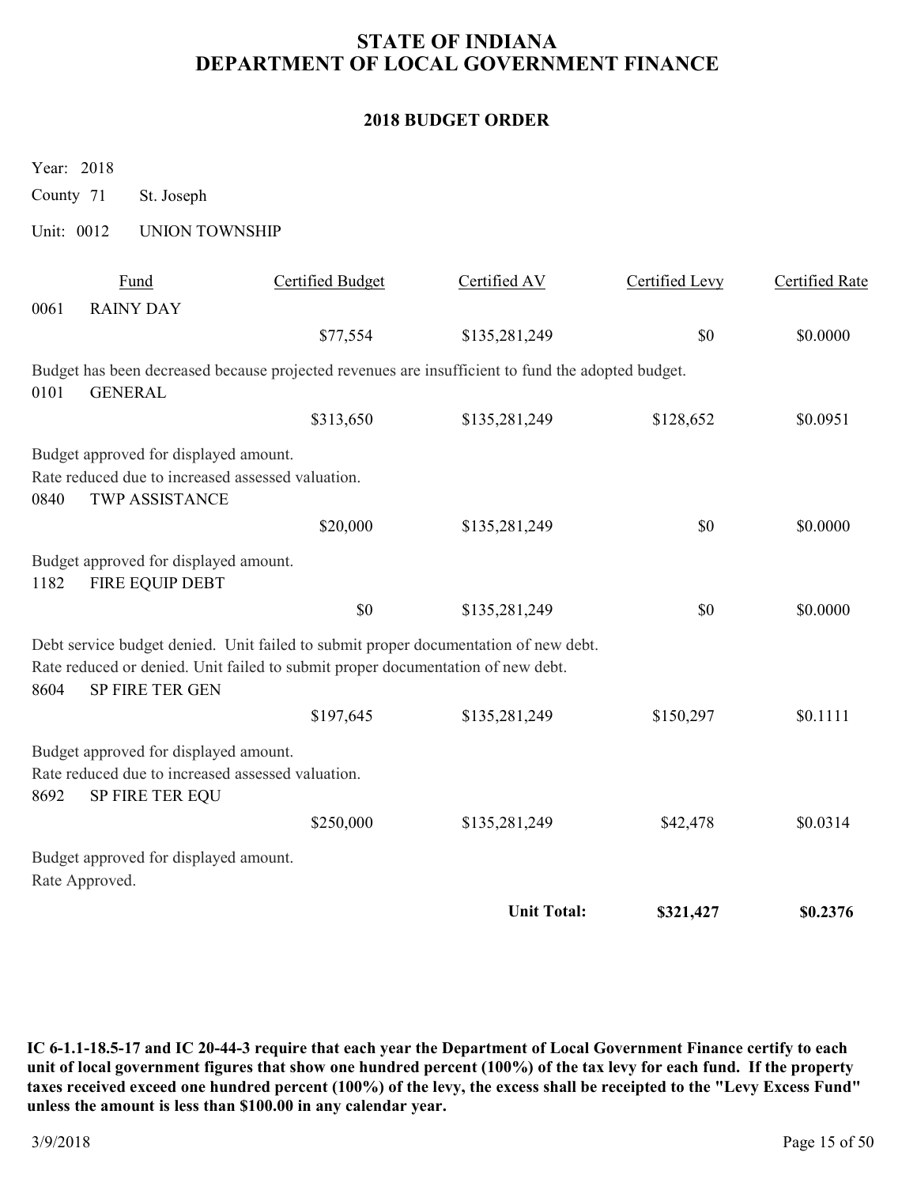# STATE OF INDIANA
# DEPARTMENT OF LOCAL GOVERNMENT FINANCE

## 2018 BUDGET ORDER

Year: 2018

County 71 St. Joseph

Unit: 0012 UNION TOWNSHIP

| Fund | | Certified Budget | Certified AV | Certified Levy | Certified Rate |
|---|---|---|---|---|---|
| 0061 | RAINY DAY | | | | |
| | | $77,554 | $135,281,249 | $0 | $0.0000 |

Budget has been decreased because projected revenues are insufficient to fund the adopted budget.

| Fund | | Certified Budget | Certified AV | Certified Levy | Certified Rate |
|---|---|---|---|---|---|
| 0101 | GENERAL | | | | |
| | | $313,650 | $135,281,249 | $128,652 | $0.0951 |

Budget approved for displayed amount.
Rate reduced due to increased assessed valuation.

| Fund | | Certified Budget | Certified AV | Certified Levy | Certified Rate |
|---|---|---|---|---|---|
| 0840 | TWP ASSISTANCE | | | | |
| | | $20,000 | $135,281,249 | $0 | $0.0000 |

Budget approved for displayed amount.

| Fund | | Certified Budget | Certified AV | Certified Levy | Certified Rate |
|---|---|---|---|---|---|
| 1182 | FIRE EQUIP DEBT | | | | |
| | | $0 | $135,281,249 | $0 | $0.0000 |

Debt service budget denied. Unit failed to submit proper documentation of new debt.
Rate reduced or denied. Unit failed to submit proper documentation of new debt.

| Fund | | Certified Budget | Certified AV | Certified Levy | Certified Rate |
|---|---|---|---|---|---|
| 8604 | SP FIRE TER GEN | | | | |
| | | $197,645 | $135,281,249 | $150,297 | $0.1111 |

Budget approved for displayed amount.
Rate reduced due to increased assessed valuation.

| Fund | | Certified Budget | Certified AV | Certified Levy | Certified Rate |
|---|---|---|---|---|---|
| 8692 | SP FIRE TER EQU | | | | |
| | | $250,000 | $135,281,249 | $42,478 | $0.0314 |

Budget approved for displayed amount.
Rate Approved.

| | | | **Unit Total:** | **$321,427** | **$0.2376** |
|---|---|---|---|---|---|

**IC 6-1.1-18.5-17 and IC 20-44-3 require that each year the Department of Local Government Finance certify to each unit of local government figures that show one hundred percent (100%) of the tax levy for each fund. If the property taxes received exceed one hundred percent (100%) of the levy, the excess shall be receipted to the "Levy Excess Fund" unless the amount is less than $100.00 in any calendar year.**

3/9/2018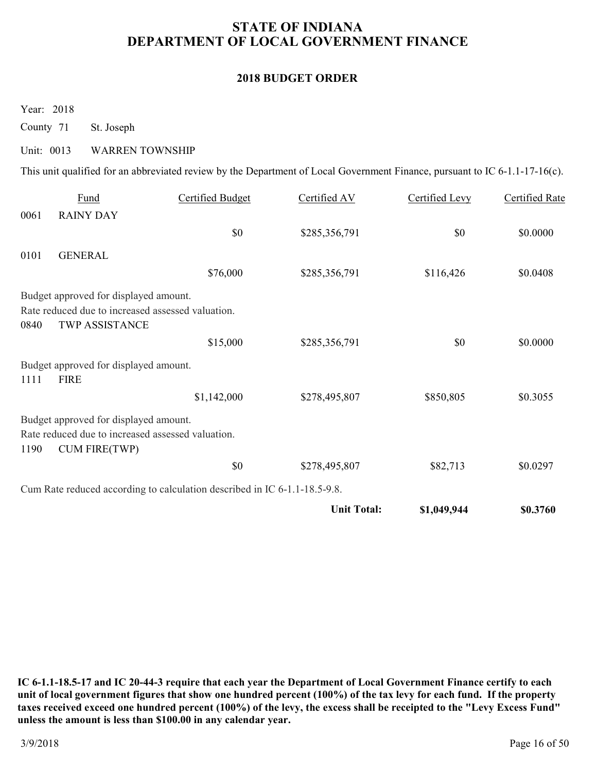# STATE OF INDIANA
# DEPARTMENT OF LOCAL GOVERNMENT FINANCE

## 2018 BUDGET ORDER

Year: 2018

County 71 St. Joseph

Unit: 0013 WARREN TOWNSHIP

This unit qualified for an abbreviated review by the Department of Local Government Finance, pursuant to IC 6-1.1-17-16(c).

| | Fund | Certified Budget | Certified AV | Certified Levy | Certified Rate |
|---|---|---|---|---|---|
| 0061 | RAINY DAY | | | | |
| | | $0 | $285,356,791 | $0 | $0.0000 |
| 0101 | GENERAL | | | | |
| | | $76,000 | $285,356,791 | $116,426 | $0.0408 |
| | Budget approved for displayed amount. Rate reduced due to increased assessed valuation. | | | | |
| 0840 | TWP ASSISTANCE | | | | |
| | | $15,000 | $285,356,791 | $0 | $0.0000 |
| | Budget approved for displayed amount. | | | | |
| 1111 | FIRE | | | | |
| | | $1,142,000 | $278,495,807 | $850,805 | $0.3055 |
| | Budget approved for displayed amount. Rate reduced due to increased assessed valuation. | | | | |
| 1190 | CUM FIRE(TWP) | | | | |
| | | $0 | $278,495,807 | $82,713 | $0.0297 |
| | Cum Rate reduced according to calculation described in IC 6-1.1-18.5-9.8. | | | | |
| | | | **Unit Total:** | **$1,049,944** | **$0.3760** |

**IC 6-1.1-18.5-17 and IC 20-44-3 require that each year the Department of Local Government Finance certify to each unit of local government figures that show one hundred percent (100%) of the tax levy for each fund. If the property taxes received exceed one hundred percent (100%) of the levy, the excess shall be receipted to the "Levy Excess Fund" unless the amount is less than $100.00 in any calendar year.**

3/9/2018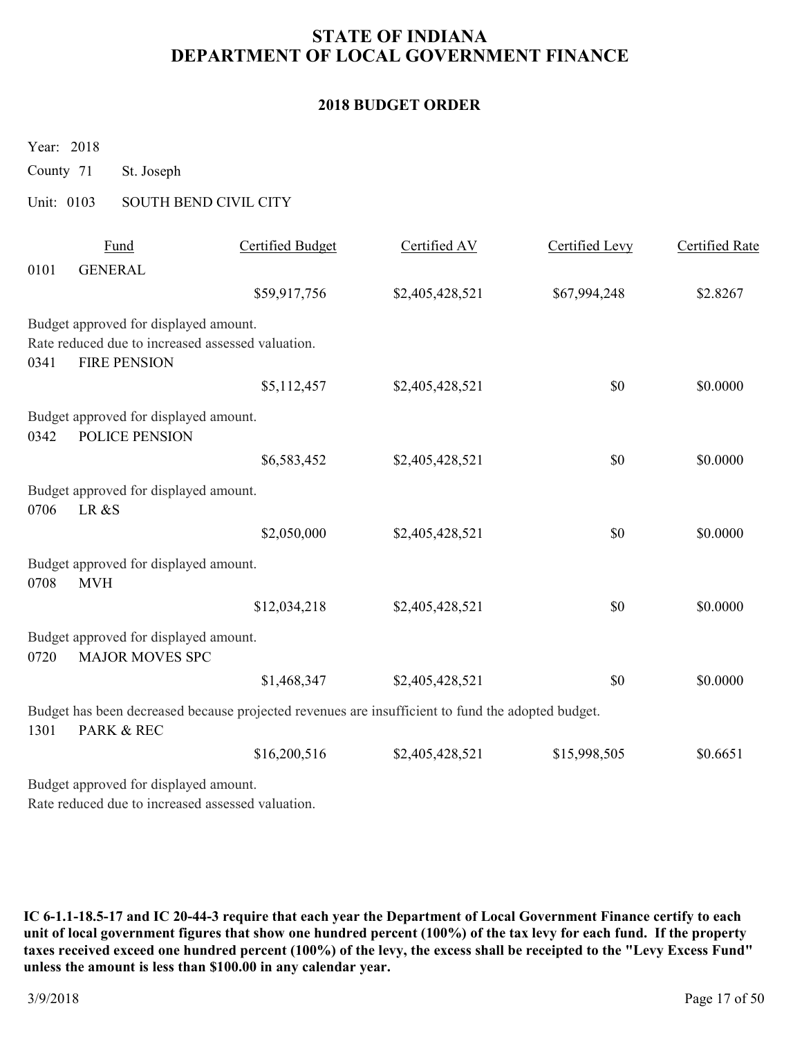# STATE OF INDIANA
# DEPARTMENT OF LOCAL GOVERNMENT FINANCE

## 2018 BUDGET ORDER

Year: 2018

County 71 St. Joseph

Unit: 0103 SOUTH BEND CIVIL CITY

| | Fund | Certified Budget | Certified AV | Certified Levy | Certified Rate |
|---|---|---|---|---|---|
| 0101 | GENERAL | $59,917,756 | $2,405,428,521 | $67,994,248 | $2.8267 |

Budget approved for displayed amount.
Rate reduced due to increased assessed valuation.

| | Fund | Certified Budget | Certified AV | Certified Levy | Certified Rate |
|---|---|---|---|---|---|
| 0341 | FIRE PENSION | $5,112,457 | $2,405,428,521 | $0 | $0.0000 |

Budget approved for displayed amount.

| | Fund | Certified Budget | Certified AV | Certified Levy | Certified Rate |
|---|---|---|---|---|---|
| 0342 | POLICE PENSION | $6,583,452 | $2,405,428,521 | $0 | $0.0000 |

Budget approved for displayed amount.

| | Fund | Certified Budget | Certified AV | Certified Levy | Certified Rate |
|---|---|---|---|---|---|
| 0706 | LR &S | $2,050,000 | $2,405,428,521 | $0 | $0.0000 |

Budget approved for displayed amount.

| | Fund | Certified Budget | Certified AV | Certified Levy | Certified Rate |
|---|---|---|---|---|---|
| 0708 | MVH | $12,034,218 | $2,405,428,521 | $0 | $0.0000 |

Budget approved for displayed amount.

| | Fund | Certified Budget | Certified AV | Certified Levy | Certified Rate |
|---|---|---|---|---|---|
| 0720 | MAJOR MOVES SPC | $1,468,347 | $2,405,428,521 | $0 | $0.0000 |

Budget has been decreased because projected revenues are insufficient to fund the adopted budget.

| | Fund | Certified Budget | Certified AV | Certified Levy | Certified Rate |
|---|---|---|---|---|---|
| 1301 | PARK & REC | $16,200,516 | $2,405,428,521 | $15,998,505 | $0.6651 |

Budget approved for displayed amount.
Rate reduced due to increased assessed valuation.

**IC 6-1.1-18.5-17 and IC 20-44-3 require that each year the Department of Local Government Finance certify to each unit of local government figures that show one hundred percent (100%) of the tax levy for each fund. If the property taxes received exceed one hundred percent (100%) of the levy, the excess shall be receipted to the "Levy Excess Fund" unless the amount is less than $100.00 in any calendar year.**

3/9/2018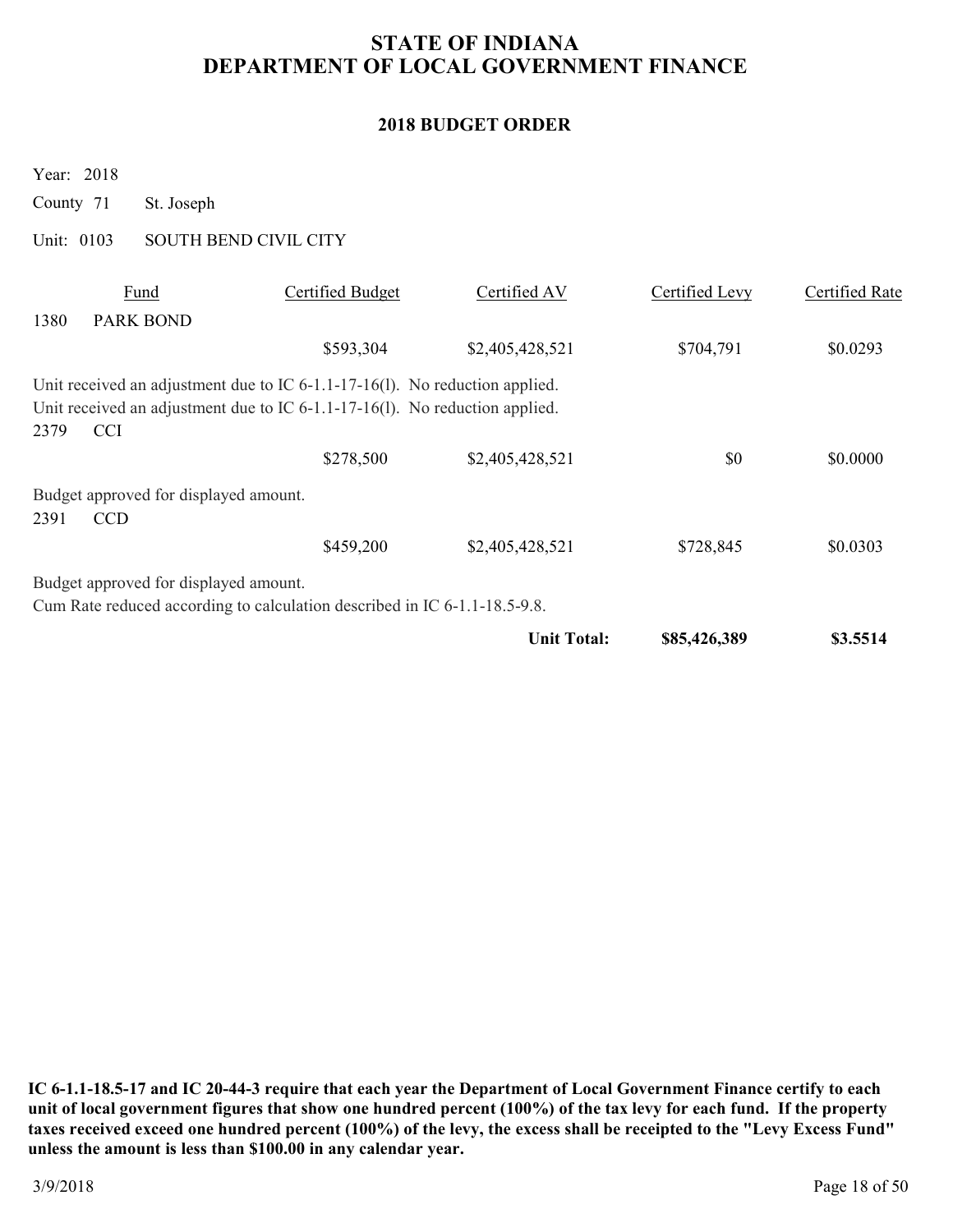# STATE OF INDIANA
# DEPARTMENT OF LOCAL GOVERNMENT FINANCE

## 2018 BUDGET ORDER

Year: 2018

County 71 St. Joseph

Unit: 0103 SOUTH BEND CIVIL CITY

| Fund | | Certified Budget | Certified AV | Certified Levy | Certified Rate |
|---|---|---|---|---|---|
| 1380 | PARK BOND | | | | |
| | | $593,304 | $2,405,428,521 | $704,791 | $0.0293 |

Unit received an adjustment due to IC 6-1.1-17-16(l). No reduction applied.
Unit received an adjustment due to IC 6-1.1-17-16(l). No reduction applied.

| Fund | | Certified Budget | Certified AV | Certified Levy | Certified Rate |
|---|---|---|---|---|---|
| 2379 | CCI | | | | |
| | | $278,500 | $2,405,428,521 | $0 | $0.0000 |

Budget approved for displayed amount.

| Fund | | Certified Budget | Certified AV | Certified Levy | Certified Rate |
|---|---|---|---|---|---|
| 2391 | CCD | | | | |
| | | $459,200 | $2,405,428,521 | $728,845 | $0.0303 |

Budget approved for displayed amount.
Cum Rate reduced according to calculation described in IC 6-1.1-18.5-9.8.

| | | | **Unit Total:** | **$85,426,389** | **$3.5514** |
|---|---|---|---|---|---|

**IC 6-1.1-18.5-17 and IC 20-44-3 require that each year the Department of Local Government Finance certify to each unit of local government figures that show one hundred percent (100%) of the tax levy for each fund. If the property taxes received exceed one hundred percent (100%) of the levy, the excess shall be receipted to the "Levy Excess Fund" unless the amount is less than $100.00 in any calendar year.**

3/9/2018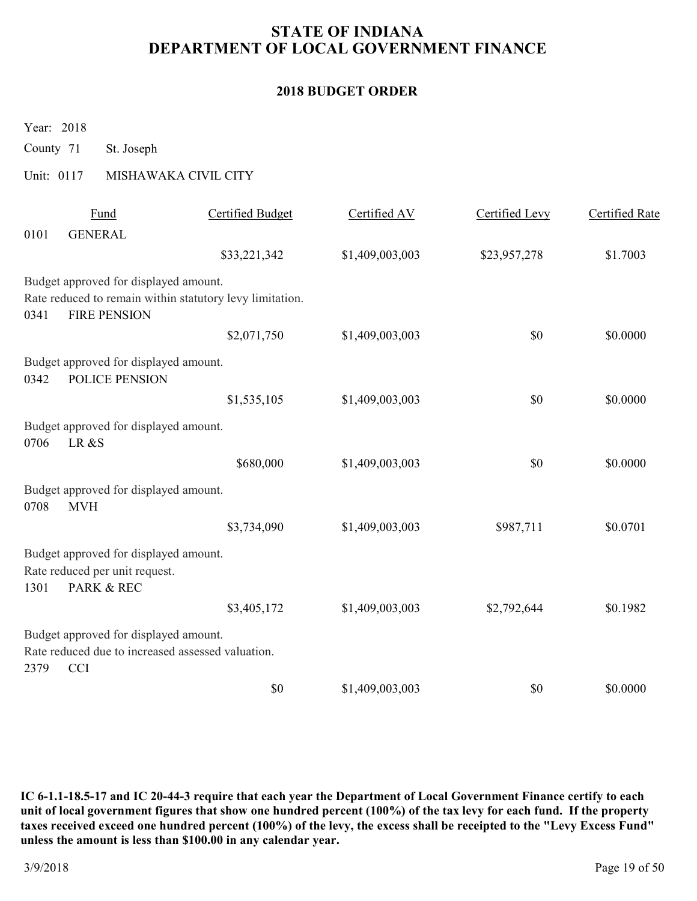# STATE OF INDIANA
# DEPARTMENT OF LOCAL GOVERNMENT FINANCE

## 2018 BUDGET ORDER

Year: 2018

County 71 St. Joseph

Unit: 0117 MISHAWAKA CIVIL CITY

| | Fund | Certified Budget | Certified AV | Certified Levy | Certified Rate |
|---|---|---|---|---|---|
| 0101 | GENERAL | | | | |
| | | $33,221,342 | $1,409,003,003 | $23,957,278 | $1.7003 |

Budget approved for displayed amount.
Rate reduced to remain within statutory levy limitation.

| | Fund | Certified Budget | Certified AV | Certified Levy | Certified Rate |
|---|---|---|---|---|---|
| 0341 | FIRE PENSION | | | | |
| | | $2,071,750 | $1,409,003,003 | $0 | $0.0000 |

Budget approved for displayed amount.

| | Fund | Certified Budget | Certified AV | Certified Levy | Certified Rate |
|---|---|---|---|---|---|
| 0342 | POLICE PENSION | | | | |
| | | $1,535,105 | $1,409,003,003 | $0 | $0.0000 |

Budget approved for displayed amount.

| | Fund | Certified Budget | Certified AV | Certified Levy | Certified Rate |
|---|---|---|---|---|---|
| 0706 | LR &S | | | | |
| | | $680,000 | $1,409,003,003 | $0 | $0.0000 |

Budget approved for displayed amount.

| | Fund | Certified Budget | Certified AV | Certified Levy | Certified Rate |
|---|---|---|---|---|---|
| 0708 | MVH | | | | |
| | | $3,734,090 | $1,409,003,003 | $987,711 | $0.0701 |

Budget approved for displayed amount.
Rate reduced per unit request.

| | Fund | Certified Budget | Certified AV | Certified Levy | Certified Rate |
|---|---|---|---|---|---|
| 1301 | PARK & REC | | | | |
| | | $3,405,172 | $1,409,003,003 | $2,792,644 | $0.1982 |

Budget approved for displayed amount.
Rate reduced due to increased assessed valuation.

| | Fund | Certified Budget | Certified AV | Certified Levy | Certified Rate |
|---|---|---|---|---|---|
| 2379 | CCI | | | | |
| | | $0 | $1,409,003,003 | $0 | $0.0000 |

**IC 6-1.1-18.5-17 and IC 20-44-3 require that each year the Department of Local Government Finance certify to each unit of local government figures that show one hundred percent (100%) of the tax levy for each fund. If the property taxes received exceed one hundred percent (100%) of the levy, the excess shall be receipted to the "Levy Excess Fund" unless the amount is less than $100.00 in any calendar year.**

3/9/2018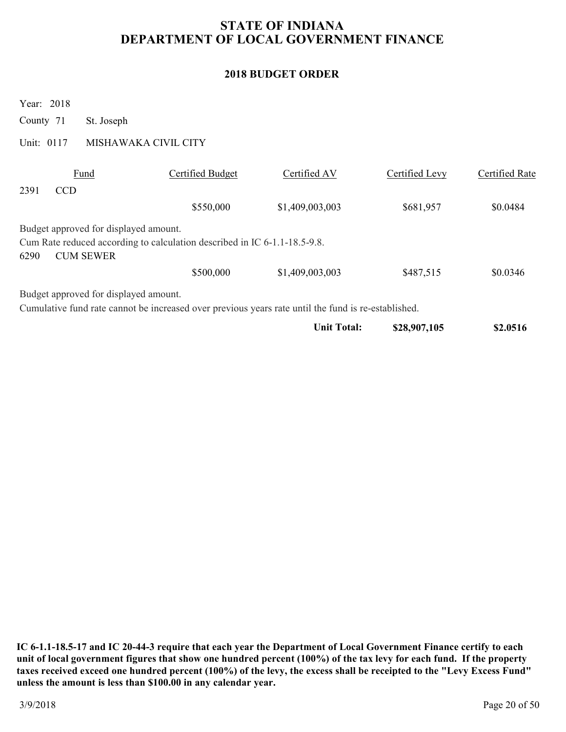# STATE OF INDIANA
# DEPARTMENT OF LOCAL GOVERNMENT FINANCE

## 2018 BUDGET ORDER

Year: 2018

County 71 St. Joseph

Unit: 0117 MISHAWAKA CIVIL CITY

| Fund | | Certified Budget | Certified AV | Certified Levy | Certified Rate |
|---|---|---|---|---|---|
| 2391 | CCD | | | | |
| | | $550,000 | $1,409,003,003 | $681,957 | $0.0484 |

Budget approved for displayed amount.

Cum Rate reduced according to calculation described in IC 6-1.1-18.5-9.8.

| Fund | | Certified Budget | Certified AV | Certified Levy | Certified Rate |
|---|---|---|---|---|---|
| 6290 | CUM SEWER | | | | |
| | | $500,000 | $1,409,003,003 | $487,515 | $0.0346 |

Budget approved for displayed amount.

Cumulative fund rate cannot be increased over previous years rate until the fund is re-established.

| | | | **Unit Total:** | **$28,907,105** | **$2.0516** |
|---|---|---|---|---|---|

**IC 6-1.1-18.5-17 and IC 20-44-3 require that each year the Department of Local Government Finance certify to each unit of local government figures that show one hundred percent (100%) of the tax levy for each fund. If the property taxes received exceed one hundred percent (100%) of the levy, the excess shall be receipted to the "Levy Excess Fund" unless the amount is less than $100.00 in any calendar year.**

3/9/2018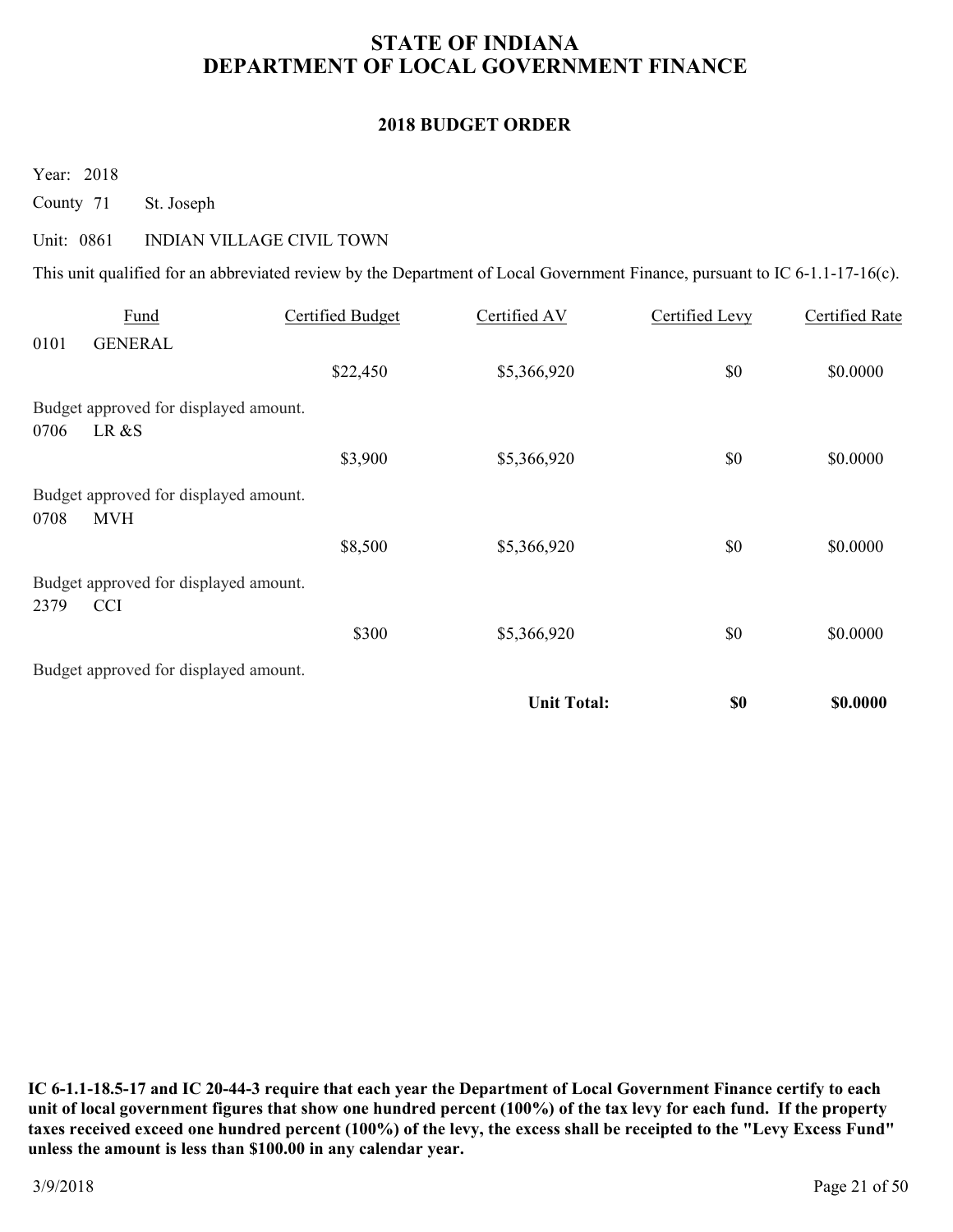# STATE OF INDIANA
# DEPARTMENT OF LOCAL GOVERNMENT FINANCE

## 2018 BUDGET ORDER

Year: 2018

County 71 St. Joseph

Unit: 0861 INDIAN VILLAGE CIVIL TOWN

This unit qualified for an abbreviated review by the Department of Local Government Finance, pursuant to IC 6-1.1-17-16(c).

| Fund | | Certified Budget | Certified AV | Certified Levy | Certified Rate |
|---|---|---|---|---|---|
| 0101 | GENERAL | | | | |
| | | $22,450 | $5,366,920 | $0 | $0.0000 |
| Budget approved for displayed amount. | | | | | |
| 0706 | LR &S | | | | |
| | | $3,900 | $5,366,920 | $0 | $0.0000 |
| Budget approved for displayed amount. | | | | | |
| 0708 | MVH | | | | |
| | | $8,500 | $5,366,920 | $0 | $0.0000 |
| Budget approved for displayed amount. | | | | | |
| 2379 | CCI | | | | |
| | | $300 | $5,366,920 | $0 | $0.0000 |
| Budget approved for displayed amount. | | | | | |
| | | | **Unit Total:** | **$0** | **$0.0000** |

**IC 6-1.1-18.5-17 and IC 20-44-3 require that each year the Department of Local Government Finance certify to each unit of local government figures that show one hundred percent (100%) of the tax levy for each fund. If the property taxes received exceed one hundred percent (100%) of the levy, the excess shall be receipted to the "Levy Excess Fund" unless the amount is less than $100.00 in any calendar year.**

3/9/2018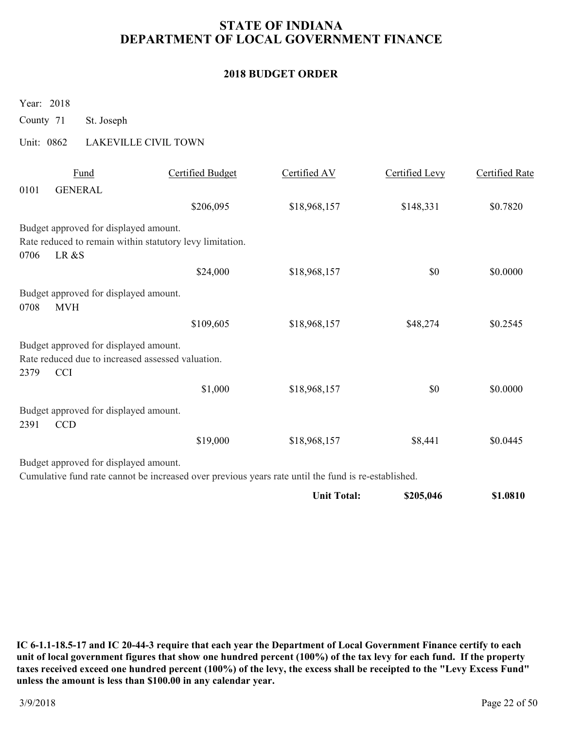# STATE OF INDIANA
# DEPARTMENT OF LOCAL GOVERNMENT FINANCE

## 2018 BUDGET ORDER

Year: 2018

County 71 St. Joseph

Unit: 0862 LAKEVILLE CIVIL TOWN

| Fund | | Certified Budget | Certified AV | Certified Levy | Certified Rate |
|---|---|---|---|---|---|
| 0101 | GENERAL | $206,095 | $18,968,157 | $148,331 | $0.7820 |

Budget approved for displayed amount.
Rate reduced to remain within statutory levy limitation.

| Fund | | Certified Budget | Certified AV | Certified Levy | Certified Rate |
|---|---|---|---|---|---|
| 0706 | LR &S | $24,000 | $18,968,157 | $0 | $0.0000 |

Budget approved for displayed amount.

| Fund | | Certified Budget | Certified AV | Certified Levy | Certified Rate |
|---|---|---|---|---|---|
| 0708 | MVH | $109,605 | $18,968,157 | $48,274 | $0.2545 |

Budget approved for displayed amount.
Rate reduced due to increased assessed valuation.

| Fund | | Certified Budget | Certified AV | Certified Levy | Certified Rate |
|---|---|---|---|---|---|
| 2379 | CCI | $1,000 | $18,968,157 | $0 | $0.0000 |

Budget approved for displayed amount.

| Fund | | Certified Budget | Certified AV | Certified Levy | Certified Rate |
|---|---|---|---|---|---|
| 2391 | CCD | $19,000 | $18,968,157 | $8,441 | $0.0445 |

Budget approved for displayed amount.
Cumulative fund rate cannot be increased over previous years rate until the fund is re-established.

| | | | | Certified Levy | Certified Rate |
|---|---|---|---|---|---|
| | | | **Unit Total:** | **$205,046** | **$1.0810** |

**IC 6-1.1-18.5-17 and IC 20-44-3 require that each year the Department of Local Government Finance certify to each unit of local government figures that show one hundred percent (100%) of the tax levy for each fund. If the property taxes received exceed one hundred percent (100%) of the levy, the excess shall be receipted to the "Levy Excess Fund" unless the amount is less than $100.00 in any calendar year.**

3/9/2018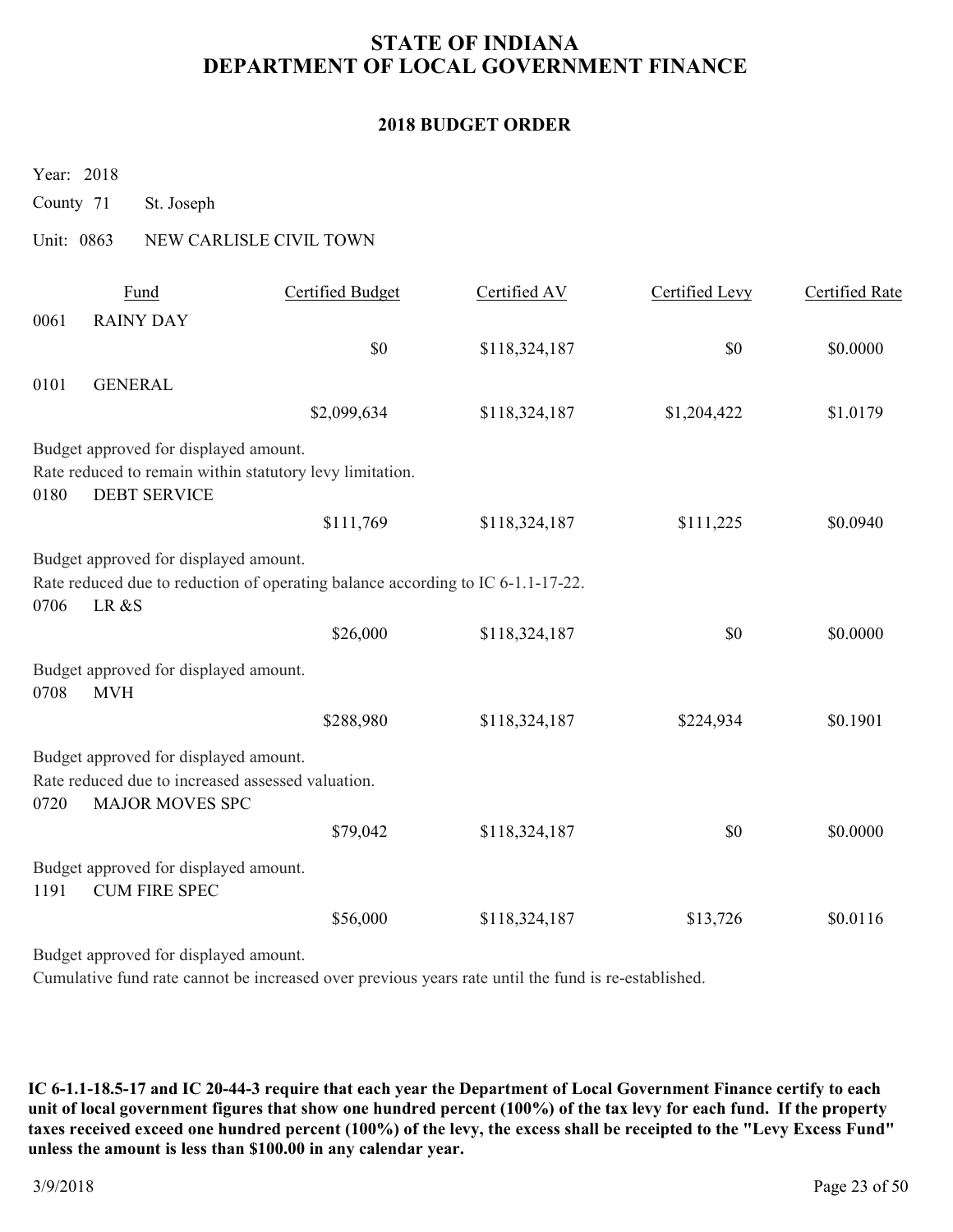# STATE OF INDIANA
# DEPARTMENT OF LOCAL GOVERNMENT FINANCE

## 2018 BUDGET ORDER

Year: 2018

County 71 St. Joseph

Unit: 0863 NEW CARLISLE CIVIL TOWN

| Fund | | Certified Budget | Certified AV | Certified Levy | Certified Rate |
|---|---|---|---|---|---|
| 0061 | RAINY DAY | $0 | $118,324,187 | $0 | $0.0000 |
| 0101 | GENERAL | $2,099,634 | $118,324,187 | $1,204,422 | $1.0179 |
| 0180 | DEBT SERVICE | $111,769 | $118,324,187 | $111,225 | $0.0940 |
| 0706 | LR &S | $26,000 | $118,324,187 | $0 | $0.0000 |
| 0708 | MVH | $288,980 | $118,324,187 | $224,934 | $0.1901 |
| 0720 | MAJOR MOVES SPC | $79,042 | $118,324,187 | $0 | $0.0000 |
| 1191 | CUM FIRE SPEC | $56,000 | $118,324,187 | $13,726 | $0.0116 |

Notes:

- 0101 GENERAL: Budget approved for displayed amount. Rate reduced to remain within statutory levy limitation.
- 0180 DEBT SERVICE: Budget approved for displayed amount. Rate reduced due to reduction of operating balance according to IC 6-1.1-17-22.
- 0706 LR &S: Budget approved for displayed amount.
- 0708 MVH: Budget approved for displayed amount. Rate reduced due to increased assessed valuation.
- 0720 MAJOR MOVES SPC: Budget approved for displayed amount.
- 1191 CUM FIRE SPEC: Budget approved for displayed amount. Cumulative fund rate cannot be increased over previous years rate until the fund is re-established.

**IC 6-1.1-18.5-17 and IC 20-44-3 require that each year the Department of Local Government Finance certify to each unit of local government figures that show one hundred percent (100%) of the tax levy for each fund. If the property taxes received exceed one hundred percent (100%) of the levy, the excess shall be receipted to the "Levy Excess Fund" unless the amount is less than $100.00 in any calendar year.**

3/9/2018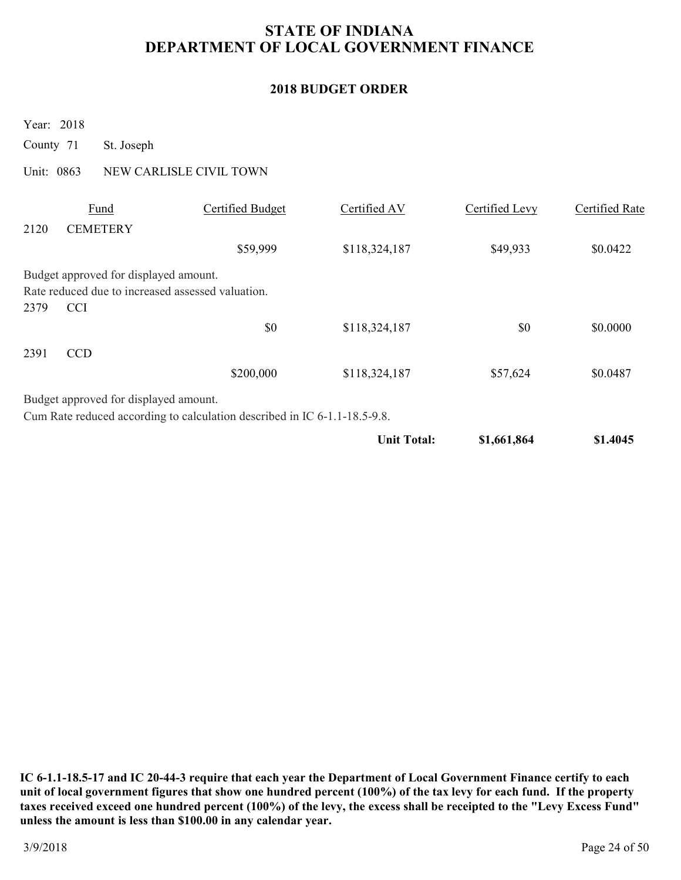# STATE OF INDIANA
# DEPARTMENT OF LOCAL GOVERNMENT FINANCE

## 2018 BUDGET ORDER

Year: 2018

County 71 St. Joseph

Unit: 0863 NEW CARLISLE CIVIL TOWN

| | Fund | Certified Budget | Certified AV | Certified Levy | Certified Rate |
|---|---|---|---|---|---|
| 2120 | CEMETERY | | | | |
| | | $59,999 | $118,324,187 | $49,933 | $0.0422 |

Budget approved for displayed amount.
Rate reduced due to increased assessed valuation.

| | Fund | Certified Budget | Certified AV | Certified Levy | Certified Rate |
|---|---|---|---|---|---|
| 2379 | CCI | | | | |
| | | $0 | $118,324,187 | $0 | $0.0000 |
| 2391 | CCD | | | | |
| | | $200,000 | $118,324,187 | $57,624 | $0.0487 |

Budget approved for displayed amount.
Cum Rate reduced according to calculation described in IC 6-1.1-18.5-9.8.

| | | | | Certified Levy | Certified Rate |
|---|---|---|---|---|---|
| | | | **Unit Total:** | **$1,661,864** | **$1.4045** |

**IC 6-1.1-18.5-17 and IC 20-44-3 require that each year the Department of Local Government Finance certify to each unit of local government figures that show one hundred percent (100%) of the tax levy for each fund. If the property taxes received exceed one hundred percent (100%) of the levy, the excess shall be receipted to the "Levy Excess Fund" unless the amount is less than $100.00 in any calendar year.**

3/9/2018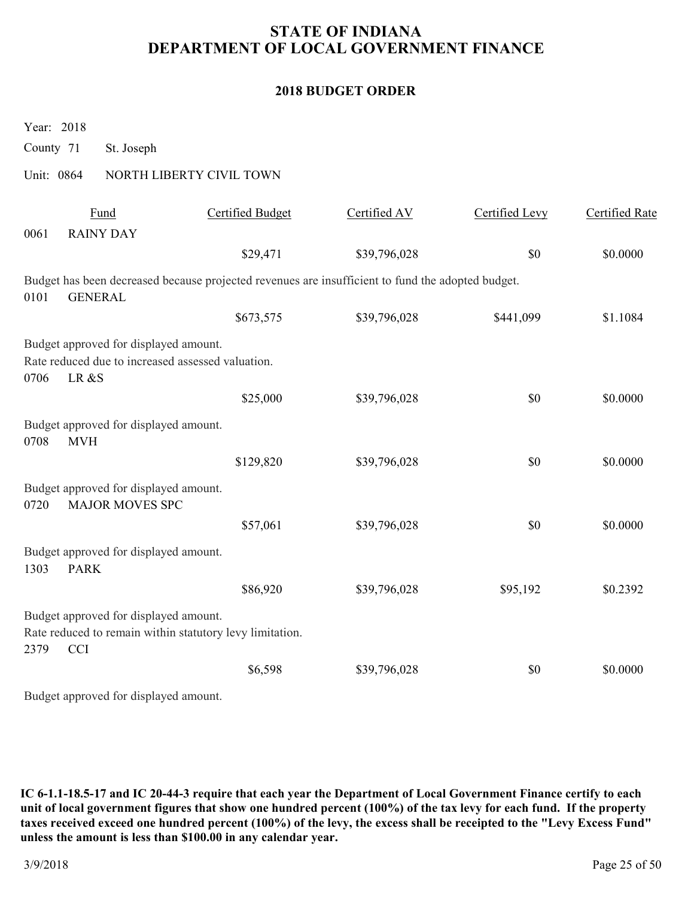# STATE OF INDIANA
# DEPARTMENT OF LOCAL GOVERNMENT FINANCE

## 2018 BUDGET ORDER

Year: 2018

County 71 St. Joseph

Unit: 0864 NORTH LIBERTY CIVIL TOWN

| Fund | | Certified Budget | Certified AV | Certified Levy | Certified Rate |
|---|---|---|---|---|---|
| 0061 | RAINY DAY | | | | |
| | | $29,471 | $39,796,028 | $0 | $0.0000 |
| Budget has been decreased because projected revenues are insufficient to fund the adopted budget. | | | | | |
| 0101 | GENERAL | | | | |
| | | $673,575 | $39,796,028 | $441,099 | $1.1084 |
| Budget approved for displayed amount. Rate reduced due to increased assessed valuation. | | | | | |
| 0706 | LR &S | | | | |
| | | $25,000 | $39,796,028 | $0 | $0.0000 |
| Budget approved for displayed amount. | | | | | |
| 0708 | MVH | | | | |
| | | $129,820 | $39,796,028 | $0 | $0.0000 |
| Budget approved for displayed amount. | | | | | |
| 0720 | MAJOR MOVES SPC | | | | |
| | | $57,061 | $39,796,028 | $0 | $0.0000 |
| Budget approved for displayed amount. | | | | | |
| 1303 | PARK | | | | |
| | | $86,920 | $39,796,028 | $95,192 | $0.2392 |
| Budget approved for displayed amount. Rate reduced to remain within statutory levy limitation. | | | | | |
| 2379 | CCI | | | | |
| | | $6,598 | $39,796,028 | $0 | $0.0000 |
| Budget approved for displayed amount. | | | | | |

**IC 6-1.1-18.5-17 and IC 20-44-3 require that each year the Department of Local Government Finance certify to each unit of local government figures that show one hundred percent (100%) of the tax levy for each fund. If the property taxes received exceed one hundred percent (100%) of the levy, the excess shall be receipted to the "Levy Excess Fund" unless the amount is less than $100.00 in any calendar year.**

3/9/2018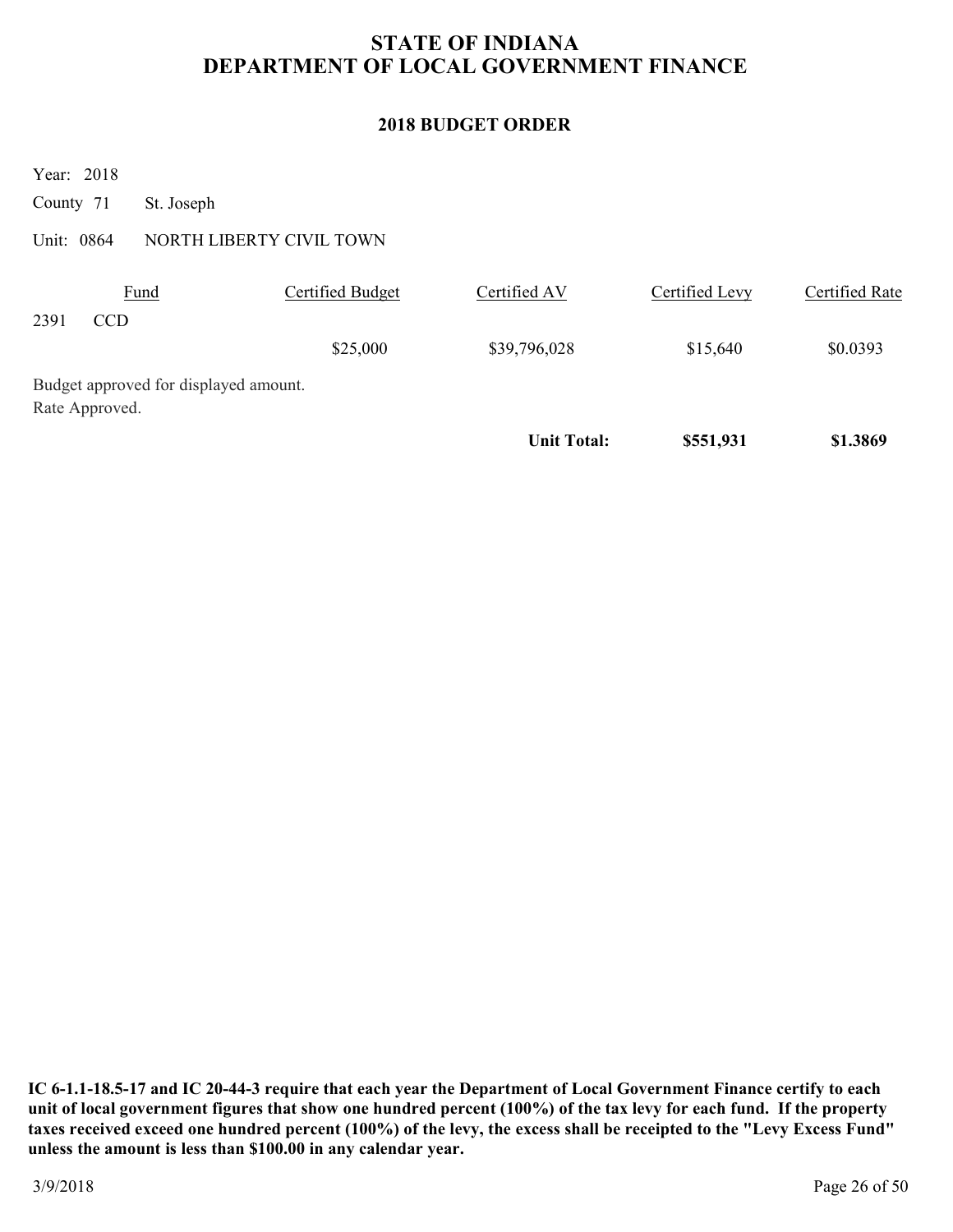# STATE OF INDIANA
# DEPARTMENT OF LOCAL GOVERNMENT FINANCE

## 2018 BUDGET ORDER

Year: 2018

County 71 St. Joseph

Unit: 0864 NORTH LIBERTY CIVIL TOWN

| Fund | Certified Budget | Certified AV | Certified Levy | Certified Rate |
|---|---|---|---|---|
| 2391 CCD | | | | |
| | $25,000 | $39,796,028 | $15,640 | $0.0393 |

Budget approved for displayed amount.
Rate Approved.

| | | **Unit Total:** | **$551,931** | **$1.3869** |
|---|---|---|---|---|

**IC 6-1.1-18.5-17 and IC 20-44-3 require that each year the Department of Local Government Finance certify to each unit of local government figures that show one hundred percent (100%) of the tax levy for each fund. If the property taxes received exceed one hundred percent (100%) of the levy, the excess shall be receipted to the "Levy Excess Fund" unless the amount is less than $100.00 in any calendar year.**

3/9/2018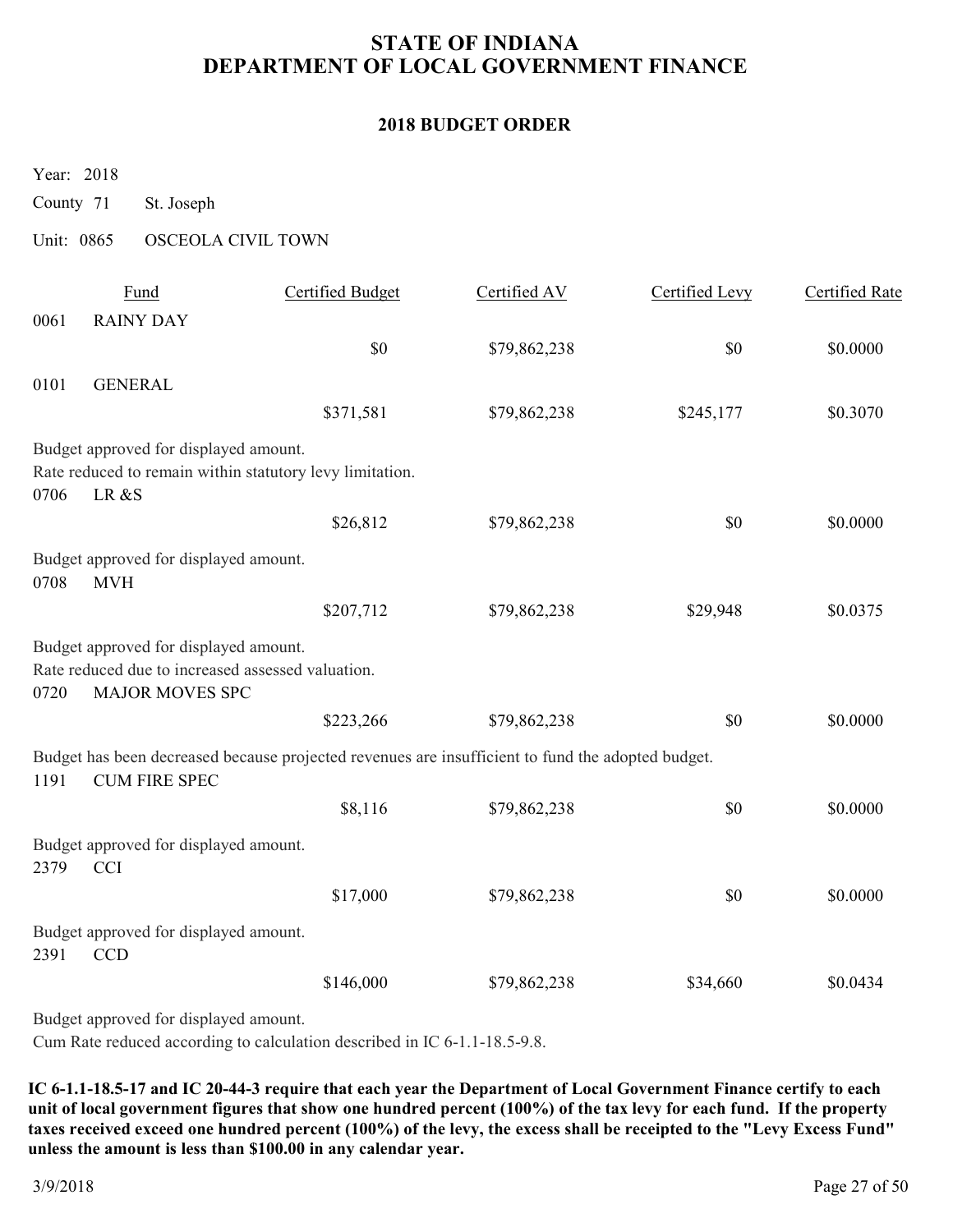# STATE OF INDIANA
# DEPARTMENT OF LOCAL GOVERNMENT FINANCE

## 2018 BUDGET ORDER

Year: 2018

County 71 St. Joseph

Unit: 0865 OSCEOLA CIVIL TOWN

| | Fund | Certified Budget | Certified AV | Certified Levy | Certified Rate |
|---|---|---|---|---|---|
| 0061 | RAINY DAY | $0 | $79,862,238 | $0 | $0.0000 |
| 0101 | GENERAL | $371,581 | $79,862,238 | $245,177 | $0.3070 |

Budget approved for displayed amount.
Rate reduced to remain within statutory levy limitation.

| | Fund | Certified Budget | Certified AV | Certified Levy | Certified Rate |
|---|---|---|---|---|---|
| 0706 | LR &S | $26,812 | $79,862,238 | $0 | $0.0000 |

Budget approved for displayed amount.

| | Fund | Certified Budget | Certified AV | Certified Levy | Certified Rate |
|---|---|---|---|---|---|
| 0708 | MVH | $207,712 | $79,862,238 | $29,948 | $0.0375 |

Budget approved for displayed amount.
Rate reduced due to increased assessed valuation.

| | Fund | Certified Budget | Certified AV | Certified Levy | Certified Rate |
|---|---|---|---|---|---|
| 0720 | MAJOR MOVES SPC | $223,266 | $79,862,238 | $0 | $0.0000 |

Budget has been decreased because projected revenues are insufficient to fund the adopted budget.

| | Fund | Certified Budget | Certified AV | Certified Levy | Certified Rate |
|---|---|---|---|---|---|
| 1191 | CUM FIRE SPEC | $8,116 | $79,862,238 | $0 | $0.0000 |

Budget approved for displayed amount.

| | Fund | Certified Budget | Certified AV | Certified Levy | Certified Rate |
|---|---|---|---|---|---|
| 2379 | CCI | $17,000 | $79,862,238 | $0 | $0.0000 |

Budget approved for displayed amount.

| | Fund | Certified Budget | Certified AV | Certified Levy | Certified Rate |
|---|---|---|---|---|---|
| 2391 | CCD | $146,000 | $79,862,238 | $34,660 | $0.0434 |

Budget approved for displayed amount.
Cum Rate reduced according to calculation described in IC 6-1.1-18.5-9.8.

**IC 6-1.1-18.5-17 and IC 20-44-3 require that each year the Department of Local Government Finance certify to each unit of local government figures that show one hundred percent (100%) of the tax levy for each fund. If the property taxes received exceed one hundred percent (100%) of the levy, the excess shall be receipted to the "Levy Excess Fund" unless the amount is less than $100.00 in any calendar year.**

3/9/2018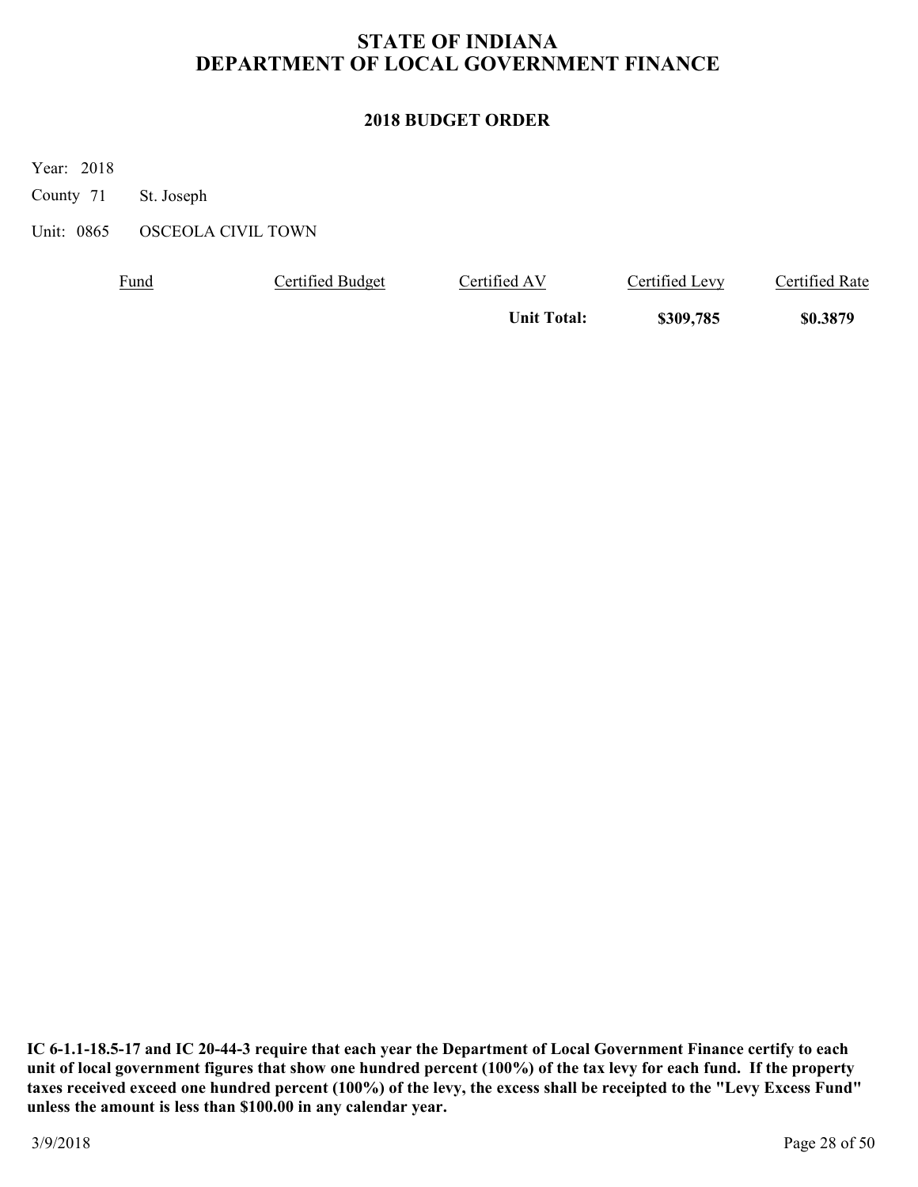# STATE OF INDIANA
# DEPARTMENT OF LOCAL GOVERNMENT FINANCE

## 2018 BUDGET ORDER

Year: 2018

County 71 St. Joseph

Unit: 0865 OSCEOLA CIVIL TOWN

| Fund | Certified Budget | Certified AV | Certified Levy | Certified Rate |
|---|---|---|---|---|
| | | **Unit Total:** | **$309,785** | **$0.3879** |

**IC 6-1.1-18.5-17 and IC 20-44-3 require that each year the Department of Local Government Finance certify to each unit of local government figures that show one hundred percent (100%) of the tax levy for each fund. If the property taxes received exceed one hundred percent (100%) of the levy, the excess shall be receipted to the "Levy Excess Fund" unless the amount is less than $100.00 in any calendar year.**

3/9/2018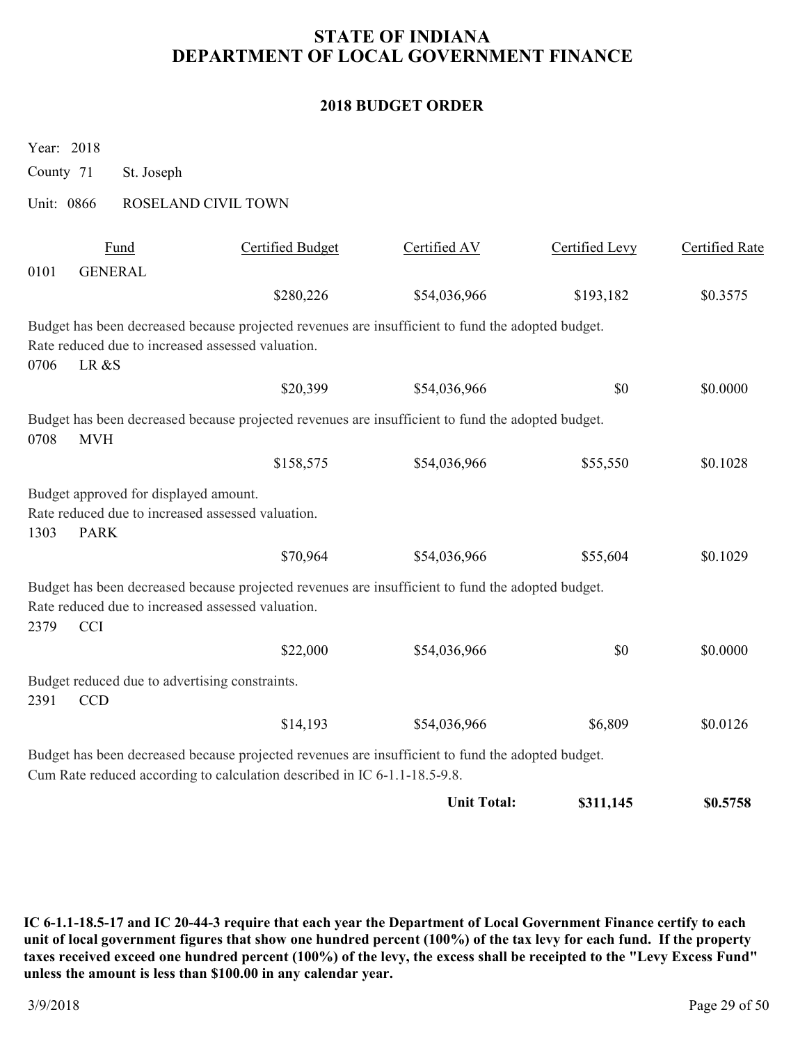# STATE OF INDIANA
# DEPARTMENT OF LOCAL GOVERNMENT FINANCE

## 2018 BUDGET ORDER

Year: 2018

County 71 St. Joseph

Unit: 0866 ROSELAND CIVIL TOWN

| Fund | | Certified Budget | Certified AV | Certified Levy | Certified Rate |
|---|---|---|---|---|---|
| 0101 | GENERAL | $280,226 | $54,036,966 | $193,182 | $0.3575 |

Budget has been decreased because projected revenues are insufficient to fund the adopted budget.
Rate reduced due to increased assessed valuation.

| Fund | | Certified Budget | Certified AV | Certified Levy | Certified Rate |
|---|---|---|---|---|---|
| 0706 | LR &S | $20,399 | $54,036,966 | $0 | $0.0000 |

Budget has been decreased because projected revenues are insufficient to fund the adopted budget.

| Fund | | Certified Budget | Certified AV | Certified Levy | Certified Rate |
|---|---|---|---|---|---|
| 0708 | MVH | $158,575 | $54,036,966 | $55,550 | $0.1028 |

Budget approved for displayed amount.
Rate reduced due to increased assessed valuation.

| Fund | | Certified Budget | Certified AV | Certified Levy | Certified Rate |
|---|---|---|---|---|---|
| 1303 | PARK | $70,964 | $54,036,966 | $55,604 | $0.1029 |

Budget has been decreased because projected revenues are insufficient to fund the adopted budget.
Rate reduced due to increased assessed valuation.

| Fund | | Certified Budget | Certified AV | Certified Levy | Certified Rate |
|---|---|---|---|---|---|
| 2379 | CCI | $22,000 | $54,036,966 | $0 | $0.0000 |

Budget reduced due to advertising constraints.

| Fund | | Certified Budget | Certified AV | Certified Levy | Certified Rate |
|---|---|---|---|---|---|
| 2391 | CCD | $14,193 | $54,036,966 | $6,809 | $0.0126 |

Budget has been decreased because projected revenues are insufficient to fund the adopted budget.
Cum Rate reduced according to calculation described in IC 6-1.1-18.5-9.8.

| | Certified Levy | Certified Rate |
|---|---|---|
| **Unit Total:** | **$311,145** | **$0.5758** |

**IC 6-1.1-18.5-17 and IC 20-44-3 require that each year the Department of Local Government Finance certify to each unit of local government figures that show one hundred percent (100%) of the tax levy for each fund. If the property taxes received exceed one hundred percent (100%) of the levy, the excess shall be receipted to the "Levy Excess Fund" unless the amount is less than $100.00 in any calendar year.**

3/9/2018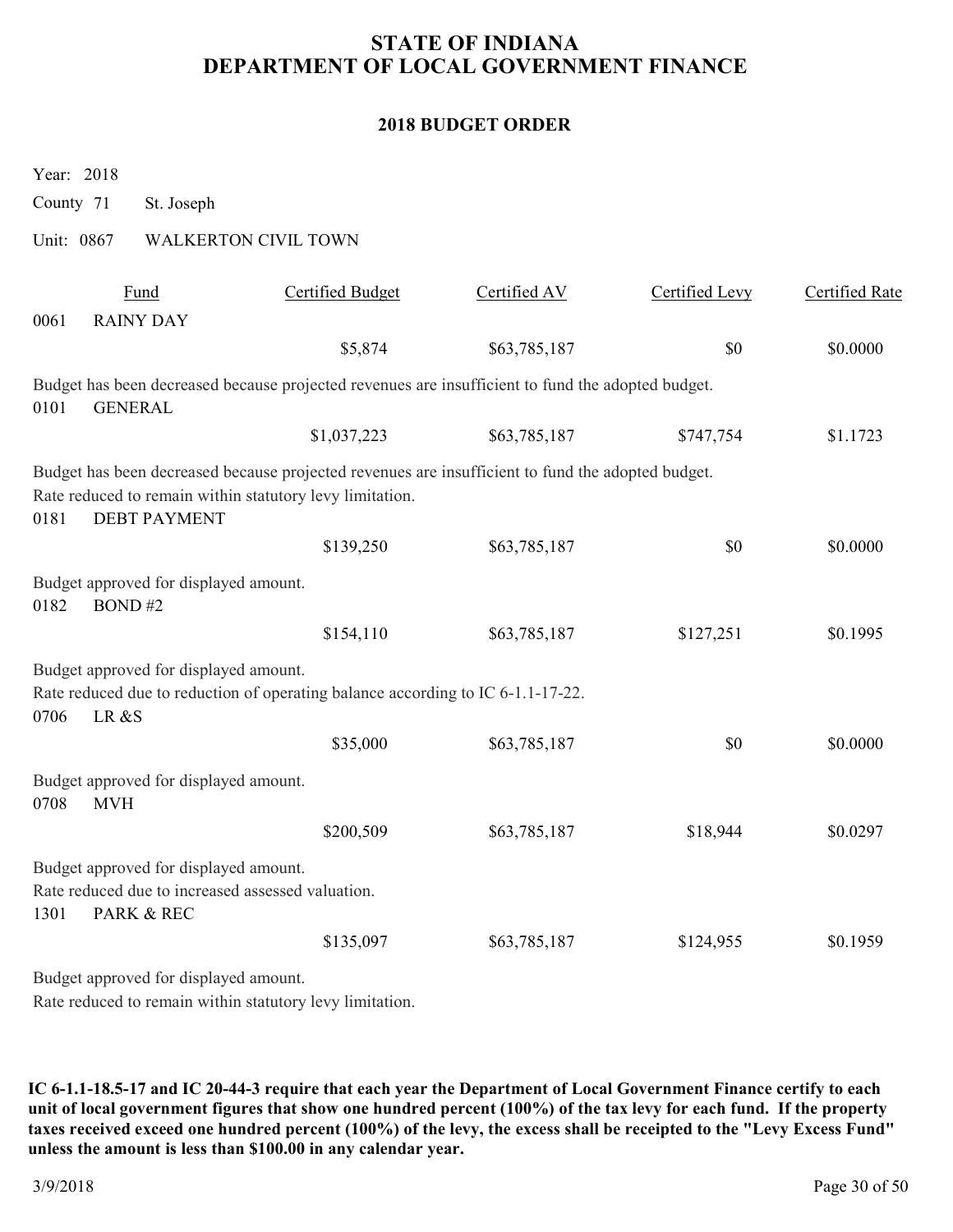# STATE OF INDIANA
# DEPARTMENT OF LOCAL GOVERNMENT FINANCE

## 2018 BUDGET ORDER

Year: 2018

County 71 St. Joseph

Unit: 0867 WALKERTON CIVIL TOWN

| Fund | | Certified Budget | Certified AV | Certified Levy | Certified Rate |
|---|---|---|---|---|---|
| 0061 | RAINY DAY | | | | |
| | | $5,874 | $63,785,187 | $0 | $0.0000 |

Budget has been decreased because projected revenues are insufficient to fund the adopted budget.

| Fund | | Certified Budget | Certified AV | Certified Levy | Certified Rate |
|---|---|---|---|---|---|
| 0101 | GENERAL | | | | |
| | | $1,037,223 | $63,785,187 | $747,754 | $1.1723 |

Budget has been decreased because projected revenues are insufficient to fund the adopted budget.
Rate reduced to remain within statutory levy limitation.

| Fund | | Certified Budget | Certified AV | Certified Levy | Certified Rate |
|---|---|---|---|---|---|
| 0181 | DEBT PAYMENT | | | | |
| | | $139,250 | $63,785,187 | $0 | $0.0000 |

Budget approved for displayed amount.

| Fund | | Certified Budget | Certified AV | Certified Levy | Certified Rate |
|---|---|---|---|---|---|
| 0182 | BOND #2 | | | | |
| | | $154,110 | $63,785,187 | $127,251 | $0.1995 |

Budget approved for displayed amount.
Rate reduced due to reduction of operating balance according to IC 6-1.1-17-22.

| Fund | | Certified Budget | Certified AV | Certified Levy | Certified Rate |
|---|---|---|---|---|---|
| 0706 | LR &S | | | | |
| | | $35,000 | $63,785,187 | $0 | $0.0000 |

Budget approved for displayed amount.

| Fund | | Certified Budget | Certified AV | Certified Levy | Certified Rate |
|---|---|---|---|---|---|
| 0708 | MVH | | | | |
| | | $200,509 | $63,785,187 | $18,944 | $0.0297 |

Budget approved for displayed amount.
Rate reduced due to increased assessed valuation.

| Fund | | Certified Budget | Certified AV | Certified Levy | Certified Rate |
|---|---|---|---|---|---|
| 1301 | PARK & REC | | | | |
| | | $135,097 | $63,785,187 | $124,955 | $0.1959 |

Budget approved for displayed amount.
Rate reduced to remain within statutory levy limitation.

**IC 6-1.1-18.5-17 and IC 20-44-3 require that each year the Department of Local Government Finance certify to each unit of local government figures that show one hundred percent (100%) of the tax levy for each fund. If the property taxes received exceed one hundred percent (100%) of the levy, the excess shall be receipted to the "Levy Excess Fund" unless the amount is less than $100.00 in any calendar year.**

3/9/2018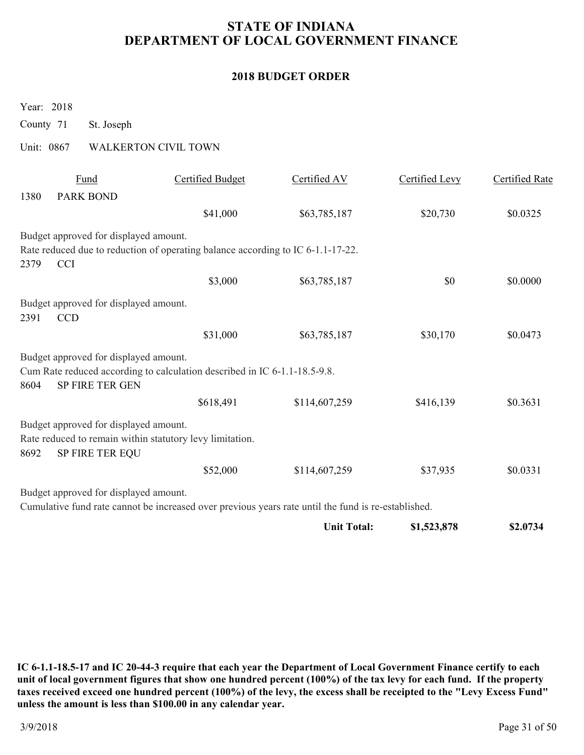# STATE OF INDIANA
# DEPARTMENT OF LOCAL GOVERNMENT FINANCE

## 2018 BUDGET ORDER

Year: 2018

County 71 St. Joseph

Unit: 0867 WALKERTON CIVIL TOWN

| Fund | | Certified Budget | Certified AV | Certified Levy | Certified Rate |
|---|---|---|---|---|---|
| 1380 | PARK BOND | | | | |
| | | $41,000 | $63,785,187 | $20,730 | $0.0325 |

Budget approved for displayed amount.
Rate reduced due to reduction of operating balance according to IC 6-1.1-17-22.

| Fund | | Certified Budget | Certified AV | Certified Levy | Certified Rate |
|---|---|---|---|---|---|
| 2379 | CCI | | | | |
| | | $3,000 | $63,785,187 | $0 | $0.0000 |

Budget approved for displayed amount.

| Fund | | Certified Budget | Certified AV | Certified Levy | Certified Rate |
|---|---|---|---|---|---|
| 2391 | CCD | | | | |
| | | $31,000 | $63,785,187 | $30,170 | $0.0473 |

Budget approved for displayed amount.
Cum Rate reduced according to calculation described in IC 6-1.1-18.5-9.8.

| Fund | | Certified Budget | Certified AV | Certified Levy | Certified Rate |
|---|---|---|---|---|---|
| 8604 | SP FIRE TER GEN | | | | |
| | | $618,491 | $114,607,259 | $416,139 | $0.3631 |

Budget approved for displayed amount.
Rate reduced to remain within statutory levy limitation.

| Fund | | Certified Budget | Certified AV | Certified Levy | Certified Rate |
|---|---|---|---|---|---|
| 8692 | SP FIRE TER EQU | | | | |
| | | $52,000 | $114,607,259 | $37,935 | $0.0331 |

Budget approved for displayed amount.
Cumulative fund rate cannot be increased over previous years rate until the fund is re-established.

| | | | | Certified Levy | Certified Rate |
|---|---|---|---|---|---|
| | | | **Unit Total:** | **$1,523,878** | **$2.0734** |

**IC 6-1.1-18.5-17 and IC 20-44-3 require that each year the Department of Local Government Finance certify to each unit of local government figures that show one hundred percent (100%) of the tax levy for each fund. If the property taxes received exceed one hundred percent (100%) of the levy, the excess shall be receipted to the "Levy Excess Fund" unless the amount is less than $100.00 in any calendar year.**

3/9/2018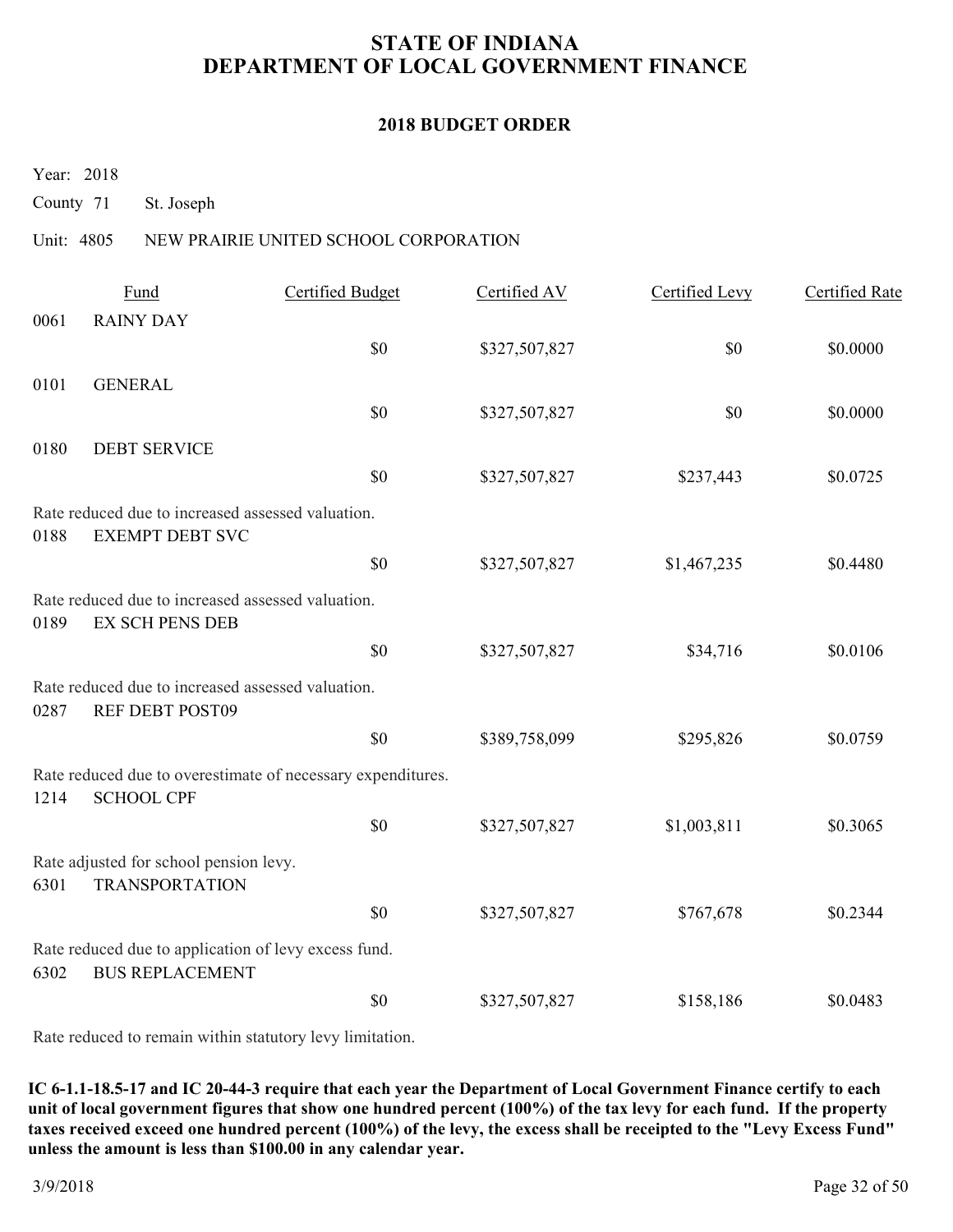# STATE OF INDIANA
# DEPARTMENT OF LOCAL GOVERNMENT FINANCE

## 2018 BUDGET ORDER

Year: 2018

County 71 St. Joseph

Unit: 4805 NEW PRAIRIE UNITED SCHOOL CORPORATION

| | Fund | Certified Budget | Certified AV | Certified Levy | Certified Rate |
|---|---|---|---|---|---|
| 0061 | RAINY DAY | $0 | $327,507,827 | $0 | $0.0000 |
| 0101 | GENERAL | $0 | $327,507,827 | $0 | $0.0000 |
| 0180 | DEBT SERVICE | $0 | $327,507,827 | $237,443 | $0.0725 |
| | Rate reduced due to increased assessed valuation. | | | | |
| 0188 | EXEMPT DEBT SVC | $0 | $327,507,827 | $1,467,235 | $0.4480 |
| | Rate reduced due to increased assessed valuation. | | | | |
| 0189 | EX SCH PENS DEB | $0 | $327,507,827 | $34,716 | $0.0106 |
| | Rate reduced due to increased assessed valuation. | | | | |
| 0287 | REF DEBT POST09 | $0 | $389,758,099 | $295,826 | $0.0759 |
| | Rate reduced due to overestimate of necessary expenditures. | | | | |
| 1214 | SCHOOL CPF | $0 | $327,507,827 | $1,003,811 | $0.3065 |
| | Rate adjusted for school pension levy. | | | | |
| 6301 | TRANSPORTATION | $0 | $327,507,827 | $767,678 | $0.2344 |
| | Rate reduced due to application of levy excess fund. | | | | |
| 6302 | BUS REPLACEMENT | $0 | $327,507,827 | $158,186 | $0.0483 |
| | Rate reduced to remain within statutory levy limitation. | | | | |

**IC 6-1.1-18.5-17 and IC 20-44-3 require that each year the Department of Local Government Finance certify to each unit of local government figures that show one hundred percent (100%) of the tax levy for each fund. If the property taxes received exceed one hundred percent (100%) of the levy, the excess shall be receipted to the "Levy Excess Fund" unless the amount is less than $100.00 in any calendar year.**

3/9/2018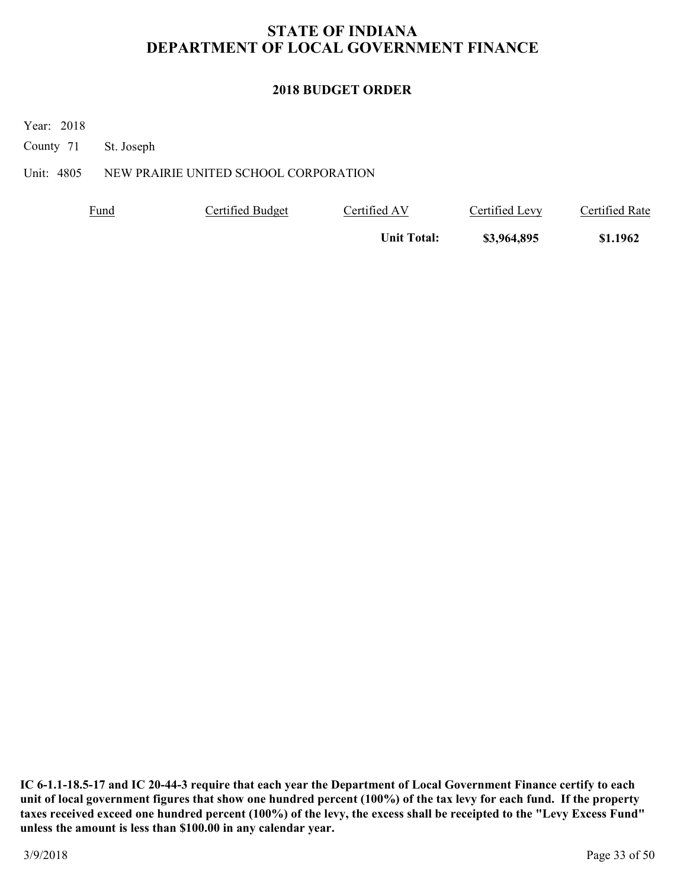# STATE OF INDIANA
# DEPARTMENT OF LOCAL GOVERNMENT FINANCE

## 2018 BUDGET ORDER

Year: 2018

County 71 St. Joseph

Unit: 4805 NEW PRAIRIE UNITED SCHOOL CORPORATION

| Fund | Certified Budget | Certified AV | Certified Levy | Certified Rate |
|---|---|---|---|---|
| | | **Unit Total:** | **$3,964,895** | **$1.1962** |

**IC 6-1.1-18.5-17 and IC 20-44-3 require that each year the Department of Local Government Finance certify to each unit of local government figures that show one hundred percent (100%) of the tax levy for each fund. If the property taxes received exceed one hundred percent (100%) of the levy, the excess shall be receipted to the "Levy Excess Fund" unless the amount is less than $100.00 in any calendar year.**

3/9/2018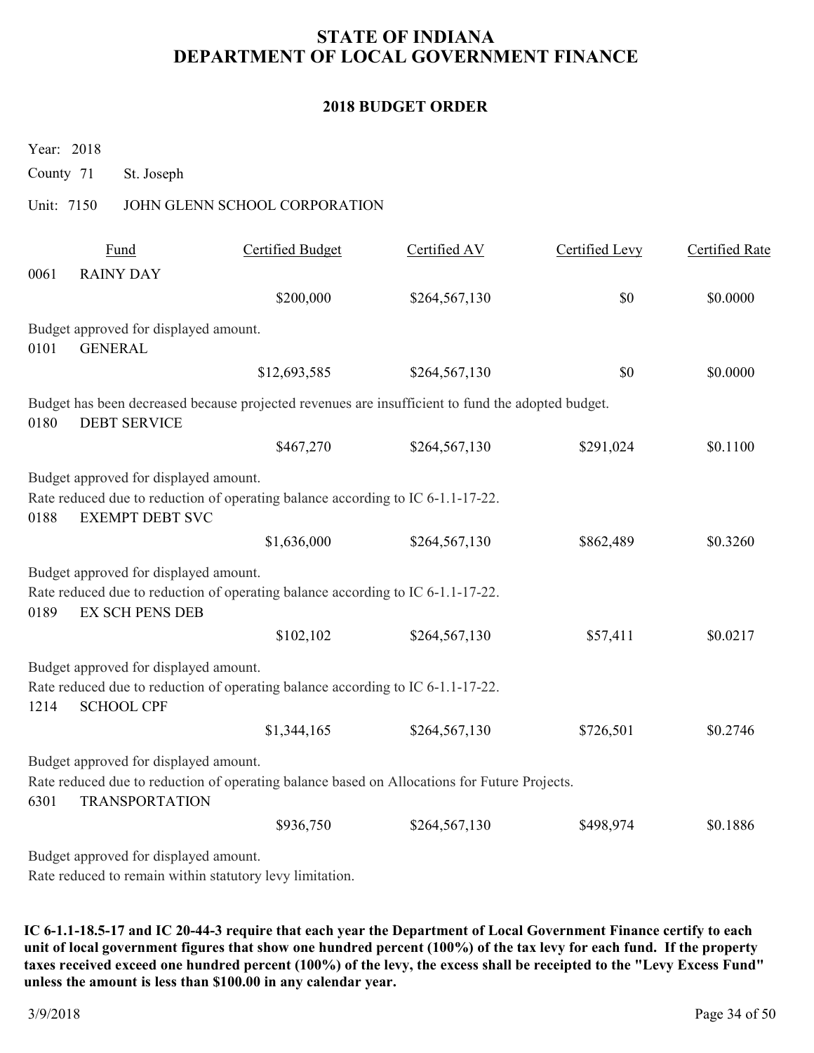# STATE OF INDIANA
# DEPARTMENT OF LOCAL GOVERNMENT FINANCE

## 2018 BUDGET ORDER

Year: 2018

County 71 St. Joseph

Unit: 7150 JOHN GLENN SCHOOL CORPORATION

| | Fund | Certified Budget | Certified AV | Certified Levy | Certified Rate |
|---|---|---|---|---|---|
| 0061 | RAINY DAY | | | | |
| | | $200,000 | $264,567,130 | $0 | $0.0000 |

Budget approved for displayed amount.

| | Fund | Certified Budget | Certified AV | Certified Levy | Certified Rate |
|---|---|---|---|---|---|
| 0101 | GENERAL | | | | |
| | | $12,693,585 | $264,567,130 | $0 | $0.0000 |

Budget has been decreased because projected revenues are insufficient to fund the adopted budget.

| | Fund | Certified Budget | Certified AV | Certified Levy | Certified Rate |
|---|---|---|---|---|---|
| 0180 | DEBT SERVICE | | | | |
| | | $467,270 | $264,567,130 | $291,024 | $0.1100 |

Budget approved for displayed amount.

Rate reduced due to reduction of operating balance according to IC 6-1.1-17-22.

| | Fund | Certified Budget | Certified AV | Certified Levy | Certified Rate |
|---|---|---|---|---|---|
| 0188 | EXEMPT DEBT SVC | | | | |
| | | $1,636,000 | $264,567,130 | $862,489 | $0.3260 |

Budget approved for displayed amount.

Rate reduced due to reduction of operating balance according to IC 6-1.1-17-22.

| | Fund | Certified Budget | Certified AV | Certified Levy | Certified Rate |
|---|---|---|---|---|---|
| 0189 | EX SCH PENS DEB | | | | |
| | | $102,102 | $264,567,130 | $57,411 | $0.0217 |

Budget approved for displayed amount.

Rate reduced due to reduction of operating balance according to IC 6-1.1-17-22.

| | Fund | Certified Budget | Certified AV | Certified Levy | Certified Rate |
|---|---|---|---|---|---|
| 1214 | SCHOOL CPF | | | | |
| | | $1,344,165 | $264,567,130 | $726,501 | $0.2746 |

Budget approved for displayed amount.

Rate reduced due to reduction of operating balance based on Allocations for Future Projects.

| | Fund | Certified Budget | Certified AV | Certified Levy | Certified Rate |
|---|---|---|---|---|---|
| 6301 | TRANSPORTATION | | | | |
| | | $936,750 | $264,567,130 | $498,974 | $0.1886 |

Budget approved for displayed amount.

Rate reduced to remain within statutory levy limitation.

**IC 6-1.1-18.5-17 and IC 20-44-3 require that each year the Department of Local Government Finance certify to each unit of local government figures that show one hundred percent (100%) of the tax levy for each fund. If the property taxes received exceed one hundred percent (100%) of the levy, the excess shall be receipted to the "Levy Excess Fund" unless the amount is less than $100.00 in any calendar year.**

3/9/2018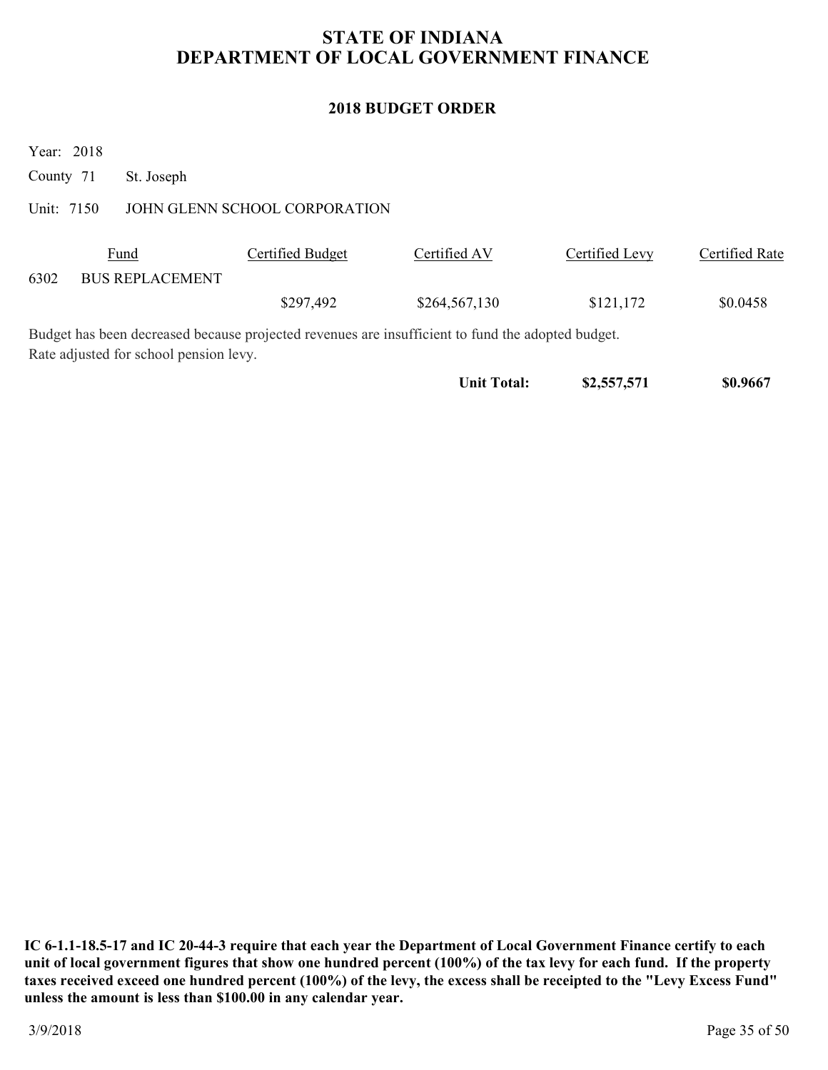# STATE OF INDIANA
# DEPARTMENT OF LOCAL GOVERNMENT FINANCE

## 2018 BUDGET ORDER

Year: 2018

County 71 St. Joseph

Unit: 7150 JOHN GLENN SCHOOL CORPORATION

| | Fund | Certified Budget | Certified AV | Certified Levy | Certified Rate |
|---|---|---|---|---|---|
| 6302 | BUS REPLACEMENT | | | | |
| | | $297,492 | $264,567,130 | $121,172 | $0.0458 |

Budget has been decreased because projected revenues are insufficient to fund the adopted budget.
Rate adjusted for school pension levy.

| | | | **Unit Total:** | **$2,557,571** | **$0.9667** |
|---|---|---|---|---|---|

**IC 6-1.1-18.5-17 and IC 20-44-3 require that each year the Department of Local Government Finance certify to each unit of local government figures that show one hundred percent (100%) of the tax levy for each fund. If the property taxes received exceed one hundred percent (100%) of the levy, the excess shall be receipted to the "Levy Excess Fund" unless the amount is less than $100.00 in any calendar year.**

3/9/2018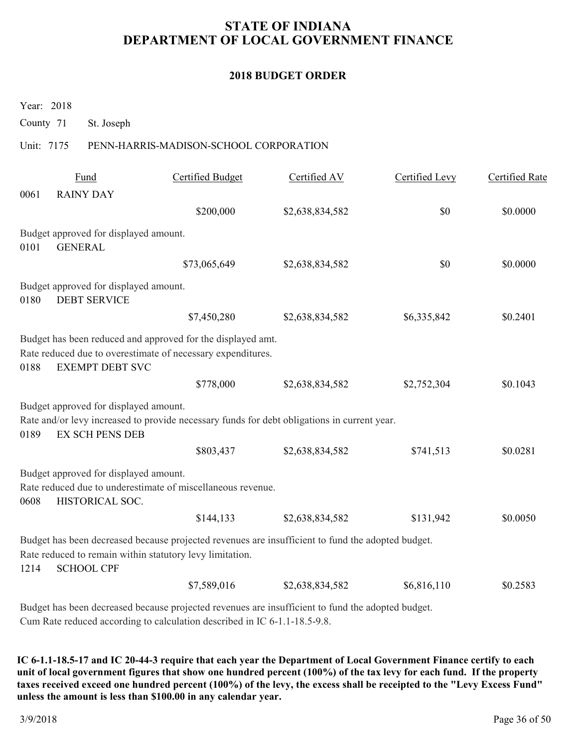# STATE OF INDIANA
# DEPARTMENT OF LOCAL GOVERNMENT FINANCE

## 2018 BUDGET ORDER

Year: 2018

County 71 St. Joseph

Unit: 7175 PENN-HARRIS-MADISON-SCHOOL CORPORATION

| | Fund | Certified Budget | Certified AV | Certified Levy | Certified Rate |
|---|---|---|---|---|---|
| 0061 | RAINY DAY | | | | |
| | | $200,000 | $2,638,834,582 | $0 | $0.0000 |
| | Budget approved for displayed amount. | | | | |
| 0101 | GENERAL | | | | |
| | | $73,065,649 | $2,638,834,582 | $0 | $0.0000 |
| | Budget approved for displayed amount. | | | | |
| 0180 | DEBT SERVICE | | | | |
| | | $7,450,280 | $2,638,834,582 | $6,335,842 | $0.2401 |
| | Budget has been reduced and approved for the displayed amt. Rate reduced due to overestimate of necessary expenditures. | | | | |
| 0188 | EXEMPT DEBT SVC | | | | |
| | | $778,000 | $2,638,834,582 | $2,752,304 | $0.1043 |
| | Budget approved for displayed amount. Rate and/or levy increased to provide necessary funds for debt obligations in current year. | | | | |
| 0189 | EX SCH PENS DEB | | | | |
| | | $803,437 | $2,638,834,582 | $741,513 | $0.0281 |
| | Budget approved for displayed amount. Rate reduced due to underestimate of miscellaneous revenue. | | | | |
| 0608 | HISTORICAL SOC. | | | | |
| | | $144,133 | $2,638,834,582 | $131,942 | $0.0050 |
| | Budget has been decreased because projected revenues are insufficient to fund the adopted budget. Rate reduced to remain within statutory levy limitation. | | | | |
| 1214 | SCHOOL CPF | | | | |
| | | $7,589,016 | $2,638,834,582 | $6,816,110 | $0.2583 |
| | Budget has been decreased because projected revenues are insufficient to fund the adopted budget. Cum Rate reduced according to calculation described in IC 6-1.1-18.5-9.8. | | | | |

**IC 6-1.1-18.5-17 and IC 20-44-3 require that each year the Department of Local Government Finance certify to each unit of local government figures that show one hundred percent (100%) of the tax levy for each fund. If the property taxes received exceed one hundred percent (100%) of the levy, the excess shall be receipted to the "Levy Excess Fund" unless the amount is less than $100.00 in any calendar year.**

3/9/2018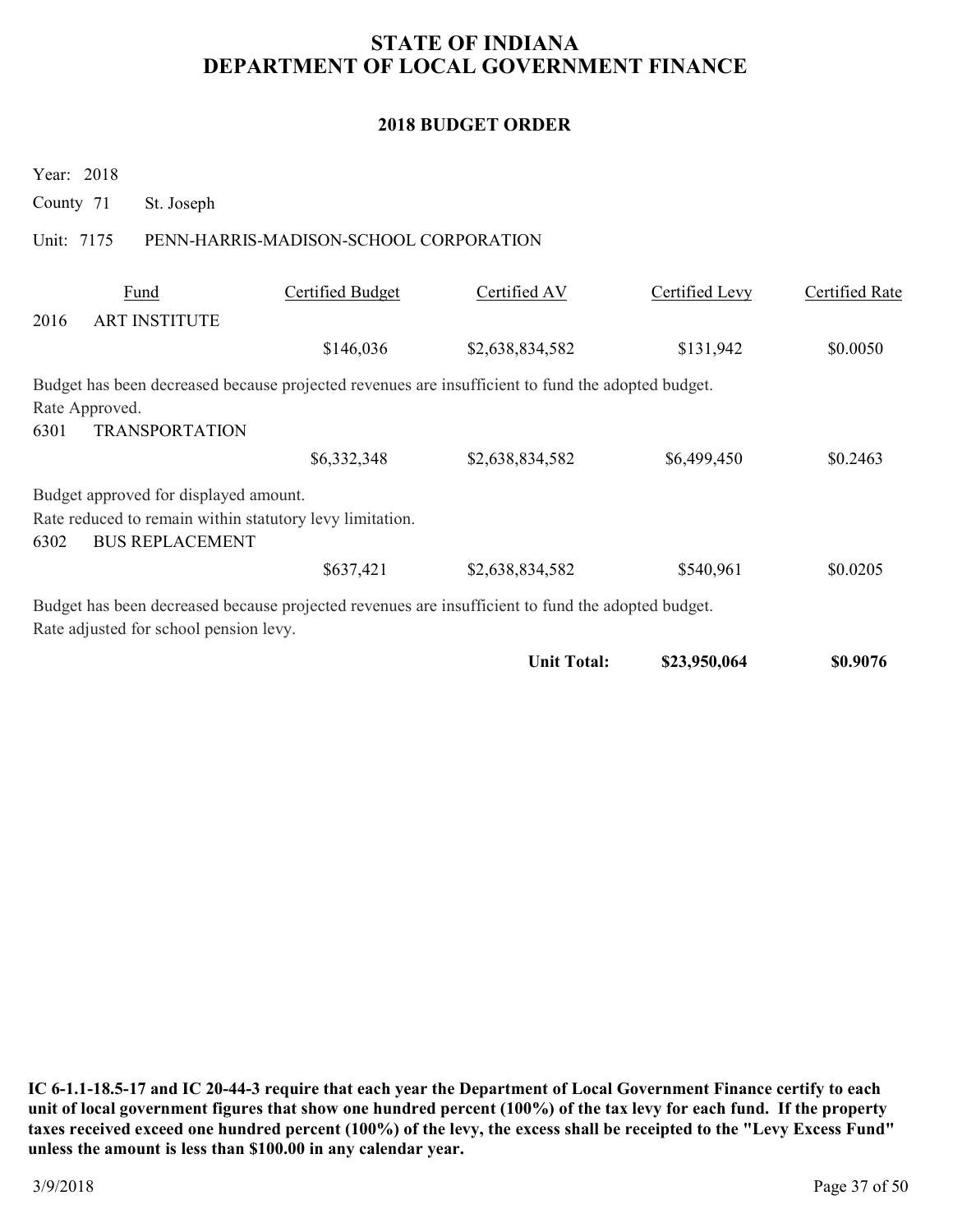# STATE OF INDIANA
# DEPARTMENT OF LOCAL GOVERNMENT FINANCE

## 2018 BUDGET ORDER

Year: 2018

County 71 St. Joseph

Unit: 7175 PENN-HARRIS-MADISON-SCHOOL CORPORATION

| | Fund | Certified Budget | Certified AV | Certified Levy | Certified Rate |
|---|---|---|---|---|---|
| 2016 | ART INSTITUTE | | | | |
| | | $146,036 | $2,638,834,582 | $131,942 | $0.0050 |

Budget has been decreased because projected revenues are insufficient to fund the adopted budget.
Rate Approved.

| | Fund | Certified Budget | Certified AV | Certified Levy | Certified Rate |
|---|---|---|---|---|---|
| 6301 | TRANSPORTATION | | | | |
| | | $6,332,348 | $2,638,834,582 | $6,499,450 | $0.2463 |

Budget approved for displayed amount.
Rate reduced to remain within statutory levy limitation.

| | Fund | Certified Budget | Certified AV | Certified Levy | Certified Rate |
|---|---|---|---|---|---|
| 6302 | BUS REPLACEMENT | | | | |
| | | $637,421 | $2,638,834,582 | $540,961 | $0.0205 |

Budget has been decreased because projected revenues are insufficient to fund the adopted budget.
Rate adjusted for school pension levy.

| | | | | | |
|---|---|---|---|---|---|
| | | | **Unit Total:** | **$23,950,064** | **$0.9076** |

**IC 6-1.1-18.5-17 and IC 20-44-3 require that each year the Department of Local Government Finance certify to each unit of local government figures that show one hundred percent (100%) of the tax levy for each fund. If the property taxes received exceed one hundred percent (100%) of the levy, the excess shall be receipted to the "Levy Excess Fund" unless the amount is less than $100.00 in any calendar year.**

3/9/2018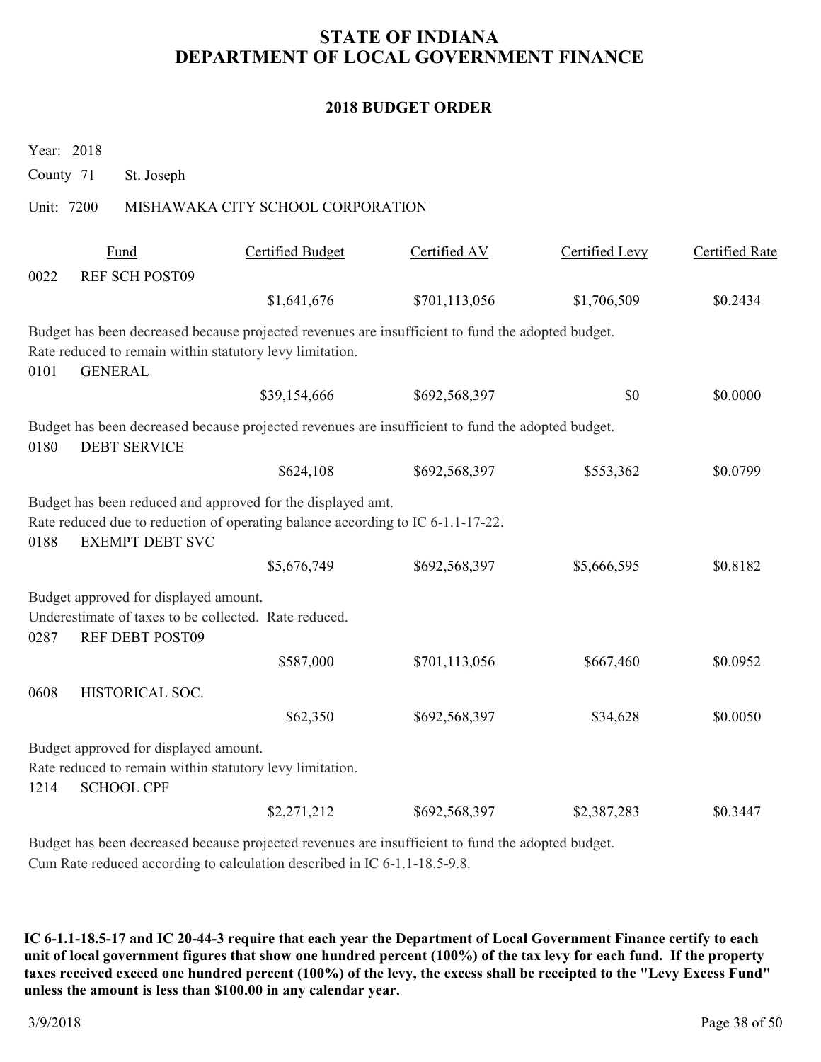# STATE OF INDIANA
# DEPARTMENT OF LOCAL GOVERNMENT FINANCE

## 2018 BUDGET ORDER

Year: 2018

County 71 St. Joseph

Unit: 7200 MISHAWAKA CITY SCHOOL CORPORATION

| | Fund | Certified Budget | Certified AV | Certified Levy | Certified Rate |
|---|---|---|---|---|---|
| 0022 | REF SCH POST09 | $1,641,676 | $701,113,056 | $1,706,509 | $0.2434 |

Budget has been decreased because projected revenues are insufficient to fund the adopted budget.
Rate reduced to remain within statutory levy limitation.

| | Fund | Certified Budget | Certified AV | Certified Levy | Certified Rate |
|---|---|---|---|---|---|
| 0101 | GENERAL | $39,154,666 | $692,568,397 | $0 | $0.0000 |

Budget has been decreased because projected revenues are insufficient to fund the adopted budget.

| | Fund | Certified Budget | Certified AV | Certified Levy | Certified Rate |
|---|---|---|---|---|---|
| 0180 | DEBT SERVICE | $624,108 | $692,568,397 | $553,362 | $0.0799 |

Budget has been reduced and approved for the displayed amt.
Rate reduced due to reduction of operating balance according to IC 6-1.1-17-22.

| | Fund | Certified Budget | Certified AV | Certified Levy | Certified Rate |
|---|---|---|---|---|---|
| 0188 | EXEMPT DEBT SVC | $5,676,749 | $692,568,397 | $5,666,595 | $0.8182 |

Budget approved for displayed amount.
Underestimate of taxes to be collected. Rate reduced.

| | Fund | Certified Budget | Certified AV | Certified Levy | Certified Rate |
|---|---|---|---|---|---|
| 0287 | REF DEBT POST09 | $587,000 | $701,113,056 | $667,460 | $0.0952 |
| 0608 | HISTORICAL SOC. | $62,350 | $692,568,397 | $34,628 | $0.0050 |

Budget approved for displayed amount.
Rate reduced to remain within statutory levy limitation.

| | Fund | Certified Budget | Certified AV | Certified Levy | Certified Rate |
|---|---|---|---|---|---|
| 1214 | SCHOOL CPF | $2,271,212 | $692,568,397 | $2,387,283 | $0.3447 |

Budget has been decreased because projected revenues are insufficient to fund the adopted budget.
Cum Rate reduced according to calculation described in IC 6-1.1-18.5-9.8.

**IC 6-1.1-18.5-17 and IC 20-44-3 require that each year the Department of Local Government Finance certify to each unit of local government figures that show one hundred percent (100%) of the tax levy for each fund. If the property taxes received exceed one hundred percent (100%) of the levy, the excess shall be receipted to the "Levy Excess Fund" unless the amount is less than $100.00 in any calendar year.**

3/9/2018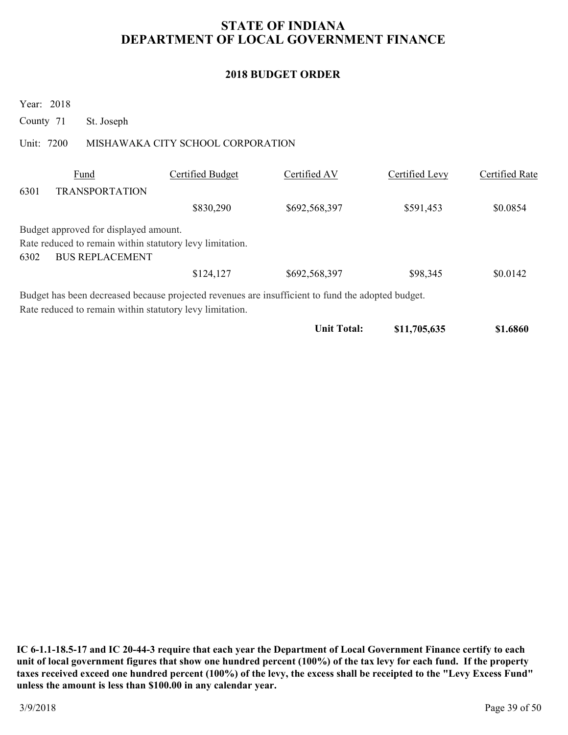# STATE OF INDIANA
# DEPARTMENT OF LOCAL GOVERNMENT FINANCE

## 2018 BUDGET ORDER

Year: 2018

County 71 St. Joseph

Unit: 7200 MISHAWAKA CITY SCHOOL CORPORATION

| Fund | | Certified Budget | Certified AV | Certified Levy | Certified Rate |
|---|---|---|---|---|---|
| 6301 | TRANSPORTATION | | | | |
| | | $830,290 | $692,568,397 | $591,453 | $0.0854 |

Budget approved for displayed amount.
Rate reduced to remain within statutory levy limitation.

| Fund | | Certified Budget | Certified AV | Certified Levy | Certified Rate |
|---|---|---|---|---|---|
| 6302 | BUS REPLACEMENT | | | | |
| | | $124,127 | $692,568,397 | $98,345 | $0.0142 |

Budget has been decreased because projected revenues are insufficient to fund the adopted budget.
Rate reduced to remain within statutory levy limitation.

**Unit Total: $11,705,635 $1.6860**

**IC 6-1.1-18.5-17 and IC 20-44-3 require that each year the Department of Local Government Finance certify to each unit of local government figures that show one hundred percent (100%) of the tax levy for each fund. If the property taxes received exceed one hundred percent (100%) of the levy, the excess shall be receipted to the "Levy Excess Fund" unless the amount is less than $100.00 in any calendar year.**

3/9/2018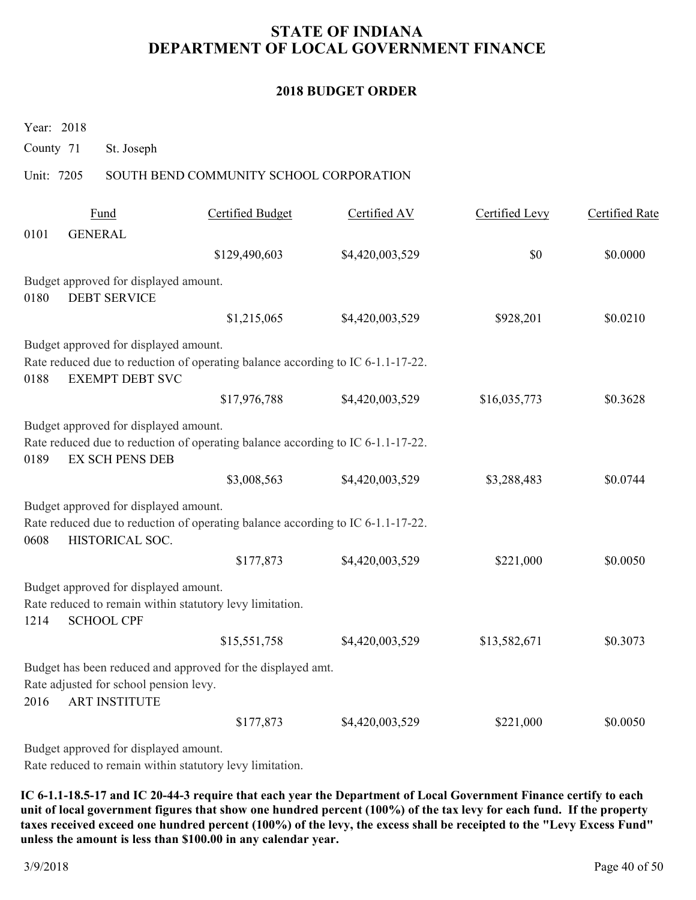# STATE OF INDIANA
# DEPARTMENT OF LOCAL GOVERNMENT FINANCE

## 2018 BUDGET ORDER

Year: 2018

County 71 St. Joseph

Unit: 7205 SOUTH BEND COMMUNITY SCHOOL CORPORATION

| Fund | | Certified Budget | Certified AV | Certified Levy | Certified Rate |
|---|---|---|---|---|---|
| 0101 | GENERAL | | | | |
| | | $129,490,603 | $4,420,003,529 | $0 | $0.0000 |

Budget approved for displayed amount.

| Fund | | Certified Budget | Certified AV | Certified Levy | Certified Rate |
|---|---|---|---|---|---|
| 0180 | DEBT SERVICE | | | | |
| | | $1,215,065 | $4,420,003,529 | $928,201 | $0.0210 |

Budget approved for displayed amount.
Rate reduced due to reduction of operating balance according to IC 6-1.1-17-22.

| Fund | | Certified Budget | Certified AV | Certified Levy | Certified Rate |
|---|---|---|---|---|---|
| 0188 | EXEMPT DEBT SVC | | | | |
| | | $17,976,788 | $4,420,003,529 | $16,035,773 | $0.3628 |

Budget approved for displayed amount.
Rate reduced due to reduction of operating balance according to IC 6-1.1-17-22.

| Fund | | Certified Budget | Certified AV | Certified Levy | Certified Rate |
|---|---|---|---|---|---|
| 0189 | EX SCH PENS DEB | | | | |
| | | $3,008,563 | $4,420,003,529 | $3,288,483 | $0.0744 |

Budget approved for displayed amount.
Rate reduced due to reduction of operating balance according to IC 6-1.1-17-22.

| Fund | | Certified Budget | Certified AV | Certified Levy | Certified Rate |
|---|---|---|---|---|---|
| 0608 | HISTORICAL SOC. | | | | |
| | | $177,873 | $4,420,003,529 | $221,000 | $0.0050 |

Budget approved for displayed amount.
Rate reduced to remain within statutory levy limitation.

| Fund | | Certified Budget | Certified AV | Certified Levy | Certified Rate |
|---|---|---|---|---|---|
| 1214 | SCHOOL CPF | | | | |
| | | $15,551,758 | $4,420,003,529 | $13,582,671 | $0.3073 |

Budget has been reduced and approved for the displayed amt.
Rate adjusted for school pension levy.

| Fund | | Certified Budget | Certified AV | Certified Levy | Certified Rate |
|---|---|---|---|---|---|
| 2016 | ART INSTITUTE | | | | |
| | | $177,873 | $4,420,003,529 | $221,000 | $0.0050 |

Budget approved for displayed amount.
Rate reduced to remain within statutory levy limitation.

**IC 6-1.1-18.5-17 and IC 20-44-3 require that each year the Department of Local Government Finance certify to each unit of local government figures that show one hundred percent (100%) of the tax levy for each fund. If the property taxes received exceed one hundred percent (100%) of the levy, the excess shall be receipted to the "Levy Excess Fund" unless the amount is less than $100.00 in any calendar year.**

3/9/2018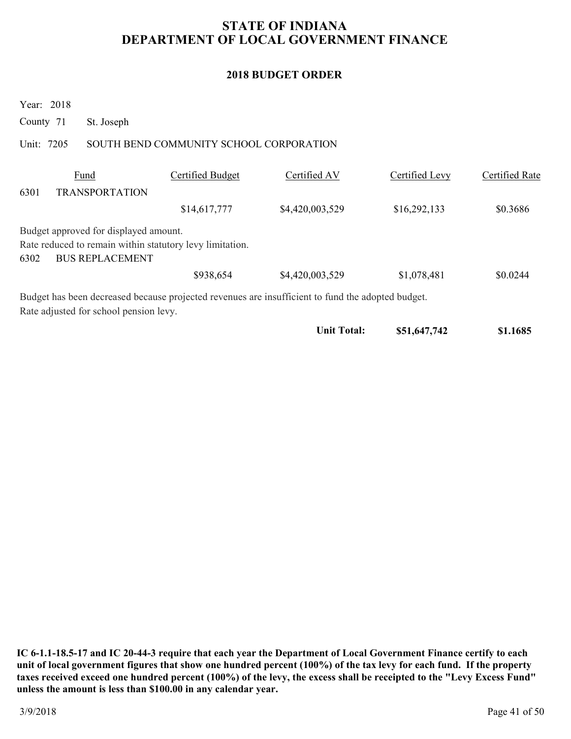# STATE OF INDIANA
# DEPARTMENT OF LOCAL GOVERNMENT FINANCE

## 2018 BUDGET ORDER

Year: 2018

County 71 St. Joseph

Unit: 7205 SOUTH BEND COMMUNITY SCHOOL CORPORATION

| Fund | | Certified Budget | Certified AV | Certified Levy | Certified Rate |
|---|---|---|---|---|---|
| 6301 | TRANSPORTATION | | | | |
| | | $14,617,777 | $4,420,003,529 | $16,292,133 | $0.3686 |

Budget approved for displayed amount.

Rate reduced to remain within statutory levy limitation.

| Fund | | Certified Budget | Certified AV | Certified Levy | Certified Rate |
|---|---|---|---|---|---|
| 6302 | BUS REPLACEMENT | | | | |
| | | $938,654 | $4,420,003,529 | $1,078,481 | $0.0244 |

Budget has been decreased because projected revenues are insufficient to fund the adopted budget.

Rate adjusted for school pension levy.

| | | | | Certified Levy | Certified Rate |
|---|---|---|---|---|---|
| | | | **Unit Total:** | **$51,647,742** | **$1.1685** |

**IC 6-1.1-18.5-17 and IC 20-44-3 require that each year the Department of Local Government Finance certify to each unit of local government figures that show one hundred percent (100%) of the tax levy for each fund. If the property taxes received exceed one hundred percent (100%) of the levy, the excess shall be receipted to the "Levy Excess Fund" unless the amount is less than $100.00 in any calendar year.**

3/9/2018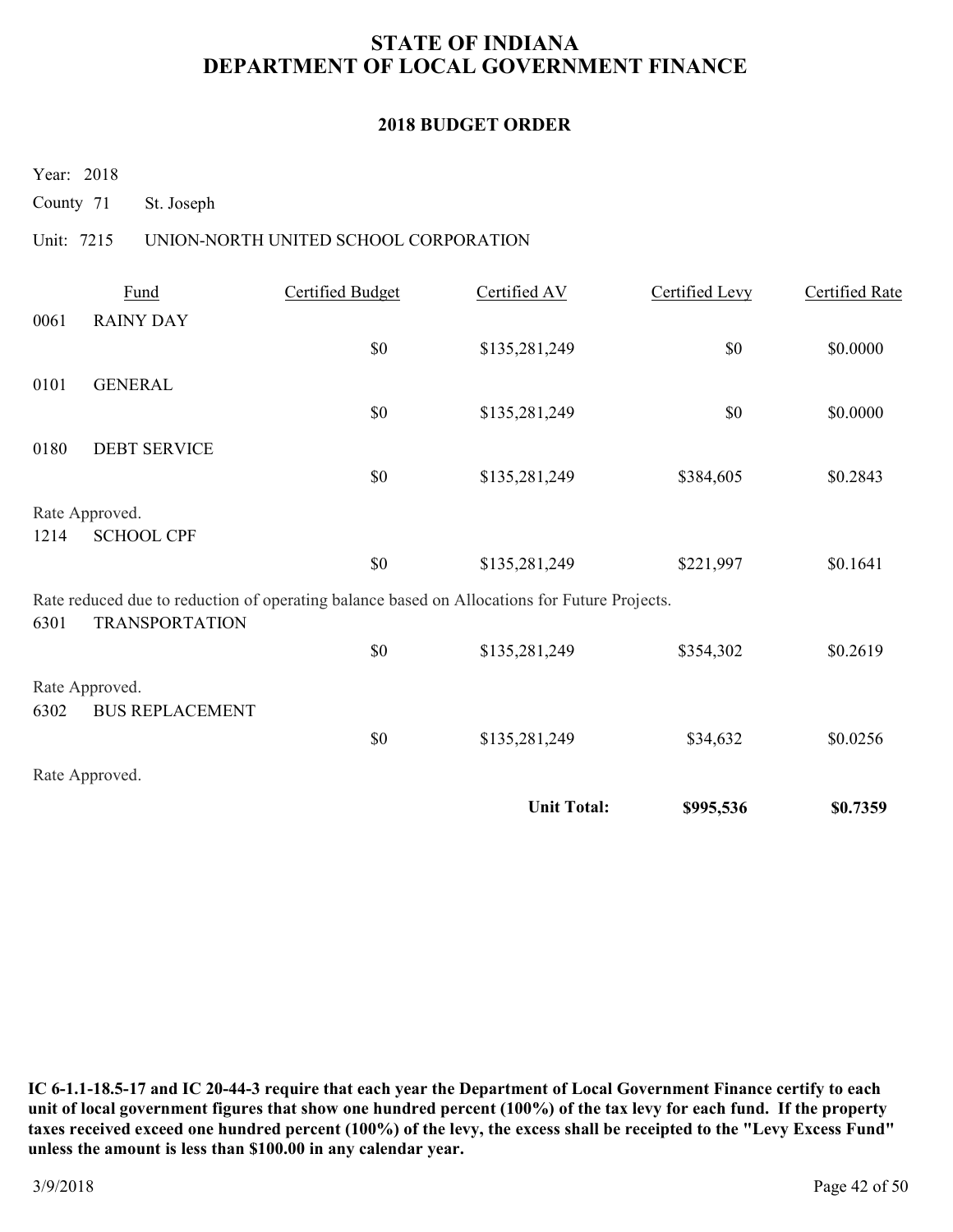# STATE OF INDIANA
# DEPARTMENT OF LOCAL GOVERNMENT FINANCE

## 2018 BUDGET ORDER

Year: 2018

County 71 St. Joseph

Unit: 7215 UNION-NORTH UNITED SCHOOL CORPORATION

| Fund | | Certified Budget | Certified AV | Certified Levy | Certified Rate |
|---|---|---|---|---|---|
| 0061 | RAINY DAY | $0 | $135,281,249 | $0 | $0.0000 |
| 0101 | GENERAL | $0 | $135,281,249 | $0 | $0.0000 |
| 0180 | DEBT SERVICE | $0 | $135,281,249 | $384,605 | $0.2843 |
| Rate Approved. | | | | | |
| 1214 | SCHOOL CPF | $0 | $135,281,249 | $221,997 | $0.1641 |
| Rate reduced due to reduction of operating balance based on Allocations for Future Projects. | | | | | |
| 6301 | TRANSPORTATION | $0 | $135,281,249 | $354,302 | $0.2619 |
| Rate Approved. | | | | | |
| 6302 | BUS REPLACEMENT | $0 | $135,281,249 | $34,632 | $0.0256 |
| Rate Approved. | | | | | |
| | | | **Unit Total:** | **$995,536** | **$0.7359** |

**IC 6-1.1-18.5-17 and IC 20-44-3 require that each year the Department of Local Government Finance certify to each unit of local government figures that show one hundred percent (100%) of the tax levy for each fund. If the property taxes received exceed one hundred percent (100%) of the levy, the excess shall be receipted to the "Levy Excess Fund" unless the amount is less than $100.00 in any calendar year.**

3/9/2018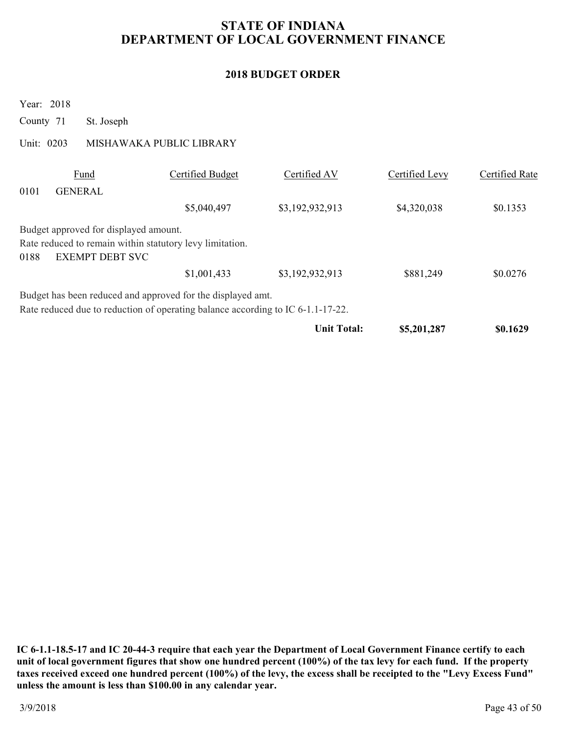# STATE OF INDIANA
# DEPARTMENT OF LOCAL GOVERNMENT FINANCE

## 2018 BUDGET ORDER

Year: 2018

County 71 St. Joseph

Unit: 0203 MISHAWAKA PUBLIC LIBRARY

| Fund | | Certified Budget | Certified AV | Certified Levy | Certified Rate |
|---|---|---|---|---|---|
| 0101 | GENERAL | | | | |
| | | $5,040,497 | $3,192,932,913 | $4,320,038 | $0.1353 |

Budget approved for displayed amount.
Rate reduced to remain within statutory levy limitation.

| Fund | | Certified Budget | Certified AV | Certified Levy | Certified Rate |
|---|---|---|---|---|---|
| 0188 | EXEMPT DEBT SVC | | | | |
| | | $1,001,433 | $3,192,932,913 | $881,249 | $0.0276 |

Budget has been reduced and approved for the displayed amt.
Rate reduced due to reduction of operating balance according to IC 6-1.1-17-22.

| | | | | | |
|---|---|---|---|---|---|
| | | | **Unit Total:** | **$5,201,287** | **$0.1629** |

**IC 6-1.1-18.5-17 and IC 20-44-3 require that each year the Department of Local Government Finance certify to each unit of local government figures that show one hundred percent (100%) of the tax levy for each fund. If the property taxes received exceed one hundred percent (100%) of the levy, the excess shall be receipted to the "Levy Excess Fund" unless the amount is less than $100.00 in any calendar year.**

3/9/2018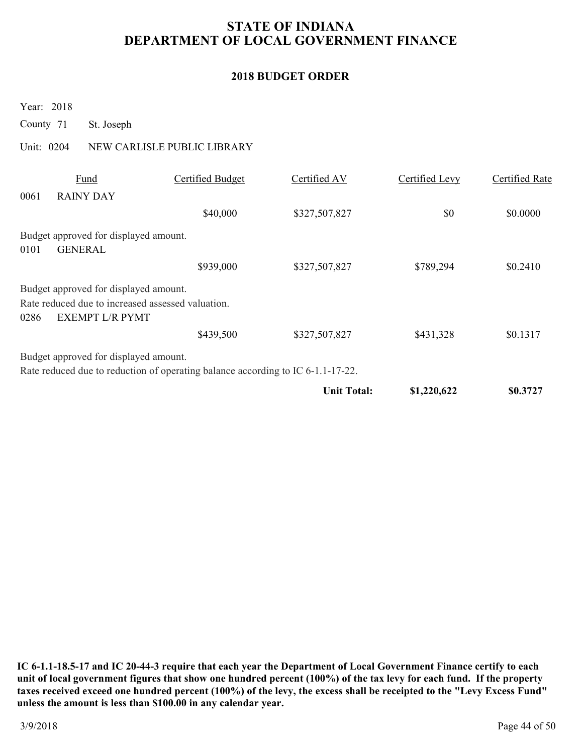# STATE OF INDIANA
# DEPARTMENT OF LOCAL GOVERNMENT FINANCE

## 2018 BUDGET ORDER

Year: 2018

County 71 St. Joseph

Unit: 0204 NEW CARLISLE PUBLIC LIBRARY

| Fund | | Certified Budget | Certified AV | Certified Levy | Certified Rate |
|---|---|---|---|---|---|
| 0061 | RAINY DAY | | | | |
| | | $40,000 | $327,507,827 | $0 | $0.0000 |

Budget approved for displayed amount.

| Fund | | Certified Budget | Certified AV | Certified Levy | Certified Rate |
|---|---|---|---|---|---|
| 0101 | GENERAL | | | | |
| | | $939,000 | $327,507,827 | $789,294 | $0.2410 |

Budget approved for displayed amount.
Rate reduced due to increased assessed valuation.

| Fund | | Certified Budget | Certified AV | Certified Levy | Certified Rate |
|---|---|---|---|---|---|
| 0286 | EXEMPT L/R PYMT | | | | |
| | | $439,500 | $327,507,827 | $431,328 | $0.1317 |

Budget approved for displayed amount.
Rate reduced due to reduction of operating balance according to IC 6-1.1-17-22.

| | Certified Levy | Certified Rate |
|---|---|---|
| **Unit Total:** | **$1,220,622** | **$0.3727** |

**IC 6-1.1-18.5-17 and IC 20-44-3 require that each year the Department of Local Government Finance certify to each unit of local government figures that show one hundred percent (100%) of the tax levy for each fund. If the property taxes received exceed one hundred percent (100%) of the levy, the excess shall be receipted to the "Levy Excess Fund" unless the amount is less than $100.00 in any calendar year.**

3/9/2018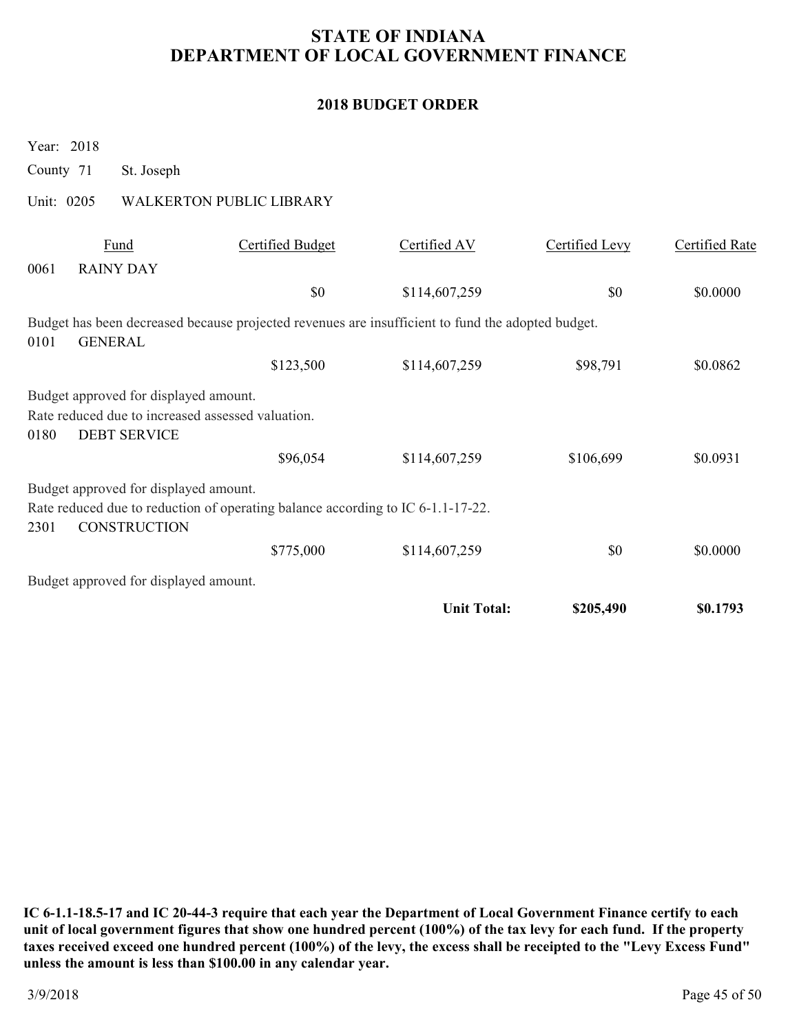# STATE OF INDIANA
# DEPARTMENT OF LOCAL GOVERNMENT FINANCE

## 2018 BUDGET ORDER

Year: 2018

County 71 St. Joseph

Unit: 0205 WALKERTON PUBLIC LIBRARY

| | Fund | Certified Budget | Certified AV | Certified Levy | Certified Rate |
|---|---|---|---|---|---|
| 0061 | RAINY DAY | | | | |
| | | $0 | $114,607,259 | $0 | $0.0000 |

Budget has been decreased because projected revenues are insufficient to fund the adopted budget.

| | Fund | Certified Budget | Certified AV | Certified Levy | Certified Rate |
|---|---|---|---|---|---|
| 0101 | GENERAL | | | | |
| | | $123,500 | $114,607,259 | $98,791 | $0.0862 |

Budget approved for displayed amount.

Rate reduced due to increased assessed valuation.

| | Fund | Certified Budget | Certified AV | Certified Levy | Certified Rate |
|---|---|---|---|---|---|
| 0180 | DEBT SERVICE | | | | |
| | | $96,054 | $114,607,259 | $106,699 | $0.0931 |

Budget approved for displayed amount.

Rate reduced due to reduction of operating balance according to IC 6-1.1-17-22.

| | Fund | Certified Budget | Certified AV | Certified Levy | Certified Rate |
|---|---|---|---|---|---|
| 2301 | CONSTRUCTION | | | | |
| | | $775,000 | $114,607,259 | $0 | $0.0000 |

Budget approved for displayed amount.

| | | | **Unit Total:** | **$205,490** | **$0.1793** |
|---|---|---|---|---|---|

**IC 6-1.1-18.5-17 and IC 20-44-3 require that each year the Department of Local Government Finance certify to each unit of local government figures that show one hundred percent (100%) of the tax levy for each fund. If the property taxes received exceed one hundred percent (100%) of the levy, the excess shall be receipted to the "Levy Excess Fund" unless the amount is less than $100.00 in any calendar year.**

3/9/2018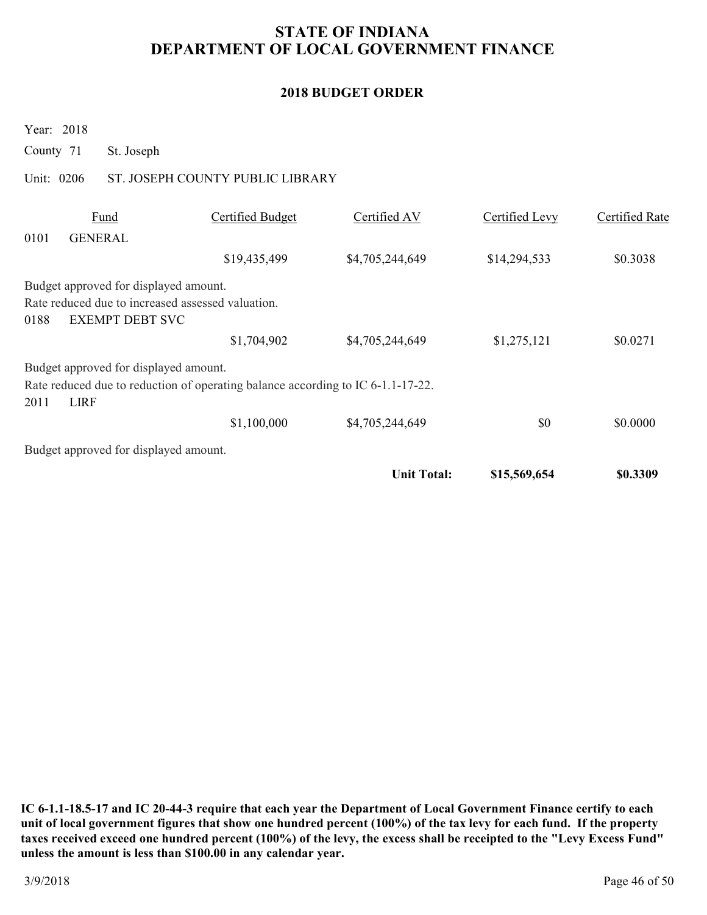# STATE OF INDIANA
# DEPARTMENT OF LOCAL GOVERNMENT FINANCE

## 2018 BUDGET ORDER

Year: 2018

County 71 St. Joseph

Unit: 0206 ST. JOSEPH COUNTY PUBLIC LIBRARY

| Fund | | Certified Budget | Certified AV | Certified Levy | Certified Rate |
|---|---|---|---|---|---|
| 0101 | GENERAL | | | | |
| | | $19,435,499 | $4,705,244,649 | $14,294,533 | $0.3038 |

Budget approved for displayed amount.
Rate reduced due to increased assessed valuation.

| Fund | | Certified Budget | Certified AV | Certified Levy | Certified Rate |
|---|---|---|---|---|---|
| 0188 | EXEMPT DEBT SVC | | | | |
| | | $1,704,902 | $4,705,244,649 | $1,275,121 | $0.0271 |

Budget approved for displayed amount.
Rate reduced due to reduction of operating balance according to IC 6-1.1-17-22.

| Fund | | Certified Budget | Certified AV | Certified Levy | Certified Rate |
|---|---|---|---|---|---|
| 2011 | LIRF | | | | |
| | | $1,100,000 | $4,705,244,649 | $0 | $0.0000 |

Budget approved for displayed amount.

| | | | | | |
|---|---|---|---|---|---|
| | | | **Unit Total:** | **$15,569,654** | **$0.3309** |

**IC 6-1.1-18.5-17 and IC 20-44-3 require that each year the Department of Local Government Finance certify to each unit of local government figures that show one hundred percent (100%) of the tax levy for each fund. If the property taxes received exceed one hundred percent (100%) of the levy, the excess shall be receipted to the "Levy Excess Fund" unless the amount is less than $100.00 in any calendar year.**

3/9/2018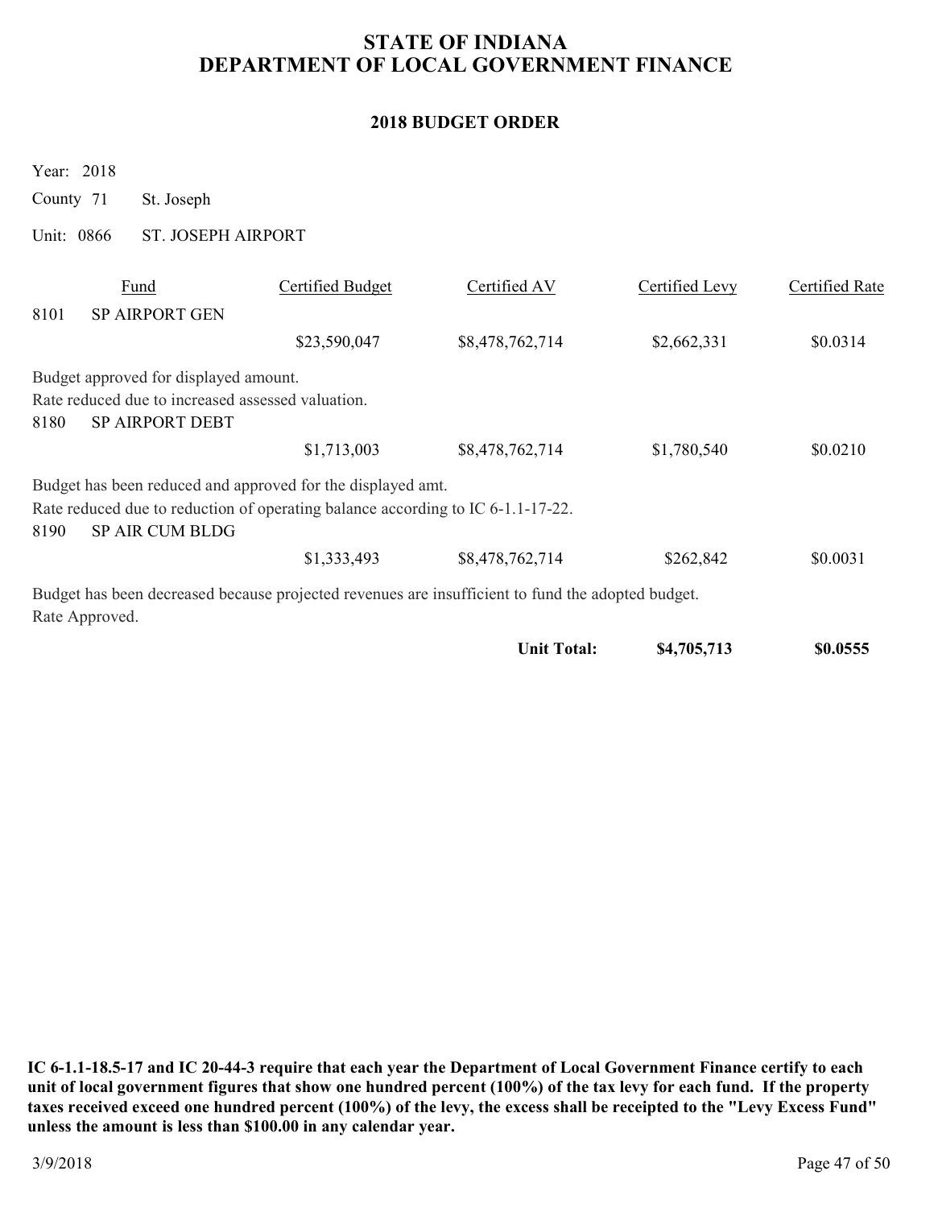# STATE OF INDIANA
# DEPARTMENT OF LOCAL GOVERNMENT FINANCE

## 2018 BUDGET ORDER

Year: 2018

County 71 St. Joseph

Unit: 0866 ST. JOSEPH AIRPORT

| Fund | | Certified Budget | Certified AV | Certified Levy | Certified Rate |
|---|---|---|---|---|---|
| 8101 | SP AIRPORT GEN | $23,590,047 | $8,478,762,714 | $2,662,331 | $0.0314 |

Budget approved for displayed amount.
Rate reduced due to increased assessed valuation.

| Fund | | Certified Budget | Certified AV | Certified Levy | Certified Rate |
|---|---|---|---|---|---|
| 8180 | SP AIRPORT DEBT | $1,713,003 | $8,478,762,714 | $1,780,540 | $0.0210 |

Budget has been reduced and approved for the displayed amt.
Rate reduced due to reduction of operating balance according to IC 6-1.1-17-22.

| Fund | | Certified Budget | Certified AV | Certified Levy | Certified Rate |
|---|---|---|---|---|---|
| 8190 | SP AIR CUM BLDG | $1,333,493 | $8,478,762,714 | $262,842 | $0.0031 |

Budget has been decreased because projected revenues are insufficient to fund the adopted budget.
Rate Approved.

| | | | | Certified Levy | Certified Rate |
|---|---|---|---|---|---|
| | | | **Unit Total:** | **$4,705,713** | **$0.0555** |

**IC 6-1.1-18.5-17 and IC 20-44-3 require that each year the Department of Local Government Finance certify to each unit of local government figures that show one hundred percent (100%) of the tax levy for each fund. If the property taxes received exceed one hundred percent (100%) of the levy, the excess shall be receipted to the "Levy Excess Fund" unless the amount is less than $100.00 in any calendar year.**

3/9/2018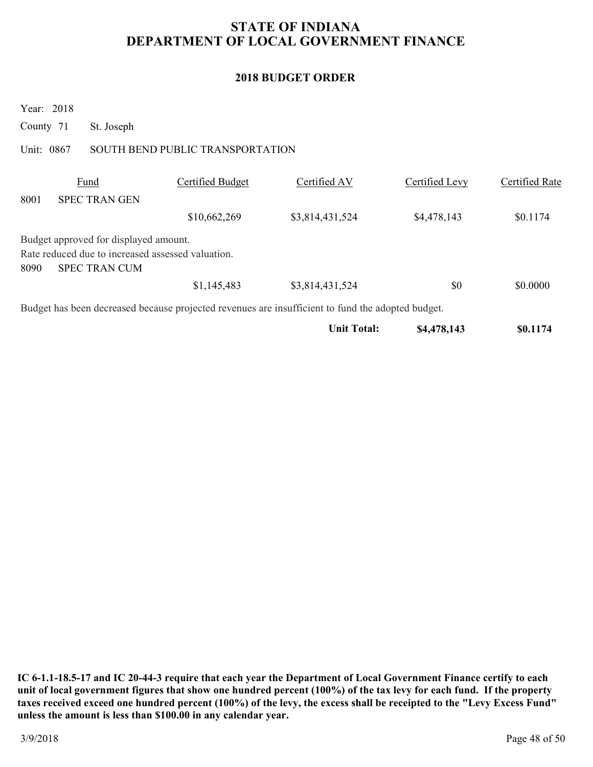# STATE OF INDIANA
# DEPARTMENT OF LOCAL GOVERNMENT FINANCE

## 2018 BUDGET ORDER

Year: 2018

County 71 St. Joseph

Unit: 0867 SOUTH BEND PUBLIC TRANSPORTATION

| Fund | | Certified Budget | Certified AV | Certified Levy | Certified Rate |
|---|---|---|---|---|---|
| 8001 | SPEC TRAN GEN | | | | |
| | | $10,662,269 | $3,814,431,524 | $4,478,143 | $0.1174 |

Budget approved for displayed amount.
Rate reduced due to increased assessed valuation.

| Fund | | Certified Budget | Certified AV | Certified Levy | Certified Rate |
|---|---|---|---|---|---|
| 8090 | SPEC TRAN CUM | | | | |
| | | $1,145,483 | $3,814,431,524 | $0 | $0.0000 |

Budget has been decreased because projected revenues are insufficient to fund the adopted budget.

| | | | **Unit Total:** | **$4,478,143** | **$0.1174** |
|---|---|---|---|---|---|

**IC 6-1.1-18.5-17 and IC 20-44-3 require that each year the Department of Local Government Finance certify to each unit of local government figures that show one hundred percent (100%) of the tax levy for each fund. If the property taxes received exceed one hundred percent (100%) of the levy, the excess shall be receipted to the "Levy Excess Fund" unless the amount is less than $100.00 in any calendar year.**

3/9/2018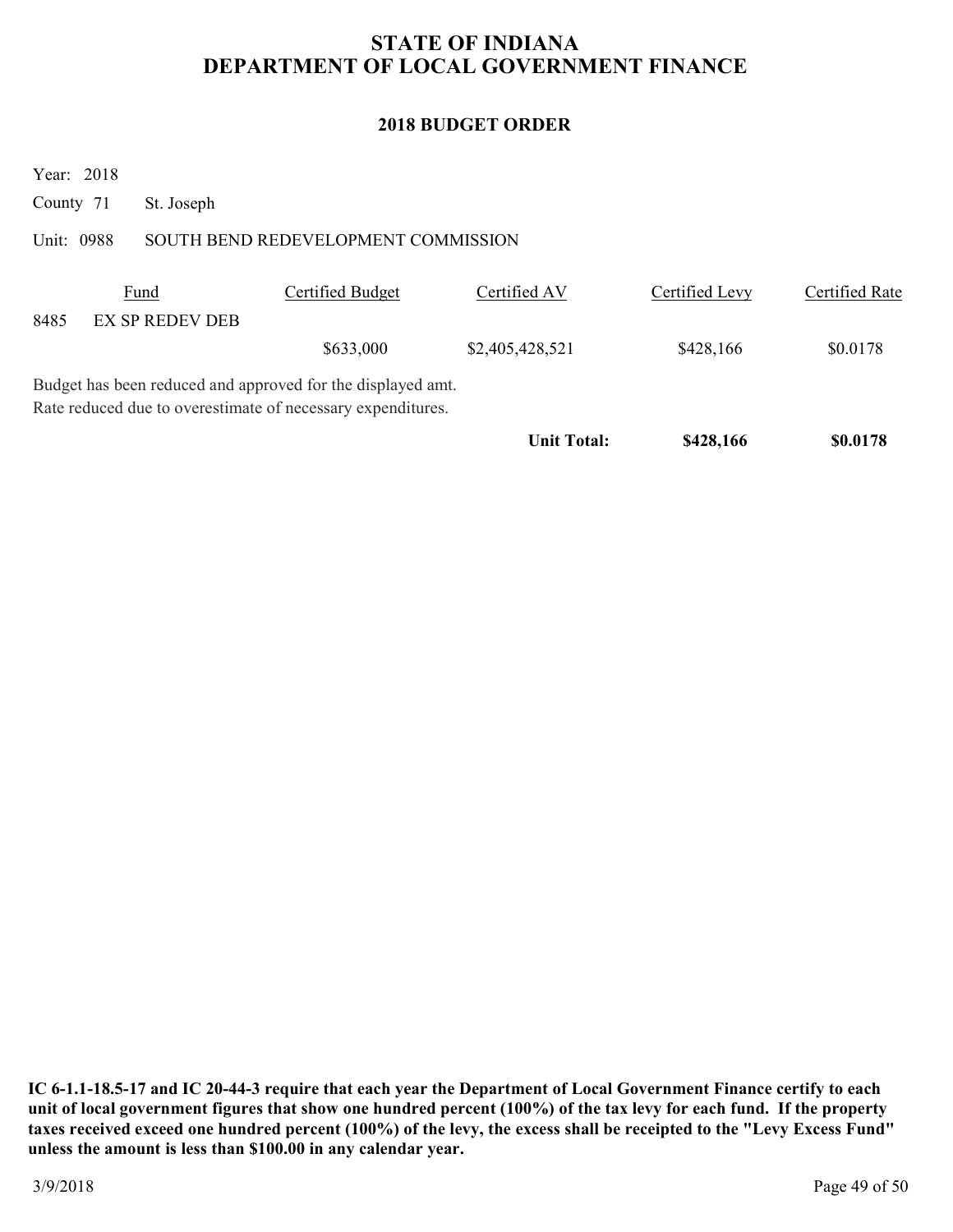# STATE OF INDIANA
# DEPARTMENT OF LOCAL GOVERNMENT FINANCE

## 2018 BUDGET ORDER

Year: 2018

County 71 St. Joseph

Unit: 0988 SOUTH BEND REDEVELOPMENT COMMISSION

| Fund | | Certified Budget | Certified AV | Certified Levy | Certified Rate |
|---|---|---|---|---|---|
| 8485 | EX SP REDEV DEB | | | | |
| | | $633,000 | $2,405,428,521 | $428,166 | $0.0178 |

Budget has been reduced and approved for the displayed amt.
Rate reduced due to overestimate of necessary expenditures.

| | | | **Unit Total:** | **$428,166** | **$0.0178** |
|---|---|---|---|---|---|

**IC 6-1.1-18.5-17 and IC 20-44-3 require that each year the Department of Local Government Finance certify to each unit of local government figures that show one hundred percent (100%) of the tax levy for each fund. If the property taxes received exceed one hundred percent (100%) of the levy, the excess shall be receipted to the "Levy Excess Fund" unless the amount is less than $100.00 in any calendar year.**

3/9/2018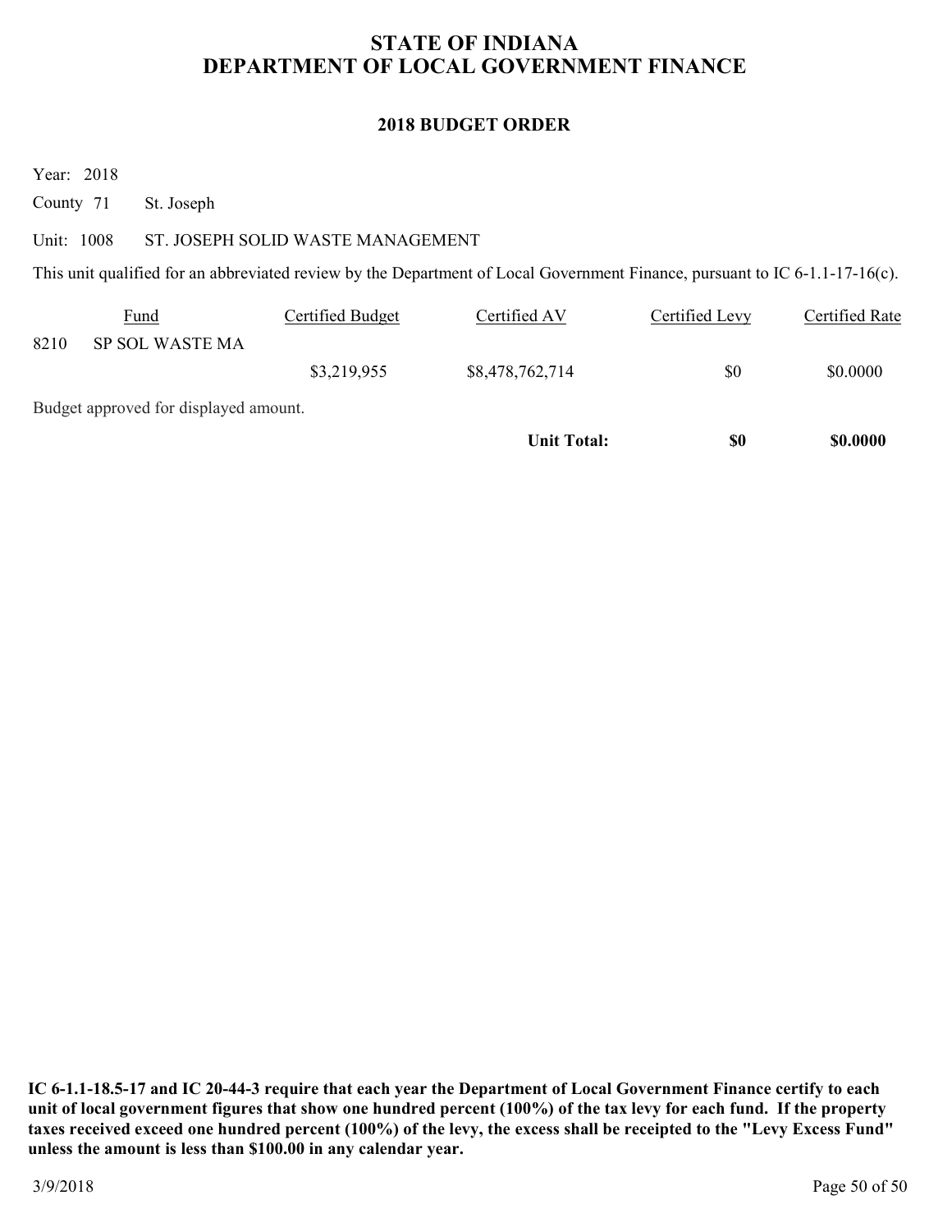# STATE OF INDIANA
# DEPARTMENT OF LOCAL GOVERNMENT FINANCE

## 2018 BUDGET ORDER

Year: 2018

County 71 St. Joseph

Unit: 1008 ST. JOSEPH SOLID WASTE MANAGEMENT

This unit qualified for an abbreviated review by the Department of Local Government Finance, pursuant to IC 6-1.1-17-16(c).

| | Fund | Certified Budget | Certified AV | Certified Levy | Certified Rate |
|---|---|---|---|---|---|
| 8210 | SP SOL WASTE MA | | | | |
| | | $3,219,955 | $8,478,762,714 | $0 | $0.0000 |
| Budget approved for displayed amount. | | | | | |
| | | | **Unit Total:** | **$0** | **$0.0000** |

**IC 6-1.1-18.5-17 and IC 20-44-3 require that each year the Department of Local Government Finance certify to each unit of local government figures that show one hundred percent (100%) of the tax levy for each fund. If the property taxes received exceed one hundred percent (100%) of the levy, the excess shall be receipted to the "Levy Excess Fund" unless the amount is less than $100.00 in any calendar year.**

3/9/2018